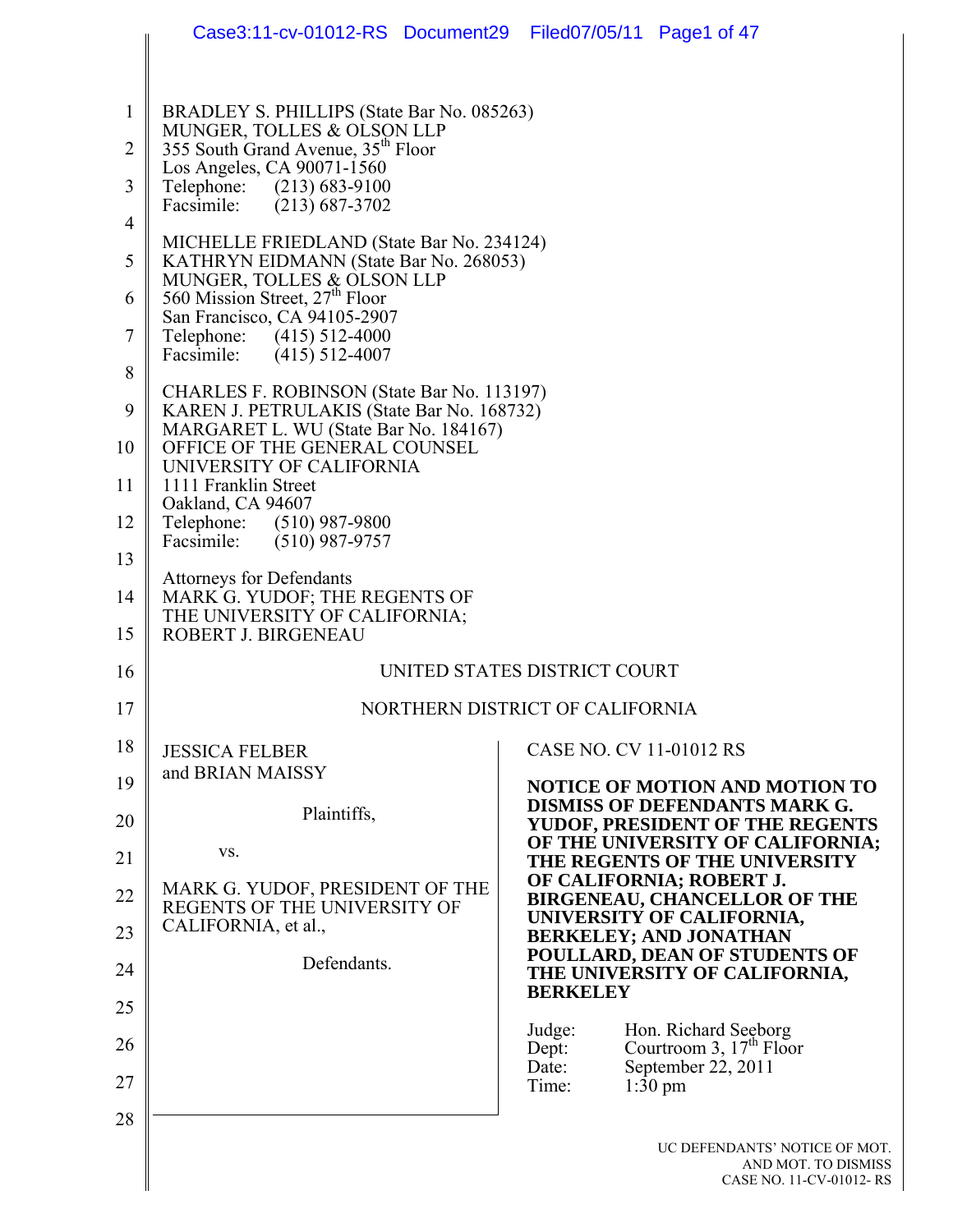BRADLEY S. PHILLIPS (State Bar No. 085263)
MUNGER, TOLLES & OLSON LLP
355 South Grand Avenue, 35th Floor
Los Angeles, CA 90071-1560
Telephone: (213) 683-9100
Facsimile: (213) 687-3702

MICHELLE FRIEDLAND (State Bar No. 234124)
KATHRYN EIDMANN (State Bar No. 268053)
MUNGER, TOLLES & OLSON LLP
560 Mission Street, 27th Floor
San Francisco, CA 94105-2907
Telephone: (415) 512-4000
Facsimile: (415) 512-4007

CHARLES F. ROBINSON (State Bar No. 113197)
KAREN J. PETRULAKIS (State Bar No. 168732)
MARGARET L. WU (State Bar No. 184167)
OFFICE OF THE GENERAL COUNSEL
UNIVERSITY OF CALIFORNIA
1111 Franklin Street
Oakland, CA 94607
Telephone: (510) 987-9800
Facsimile: (510) 987-9757

Attorneys for Defendants
MARK G. YUDOF; THE REGENTS OF THE UNIVERSITY OF CALIFORNIA; ROBERT J. BIRGENEAU

UNITED STATES DISTRICT COURT

NORTHERN DISTRICT OF CALIFORNIA

JESSICA FELBER and BRIAN MAISSY

Plaintiffs,

vs.

MARK G. YUDOF, PRESIDENT OF THE REGENTS OF THE UNIVERSITY OF CALIFORNIA, et al.,

Defendants.

CASE NO. CV 11-01012 RS

**NOTICE OF MOTION AND MOTION TO DISMISS OF DEFENDANTS MARK G. YUDOF, PRESIDENT OF THE REGENTS OF THE UNIVERSITY OF CALIFORNIA; THE REGENTS OF THE UNIVERSITY OF CALIFORNIA; ROBERT J. BIRGENEAU, CHANCELLOR OF THE UNIVERSITY OF CALIFORNIA, BERKELEY; AND JONATHAN POULLARD, DEAN OF STUDENTS OF THE UNIVERSITY OF CALIFORNIA, BERKELEY**

Judge: Hon. Richard Seeborg
Dept: Courtroom 3, 17th Floor
Date: September 22, 2011
Time: 1:30 pm

UC DEFENDANTS' NOTICE OF MOT. AND MOT. TO DISMISS
CASE NO. 11-CV-01012- RS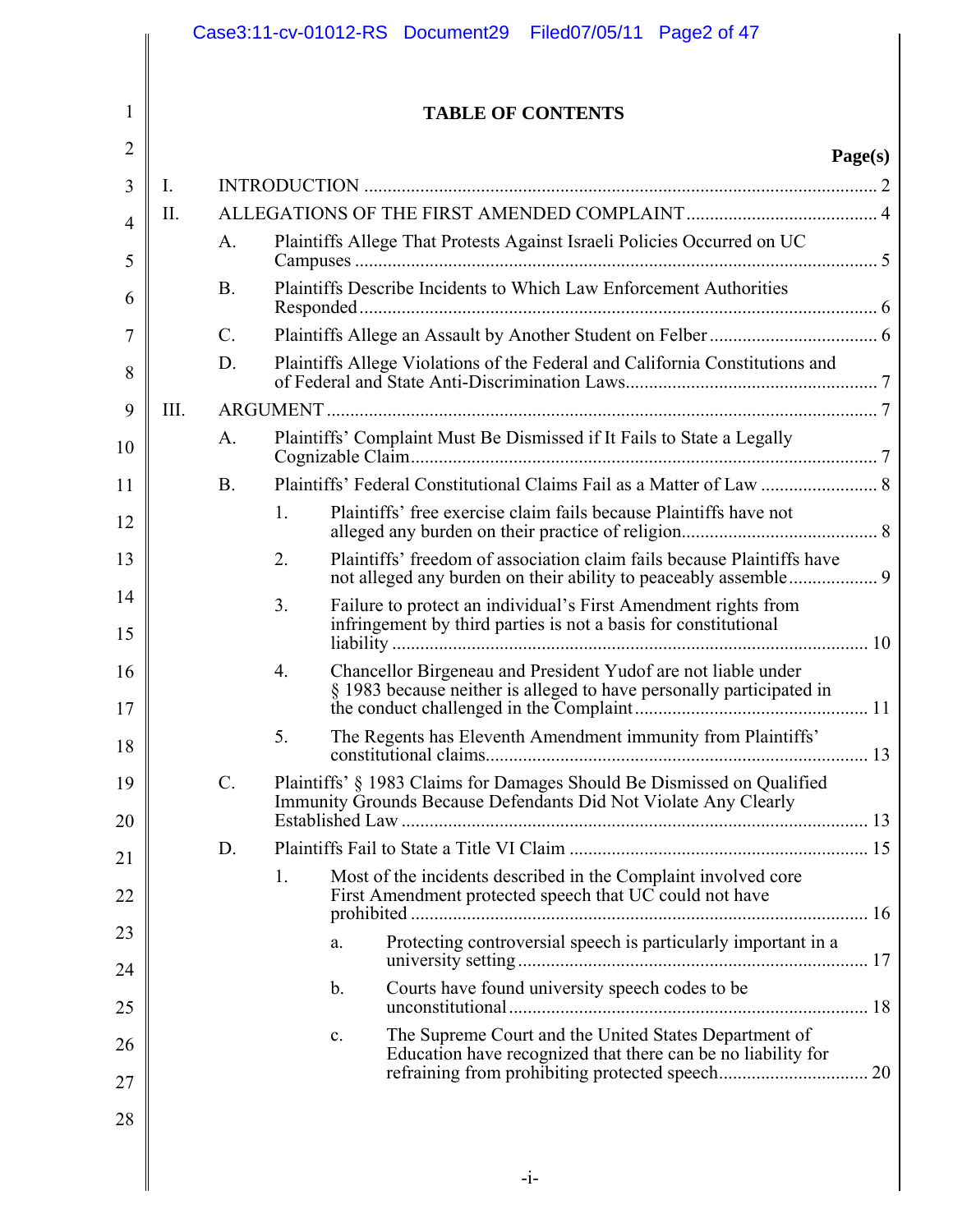# TABLE OF CONTENTS

| | Page(s) |
|---|---|
| I. INTRODUCTION | 2 |
| II. ALLEGATIONS OF THE FIRST AMENDED COMPLAINT | 4 |
| A. Plaintiffs Allege That Protests Against Israeli Policies Occurred on UC Campuses | 5 |
| B. Plaintiffs Describe Incidents to Which Law Enforcement Authorities Responded | 6 |
| C. Plaintiffs Allege an Assault by Another Student on Felber | 6 |
| D. Plaintiffs Allege Violations of the Federal and California Constitutions and of Federal and State Anti-Discrimination Laws | 7 |
| III. ARGUMENT | 7 |
| A. Plaintiffs' Complaint Must Be Dismissed if It Fails to State a Legally Cognizable Claim | 7 |
| B. Plaintiffs' Federal Constitutional Claims Fail as a Matter of Law | 8 |
| 1. Plaintiffs' free exercise claim fails because Plaintiffs have not alleged any burden on their practice of religion | 8 |
| 2. Plaintiffs' freedom of association claim fails because Plaintiffs have not alleged any burden on their ability to peaceably assemble | 9 |
| 3. Failure to protect an individual's First Amendment rights from infringement by third parties is not a basis for constitutional liability | 10 |
| 4. Chancellor Birgeneau and President Yudof are not liable under § 1983 because neither is alleged to have personally participated in the conduct challenged in the Complaint | 11 |
| 5. The Regents has Eleventh Amendment immunity from Plaintiffs' constitutional claims | 13 |
| C. Plaintiffs' § 1983 Claims for Damages Should Be Dismissed on Qualified Immunity Grounds Because Defendants Did Not Violate Any Clearly Established Law | 13 |
| D. Plaintiffs Fail to State a Title VI Claim | 15 |
| 1. Most of the incidents described in the Complaint involved core First Amendment protected speech that UC could not have prohibited | 16 |
| a. Protecting controversial speech is particularly important in a university setting | 17 |
| b. Courts have found university speech codes to be unconstitutional | 18 |
| c. The Supreme Court and the United States Department of Education have recognized that there can be no liability for refraining from prohibiting protected speech | 20 |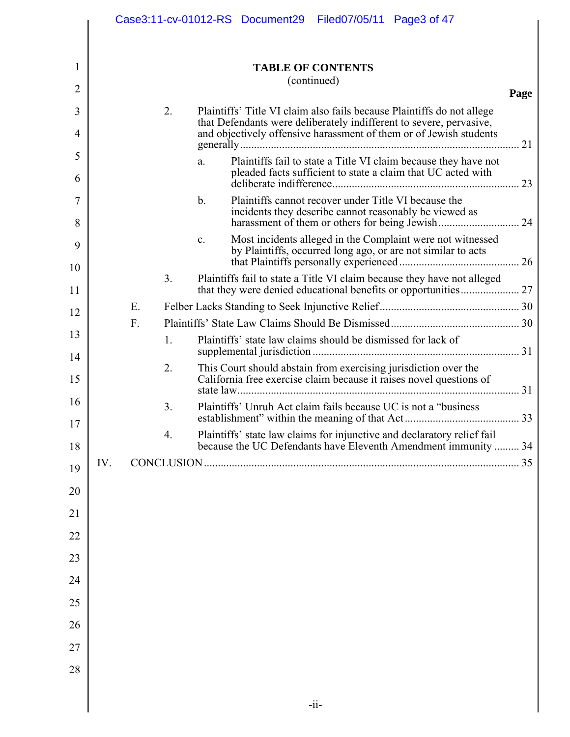**TABLE OF CONTENTS**
(continued)

| | | | Page |
|---|---|---|---|
| | 2. | Plaintiffs' Title VI claim also fails because Plaintiffs do not allege that Defendants were deliberately indifferent to severe, pervasive, and objectively offensive harassment of them or of Jewish students generally | 21 |
| | | a. Plaintiffs fail to state a Title VI claim because they have not pleaded facts sufficient to state a claim that UC acted with deliberate indifference | 23 |
| | | b. Plaintiffs cannot recover under Title VI because the incidents they describe cannot reasonably be viewed as harassment of them or others for being Jewish | 24 |
| | | c. Most incidents alleged in the Complaint were not witnessed by Plaintiffs, occurred long ago, or are not similar to acts that Plaintiffs personally experienced | 26 |
| | 3. | Plaintiffs fail to state a Title VI claim because they have not alleged that they were denied educational benefits or opportunities | 27 |
| E. | | Felber Lacks Standing to Seek Injunctive Relief | 30 |
| F. | | Plaintiffs' State Law Claims Should Be Dismissed | 30 |
| | 1. | Plaintiffs' state law claims should be dismissed for lack of supplemental jurisdiction | 31 |
| | 2. | This Court should abstain from exercising jurisdiction over the California free exercise claim because it raises novel questions of state law | 31 |
| | 3. | Plaintiffs' Unruh Act claim fails because UC is not a "business establishment" within the meaning of that Act | 33 |
| | 4. | Plaintiffs' state law claims for injunctive and declaratory relief fail because the UC Defendants have Eleventh Amendment immunity | 34 |

IV. CONCLUSION ........ 35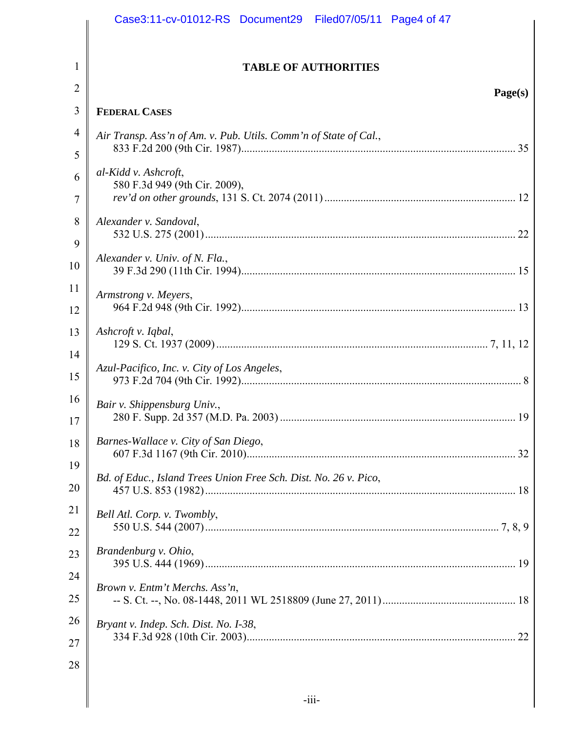# TABLE OF AUTHORITIES

**Page(s)**

**FEDERAL CASES**

*Air Transp. Ass'n of Am. v. Pub. Utils. Comm'n of State of Cal.*,
833 F.2d 200 (9th Cir. 1987)........................................................................................... 35

*al-Kidd v. Ashcroft*,
580 F.3d 949 (9th Cir. 2009),
*rev'd on other grounds*, 131 S. Ct. 2074 (2011)............................................................... 12

*Alexander v. Sandoval*,
532 U.S. 275 (2001)........................................................................................................ 22

*Alexander v. Univ. of N. Fla.*,
39 F.3d 290 (11th Cir. 1994)........................................................................................... 15

*Armstrong v. Meyers*,
964 F.2d 948 (9th Cir. 1992)........................................................................................... 13

*Ashcroft v. Iqbal*,
129 S. Ct. 1937 (2009).......................................................................................... 7, 11, 12

*Azul-Pacifico, Inc. v. City of Los Angeles*,
973 F.2d 704 (9th Cir. 1992)............................................................................................. 8

*Bair v. Shippensburg Univ.*,
280 F. Supp. 2d 357 (M.D. Pa. 2003)............................................................................. 19

*Barnes-Wallace v. City of San Diego*,
607 F.3d 1167 (9th Cir. 2010)......................................................................................... 32

*Bd. of Educ., Island Trees Union Free Sch. Dist. No. 26 v. Pico*,
457 U.S. 853 (1982)........................................................................................................ 18

*Bell Atl. Corp. v. Twombly*,
550 U.S. 544 (2007)................................................................................................. 7, 8, 9

*Brandenburg v. Ohio*,
395 U.S. 444 (1969)........................................................................................................ 19

*Brown v. Entm't Merchs. Ass'n*,
-- S. Ct. --, No. 08-1448, 2011 WL 2518809 (June 27, 2011)......................................... 18

*Bryant v. Indep. Sch. Dist. No. I-38*,
334 F.3d 928 (10th Cir. 2003)......................................................................................... 22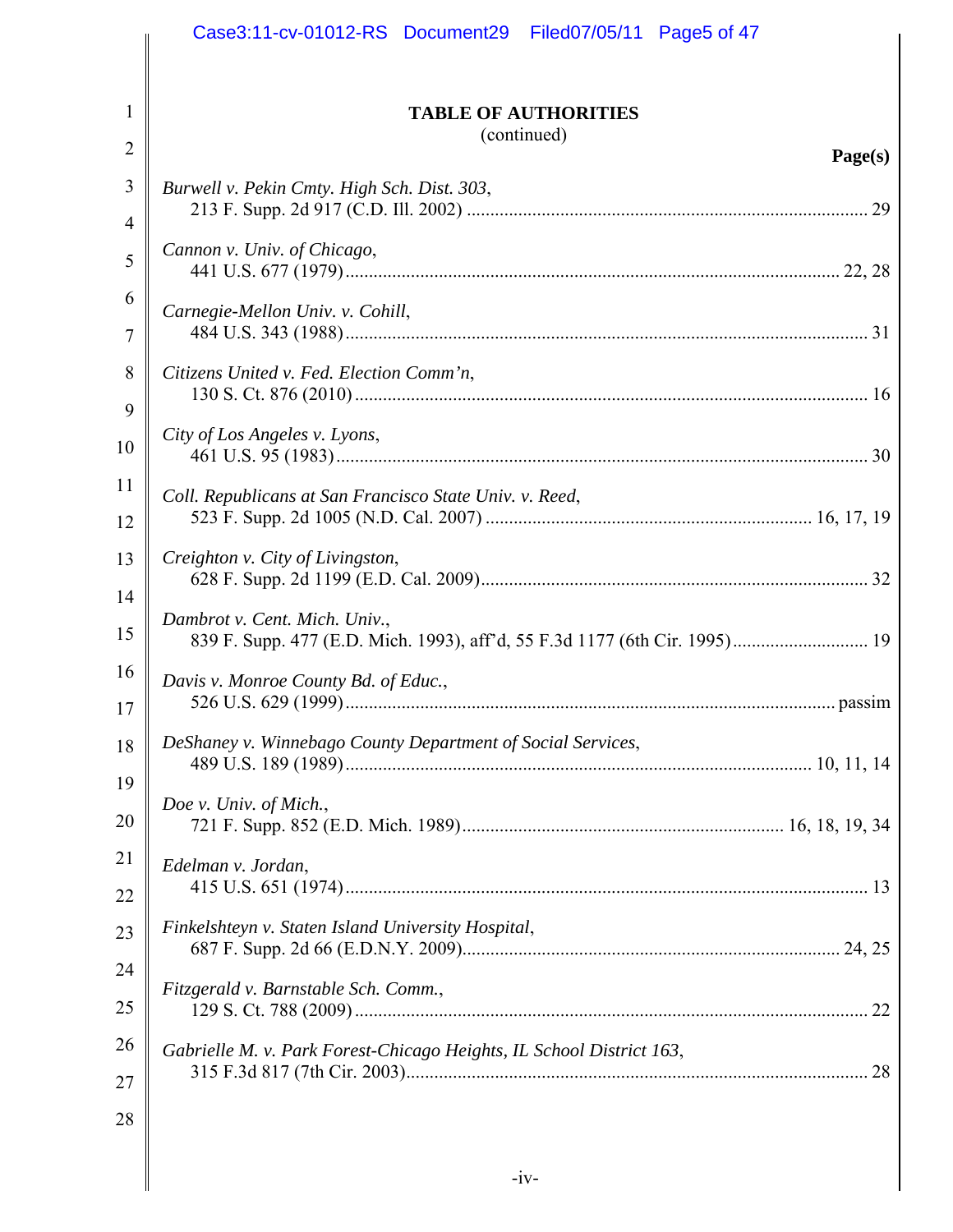**TABLE OF AUTHORITIES**
(continued)

**Page(s)**

*Burwell v. Pekin Cmty. High Sch. Dist. 303*,
213 F. Supp. 2d 917 (C.D. Ill. 2002) ........................................................ 29

*Cannon v. Univ. of Chicago*,
441 U.S. 677 (1979) ........................................................ 22, 28

*Carnegie-Mellon Univ. v. Cohill*,
484 U.S. 343 (1988) ........................................................ 31

*Citizens United v. Fed. Election Comm'n*,
130 S. Ct. 876 (2010) ........................................................ 16

*City of Los Angeles v. Lyons*,
461 U.S. 95 (1983) ........................................................ 30

*Coll. Republicans at San Francisco State Univ. v. Reed*,
523 F. Supp. 2d 1005 (N.D. Cal. 2007) ........................................................ 16, 17, 19

*Creighton v. City of Livingston*,
628 F. Supp. 2d 1199 (E.D. Cal. 2009) ........................................................ 32

*Dambrot v. Cent. Mich. Univ.*,
839 F. Supp. 477 (E.D. Mich. 1993), aff'd, 55 F.3d 1177 (6th Cir. 1995) ........................................................ 19

*Davis v. Monroe County Bd. of Educ.*,
526 U.S. 629 (1999) ........................................................ passim

*DeShaney v. Winnebago County Department of Social Services*,
489 U.S. 189 (1989) ........................................................ 10, 11, 14

*Doe v. Univ. of Mich.*,
721 F. Supp. 852 (E.D. Mich. 1989) ........................................................ 16, 18, 19, 34

*Edelman v. Jordan*,
415 U.S. 651 (1974) ........................................................ 13

*Finkelshteyn v. Staten Island University Hospital*,
687 F. Supp. 2d 66 (E.D.N.Y. 2009) ........................................................ 24, 25

*Fitzgerald v. Barnstable Sch. Comm.*,
129 S. Ct. 788 (2009) ........................................................ 22

*Gabrielle M. v. Park Forest-Chicago Heights, IL School District 163*,
315 F.3d 817 (7th Cir. 2003) ........................................................ 28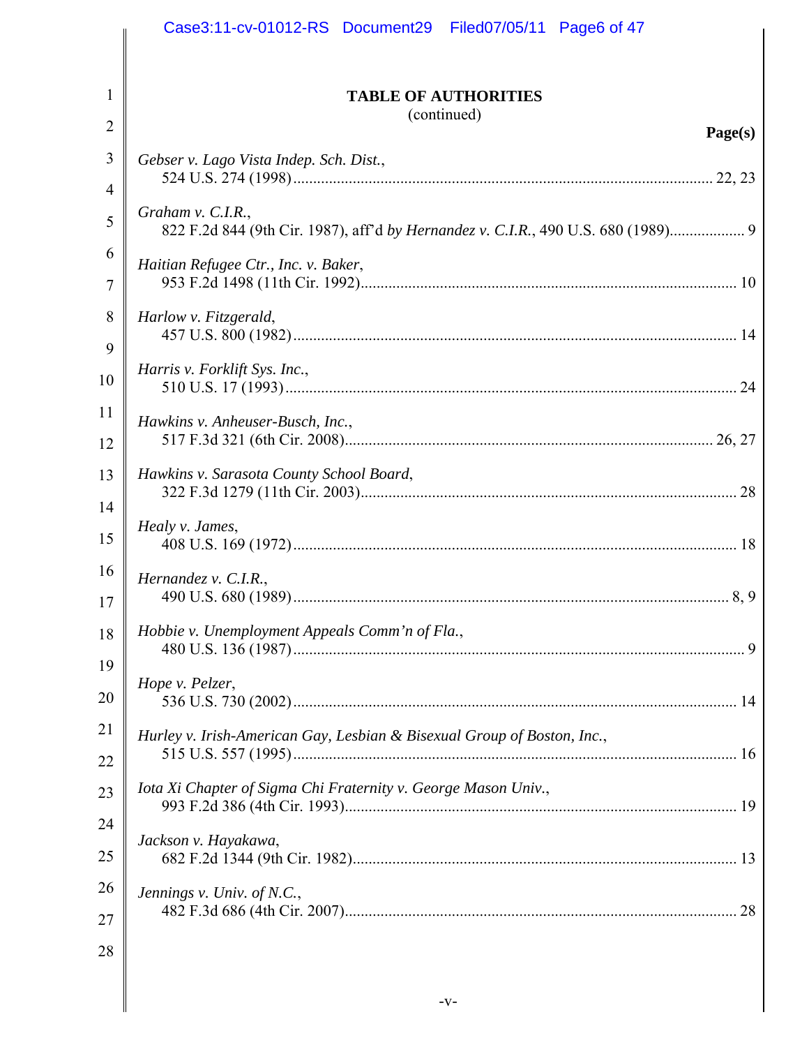## TABLE OF AUTHORITIES
(continued)

**Page(s)**

*Gebser v. Lago Vista Indep. Sch. Dist.*,
524 U.S. 274 (1998) ........................................ 22, 23

*Graham v. C.I.R.*,
822 F.2d 844 (9th Cir. 1987), aff'd *by Hernandez v. C.I.R.*, 490 U.S. 680 (1989) ........ 9

*Haitian Refugee Ctr., Inc. v. Baker*,
953 F.2d 1498 (11th Cir. 1992) ........................................ 10

*Harlow v. Fitzgerald*,
457 U.S. 800 (1982) ........................................ 14

*Harris v. Forklift Sys. Inc.*,
510 U.S. 17 (1993) ........................................ 24

*Hawkins v. Anheuser-Busch, Inc.*,
517 F.3d 321 (6th Cir. 2008) ........................................ 26, 27

*Hawkins v. Sarasota County School Board*,
322 F.3d 1279 (11th Cir. 2003) ........................................ 28

*Healy v. James*,
408 U.S. 169 (1972) ........................................ 18

*Hernandez v. C.I.R.*,
490 U.S. 680 (1989) ........................................ 8, 9

*Hobbie v. Unemployment Appeals Comm'n of Fla.*,
480 U.S. 136 (1987) ........................................ 9

*Hope v. Pelzer*,
536 U.S. 730 (2002) ........................................ 14

*Hurley v. Irish-American Gay, Lesbian & Bisexual Group of Boston, Inc.*,
515 U.S. 557 (1995) ........................................ 16

*Iota Xi Chapter of Sigma Chi Fraternity v. George Mason Univ.*,
993 F.2d 386 (4th Cir. 1993) ........................................ 19

*Jackson v. Hayakawa*,
682 F.2d 1344 (9th Cir. 1982) ........................................ 13

*Jennings v. Univ. of N.C.*,
482 F.3d 686 (4th Cir. 2007) ........................................ 28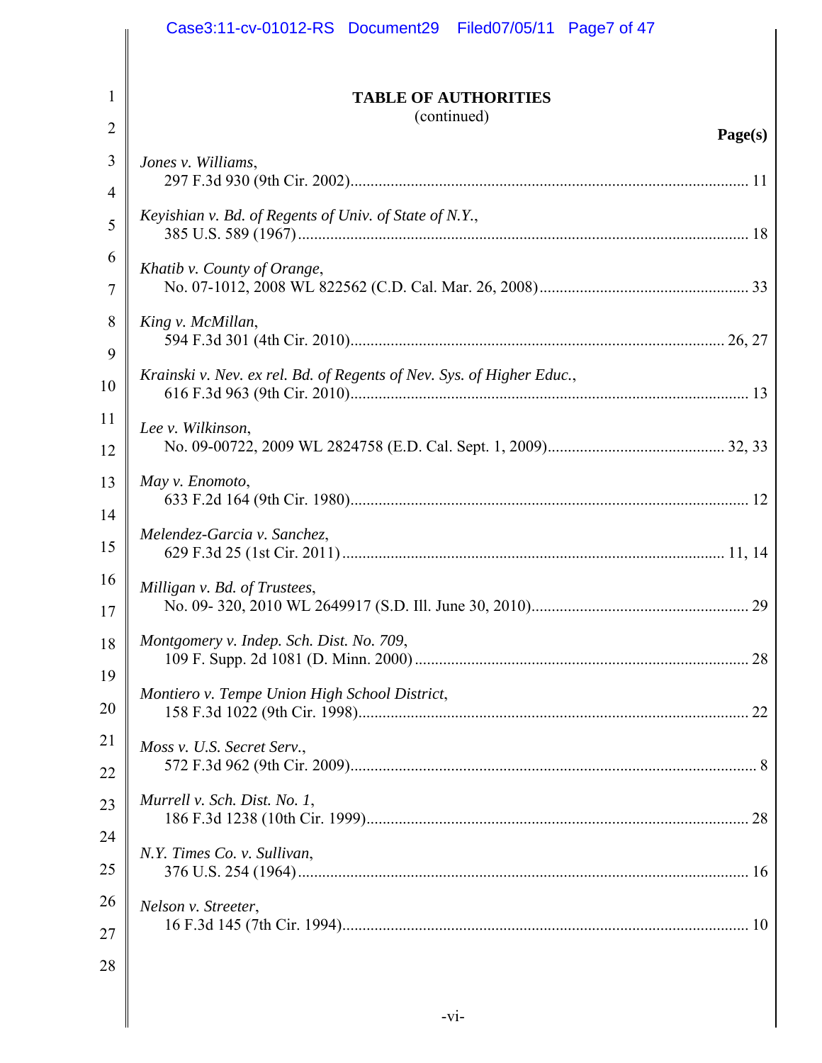**TABLE OF AUTHORITIES**
(continued)

**Page(s)**

*Jones v. Williams*,
297 F.3d 930 (9th Cir. 2002).................................................................................................. 11

*Keyishian v. Bd. of Regents of Univ. of State of N.Y.*,
385 U.S. 589 (1967)................................................................................................................ 18

*Khatib v. County of Orange*,
No. 07-1012, 2008 WL 822562 (C.D. Cal. Mar. 26, 2008).................................................... 33

*King v. McMillan*,
594 F.3d 301 (4th Cir. 2010)............................................................................................ 26, 27

*Krainski v. Nev. ex rel. Bd. of Regents of Nev. Sys. of Higher Educ.*,
616 F.3d 963 (9th Cir. 2010).................................................................................................. 13

*Lee v. Wilkinson*,
No. 09-00722, 2009 WL 2824758 (E.D. Cal. Sept. 1, 2009)............................................ 32, 33

*May v. Enomoto*,
633 F.2d 164 (9th Cir. 1980).................................................................................................. 12

*Melendez-Garcia v. Sanchez*,
629 F.3d 25 (1st Cir. 2011).............................................................................................. 11, 14

*Milligan v. Bd. of Trustees*,
No. 09- 320, 2010 WL 2649917 (S.D. Ill. June 30, 2010)...................................................... 29

*Montgomery v. Indep. Sch. Dist. No. 709*,
109 F. Supp. 2d 1081 (D. Minn. 2000)................................................................................... 28

*Montiero v. Tempe Union High School District*,
158 F.3d 1022 (9th Cir. 1998)................................................................................................ 22

*Moss v. U.S. Secret Serv.*,
572 F.3d 962 (9th Cir. 2009).................................................................................................... 8

*Murrell v. Sch. Dist. No. 1*,
186 F.3d 1238 (10th Cir. 1999).............................................................................................. 28

*N.Y. Times Co. v. Sullivan*,
376 U.S. 254 (1964)................................................................................................................ 16

*Nelson v. Streeter*,
16 F.3d 145 (7th Cir. 1994).................................................................................................... 10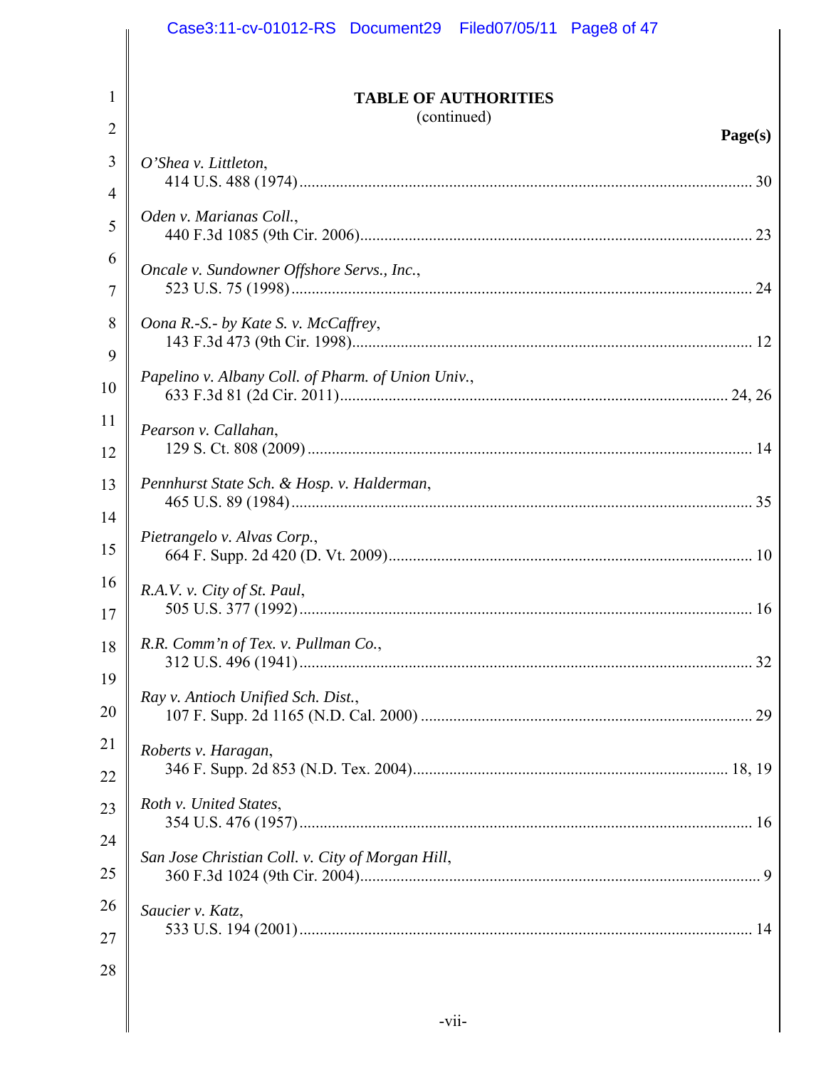**TABLE OF AUTHORITIES**
(continued)

**Page(s)**

*O'Shea v. Littleton*,
414 U.S. 488 (1974) .... 30

*Oden v. Marianas Coll.*,
440 F.3d 1085 (9th Cir. 2006) .... 23

*Oncale v. Sundowner Offshore Servs., Inc.*,
523 U.S. 75 (1998) .... 24

*Oona R.-S.- by Kate S. v. McCaffrey*,
143 F.3d 473 (9th Cir. 1998) .... 12

*Papelino v. Albany Coll. of Pharm. of Union Univ.*,
633 F.3d 81 (2d Cir. 2011) .... 24, 26

*Pearson v. Callahan*,
129 S. Ct. 808 (2009) .... 14

*Pennhurst State Sch. & Hosp. v. Halderman*,
465 U.S. 89 (1984) .... 35

*Pietrangelo v. Alvas Corp.*,
664 F. Supp. 2d 420 (D. Vt. 2009) .... 10

*R.A.V. v. City of St. Paul*,
505 U.S. 377 (1992) .... 16

*R.R. Comm'n of Tex. v. Pullman Co.*,
312 U.S. 496 (1941) .... 32

*Ray v. Antioch Unified Sch. Dist.*,
107 F. Supp. 2d 1165 (N.D. Cal. 2000) .... 29

*Roberts v. Haragan*,
346 F. Supp. 2d 853 (N.D. Tex. 2004) .... 18, 19

*Roth v. United States*,
354 U.S. 476 (1957) .... 16

*San Jose Christian Coll. v. City of Morgan Hill*,
360 F.3d 1024 (9th Cir. 2004) .... 9

*Saucier v. Katz*,
533 U.S. 194 (2001) .... 14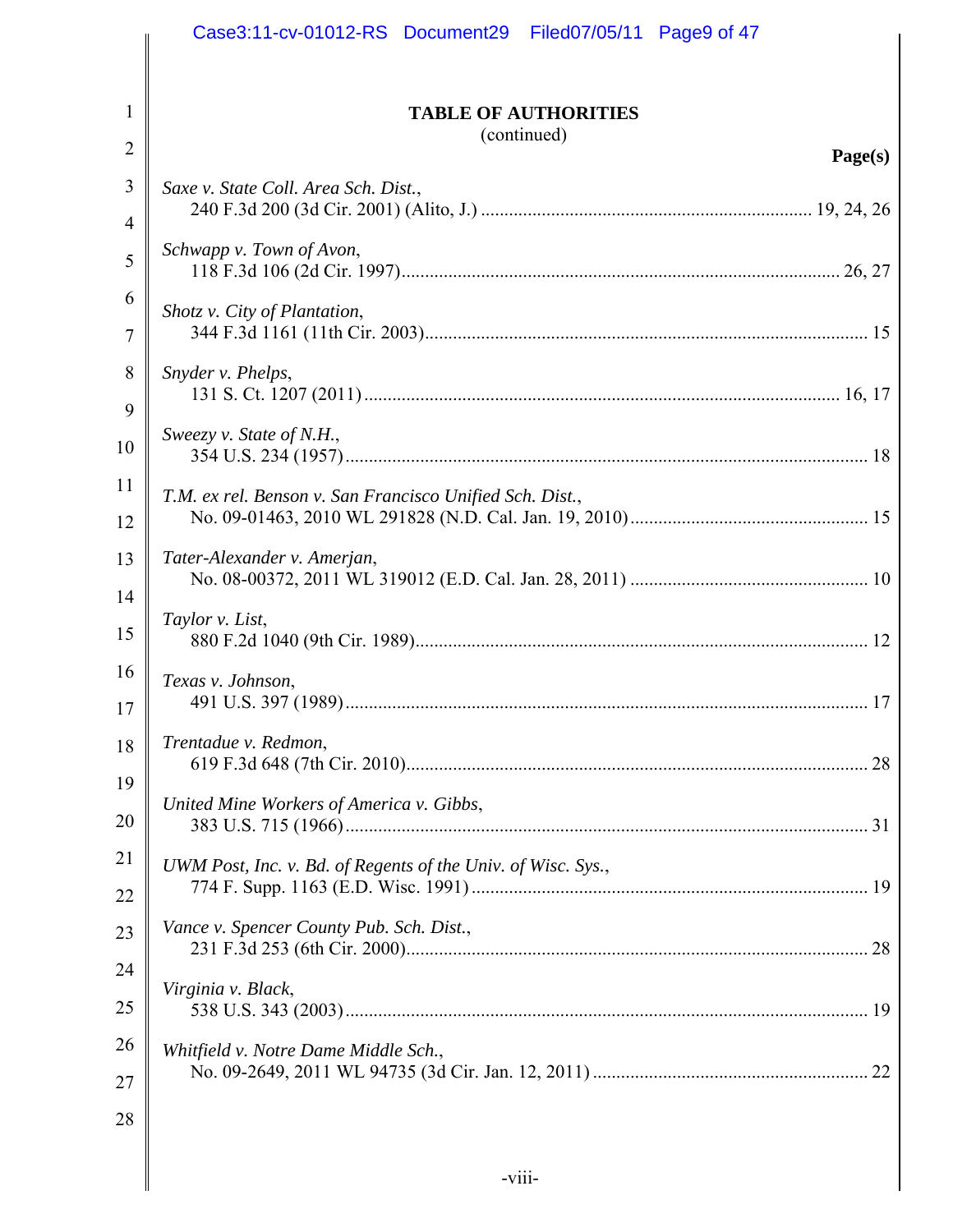**TABLE OF AUTHORITIES**
(continued)

**Page(s)**

*Saxe v. State Coll. Area Sch. Dist.*,
240 F.3d 200 (3d Cir. 2001) (Alito, J.) ... 19, 24, 26

*Schwapp v. Town of Avon*,
118 F.3d 106 (2d Cir. 1997) ... 26, 27

*Shotz v. City of Plantation*,
344 F.3d 1161 (11th Cir. 2003) ... 15

*Snyder v. Phelps*,
131 S. Ct. 1207 (2011) ... 16, 17

*Sweezy v. State of N.H.*,
354 U.S. 234 (1957) ... 18

*T.M. ex rel. Benson v. San Francisco Unified Sch. Dist.*,
No. 09-01463, 2010 WL 291828 (N.D. Cal. Jan. 19, 2010) ... 15

*Tater-Alexander v. Amerjan*,
No. 08-00372, 2011 WL 319012 (E.D. Cal. Jan. 28, 2011) ... 10

*Taylor v. List*,
880 F.2d 1040 (9th Cir. 1989) ... 12

*Texas v. Johnson*,
491 U.S. 397 (1989) ... 17

*Trentadue v. Redmon*,
619 F.3d 648 (7th Cir. 2010) ... 28

*United Mine Workers of America v. Gibbs*,
383 U.S. 715 (1966) ... 31

*UWM Post, Inc. v. Bd. of Regents of the Univ. of Wisc. Sys.*,
774 F. Supp. 1163 (E.D. Wisc. 1991) ... 19

*Vance v. Spencer County Pub. Sch. Dist.*,
231 F.3d 253 (6th Cir. 2000) ... 28

*Virginia v. Black*,
538 U.S. 343 (2003) ... 19

*Whitfield v. Notre Dame Middle Sch.*,
No. 09-2649, 2011 WL 94735 (3d Cir. Jan. 12, 2011) ... 22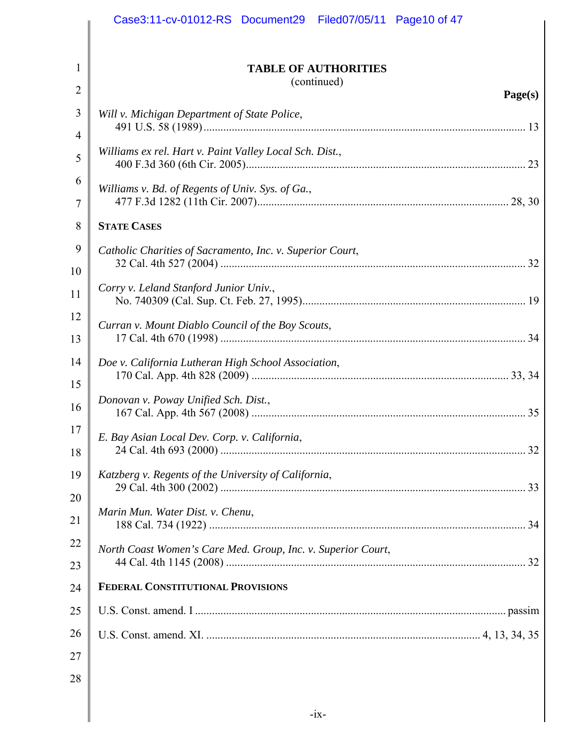**TABLE OF AUTHORITIES**
(continued)

**Page(s)**

*Will v. Michigan Department of State Police*,
491 U.S. 58 (1989) ... 13

*Williams ex rel. Hart v. Paint Valley Local Sch. Dist.*,
400 F.3d 360 (6th Cir. 2005) ... 23

*Williams v. Bd. of Regents of Univ. Sys. of Ga.*,
477 F.3d 1282 (11th Cir. 2007) ... 28, 30

**STATE CASES**

*Catholic Charities of Sacramento, Inc. v. Superior Court*,
32 Cal. 4th 527 (2004) ... 32

*Corry v. Leland Stanford Junior Univ.*,
No. 740309 (Cal. Sup. Ct. Feb. 27, 1995) ... 19

*Curran v. Mount Diablo Council of the Boy Scouts*,
17 Cal. 4th 670 (1998) ... 34

*Doe v. California Lutheran High School Association*,
170 Cal. App. 4th 828 (2009) ... 33, 34

*Donovan v. Poway Unified Sch. Dist.*,
167 Cal. App. 4th 567 (2008) ... 35

*E. Bay Asian Local Dev. Corp. v. California*,
24 Cal. 4th 693 (2000) ... 32

*Katzberg v. Regents of the University of California*,
29 Cal. 4th 300 (2002) ... 33

*Marin Mun. Water Dist. v. Chenu*,
188 Cal. 734 (1922) ... 34

*North Coast Women's Care Med. Group, Inc. v. Superior Court*,
44 Cal. 4th 1145 (2008) ... 32

**FEDERAL CONSTITUTIONAL PROVISIONS**

U.S. Const. amend. I ... passim

U.S. Const. amend. XI. ... 4, 13, 34, 35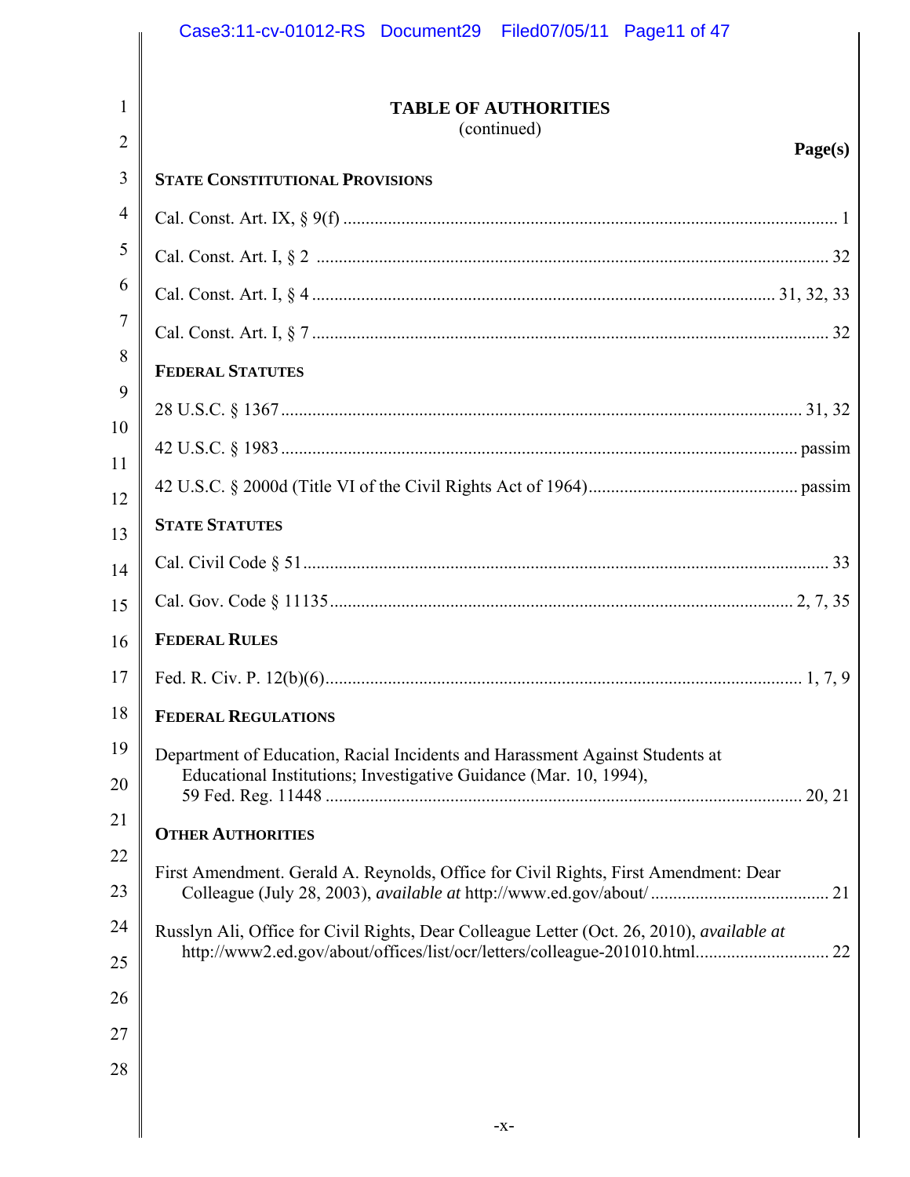## TABLE OF AUTHORITIES
(continued)

**Page(s)**

**STATE CONSTITUTIONAL PROVISIONS**

Cal. Const. Art. IX, § 9(f) ........................................ 1

Cal. Const. Art. I, § 2 ........................................ 32

Cal. Const. Art. I, § 4 ........................................ 31, 32, 33

Cal. Const. Art. I, § 7 ........................................ 32

**FEDERAL STATUTES**

28 U.S.C. § 1367 ........................................ 31, 32

42 U.S.C. § 1983 ........................................ passim

42 U.S.C. § 2000d (Title VI of the Civil Rights Act of 1964) ........................................ passim

**STATE STATUTES**

Cal. Civil Code § 51 ........................................ 33

Cal. Gov. Code § 11135 ........................................ 2, 7, 35

**FEDERAL RULES**

Fed. R. Civ. P. 12(b)(6) ........................................ 1, 7, 9

**FEDERAL REGULATIONS**

Department of Education, Racial Incidents and Harassment Against Students at Educational Institutions; Investigative Guidance (Mar. 10, 1994), 59 Fed. Reg. 11448 ........................................ 20, 21

**OTHER AUTHORITIES**

First Amendment. Gerald A. Reynolds, Office for Civil Rights, First Amendment: Dear Colleague (July 28, 2003), *available at* http://www.ed.gov/about/ ........................................ 21

Russlyn Ali, Office for Civil Rights, Dear Colleague Letter (Oct. 26, 2010), *available at* http://www2.ed.gov/about/offices/list/ocr/letters/colleague-201010.html ........................................ 22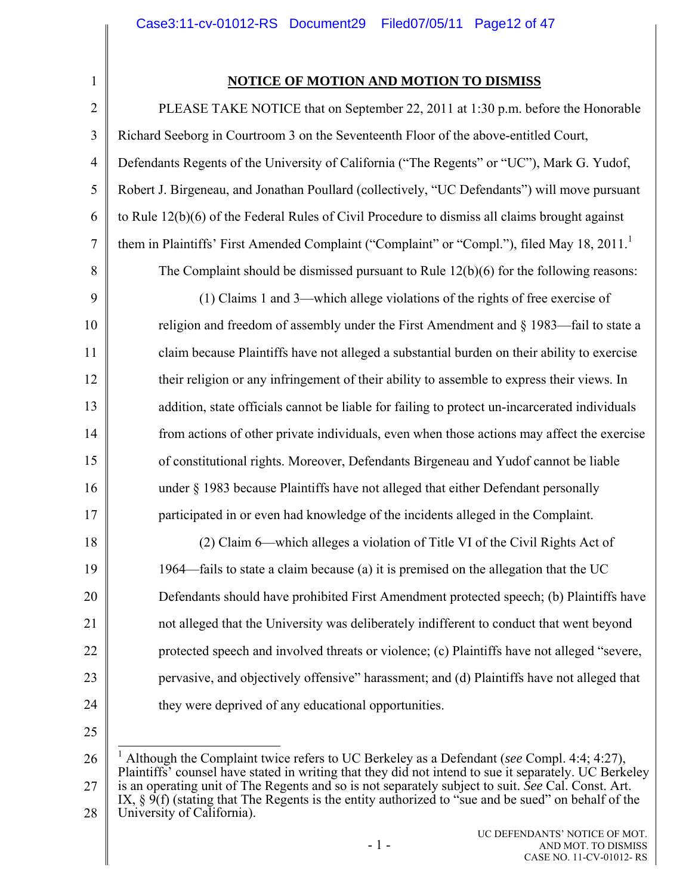## NOTICE OF MOTION AND MOTION TO DISMISS

PLEASE TAKE NOTICE that on September 22, 2011 at 1:30 p.m. before the Honorable Richard Seeborg in Courtroom 3 on the Seventeenth Floor of the above-entitled Court, Defendants Regents of the University of California ("The Regents" or "UC"), Mark G. Yudof, Robert J. Birgeneau, and Jonathan Poullard (collectively, "UC Defendants") will move pursuant to Rule 12(b)(6) of the Federal Rules of Civil Procedure to dismiss all claims brought against them in Plaintiffs' First Amended Complaint ("Complaint" or "Compl."), filed May 18, 2011.[1]

The Complaint should be dismissed pursuant to Rule 12(b)(6) for the following reasons:

(1) Claims 1 and 3—which allege violations of the rights of free exercise of religion and freedom of assembly under the First Amendment and § 1983—fail to state a claim because Plaintiffs have not alleged a substantial burden on their ability to exercise their religion or any infringement of their ability to assemble to express their views. In addition, state officials cannot be liable for failing to protect un-incarcerated individuals from actions of other private individuals, even when those actions may affect the exercise of constitutional rights. Moreover, Defendants Birgeneau and Yudof cannot be liable under § 1983 because Plaintiffs have not alleged that either Defendant personally participated in or even had knowledge of the incidents alleged in the Complaint.

(2) Claim 6—which alleges a violation of Title VI of the Civil Rights Act of 1964—fails to state a claim because (a) it is premised on the allegation that the UC Defendants should have prohibited First Amendment protected speech; (b) Plaintiffs have not alleged that the University was deliberately indifferent to conduct that went beyond protected speech and involved threats or violence; (c) Plaintiffs have not alleged "severe, pervasive, and objectively offensive" harassment; and (d) Plaintiffs have not alleged that they were deprived of any educational opportunities.

---

[1] Although the Complaint twice refers to UC Berkeley as a Defendant (*see* Compl. 4:4; 4:27), Plaintiffs' counsel have stated in writing that they did not intend to sue it separately. UC Berkeley is an operating unit of The Regents and so is not separately subject to suit. *See* Cal. Const. Art. IX, § 9(f) (stating that The Regents is the entity authorized to "sue and be sued" on behalf of the University of California).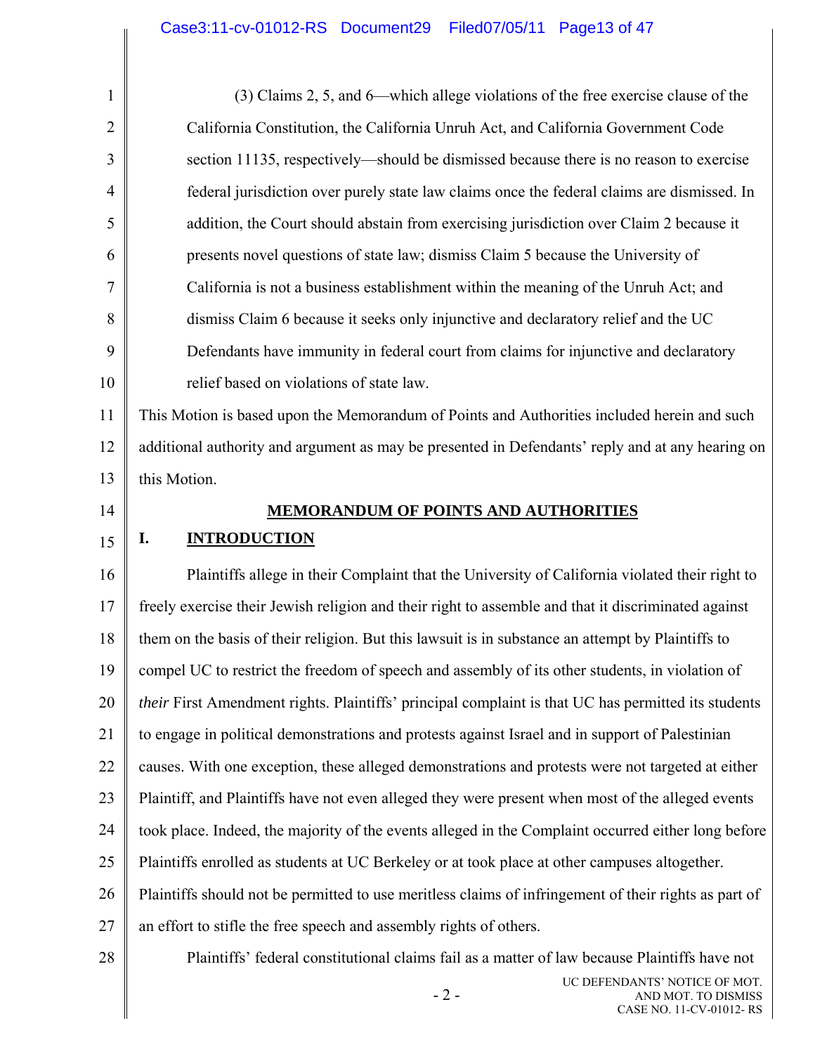(3) Claims 2, 5, and 6—which allege violations of the free exercise clause of the California Constitution, the California Unruh Act, and California Government Code section 11135, respectively—should be dismissed because there is no reason to exercise federal jurisdiction over purely state law claims once the federal claims are dismissed. In addition, the Court should abstain from exercising jurisdiction over Claim 2 because it presents novel questions of state law; dismiss Claim 5 because the University of California is not a business establishment within the meaning of the Unruh Act; and dismiss Claim 6 because it seeks only injunctive and declaratory relief and the UC Defendants have immunity in federal court from claims for injunctive and declaratory relief based on violations of state law.

This Motion is based upon the Memorandum of Points and Authorities included herein and such additional authority and argument as may be presented in Defendants' reply and at any hearing on this Motion.

## MEMORANDUM OF POINTS AND AUTHORITIES

### I. INTRODUCTION

Plaintiffs allege in their Complaint that the University of California violated their right to freely exercise their Jewish religion and their right to assemble and that it discriminated against them on the basis of their religion. But this lawsuit is in substance an attempt by Plaintiffs to compel UC to restrict the freedom of speech and assembly of its other students, in violation of *their* First Amendment rights. Plaintiffs' principal complaint is that UC has permitted its students to engage in political demonstrations and protests against Israel and in support of Palestinian causes. With one exception, these alleged demonstrations and protests were not targeted at either Plaintiff, and Plaintiffs have not even alleged they were present when most of the alleged events took place. Indeed, the majority of the events alleged in the Complaint occurred either long before Plaintiffs enrolled as students at UC Berkeley or at took place at other campuses altogether. Plaintiffs should not be permitted to use meritless claims of infringement of their rights as part of an effort to stifle the free speech and assembly rights of others.

Plaintiffs' federal constitutional claims fail as a matter of law because Plaintiffs have not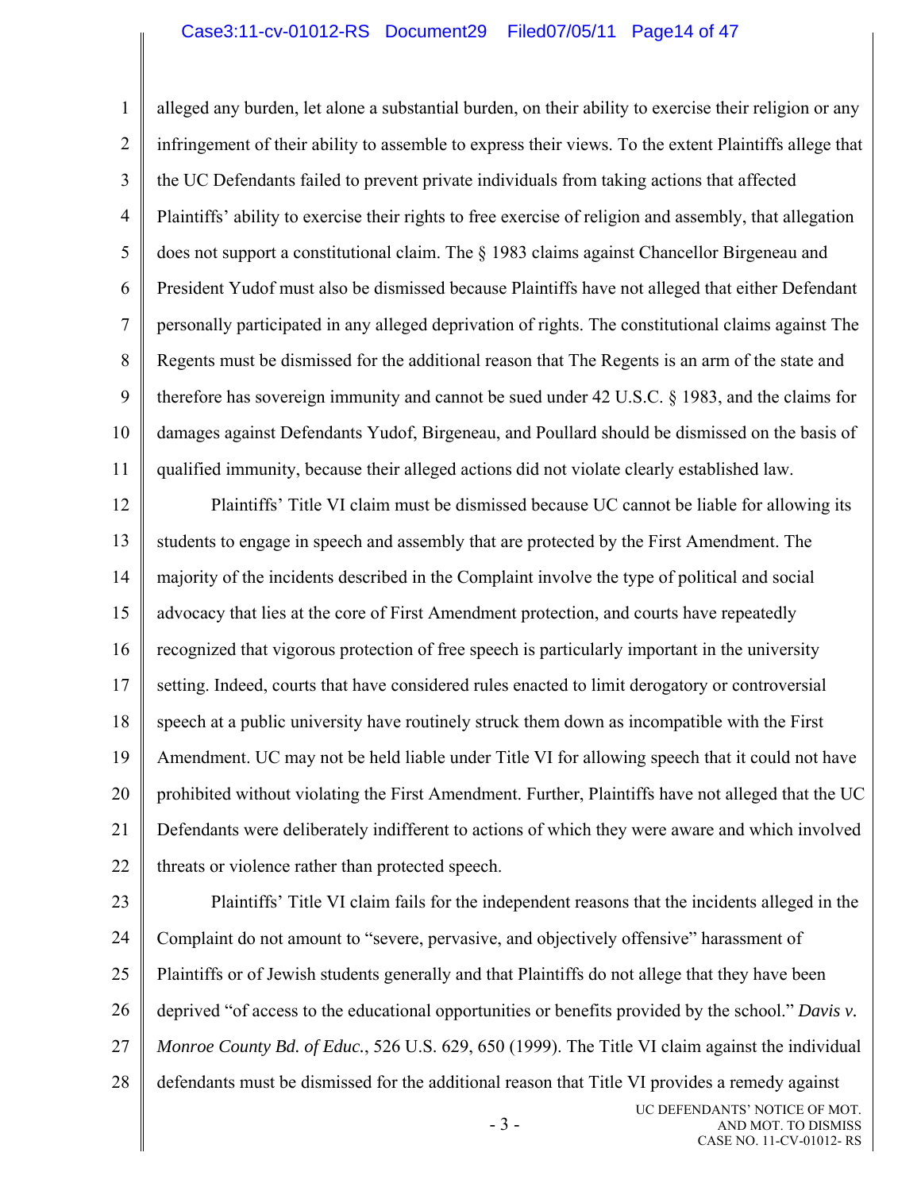alleged any burden, let alone a substantial burden, on their ability to exercise their religion or any infringement of their ability to assemble to express their views. To the extent Plaintiffs allege that the UC Defendants failed to prevent private individuals from taking actions that affected Plaintiffs' ability to exercise their rights to free exercise of religion and assembly, that allegation does not support a constitutional claim. The § 1983 claims against Chancellor Birgeneau and President Yudof must also be dismissed because Plaintiffs have not alleged that either Defendant personally participated in any alleged deprivation of rights. The constitutional claims against The Regents must be dismissed for the additional reason that The Regents is an arm of the state and therefore has sovereign immunity and cannot be sued under 42 U.S.C. § 1983, and the claims for damages against Defendants Yudof, Birgeneau, and Poullard should be dismissed on the basis of qualified immunity, because their alleged actions did not violate clearly established law.

Plaintiffs' Title VI claim must be dismissed because UC cannot be liable for allowing its students to engage in speech and assembly that are protected by the First Amendment. The majority of the incidents described in the Complaint involve the type of political and social advocacy that lies at the core of First Amendment protection, and courts have repeatedly recognized that vigorous protection of free speech is particularly important in the university setting. Indeed, courts that have considered rules enacted to limit derogatory or controversial speech at a public university have routinely struck them down as incompatible with the First Amendment. UC may not be held liable under Title VI for allowing speech that it could not have prohibited without violating the First Amendment. Further, Plaintiffs have not alleged that the UC Defendants were deliberately indifferent to actions of which they were aware and which involved threats or violence rather than protected speech.

Plaintiffs' Title VI claim fails for the independent reasons that the incidents alleged in the Complaint do not amount to "severe, pervasive, and objectively offensive" harassment of Plaintiffs or of Jewish students generally and that Plaintiffs do not allege that they have been deprived "of access to the educational opportunities or benefits provided by the school." *Davis v. Monroe County Bd. of Educ.*, 526 U.S. 629, 650 (1999). The Title VI claim against the individual defendants must be dismissed for the additional reason that Title VI provides a remedy against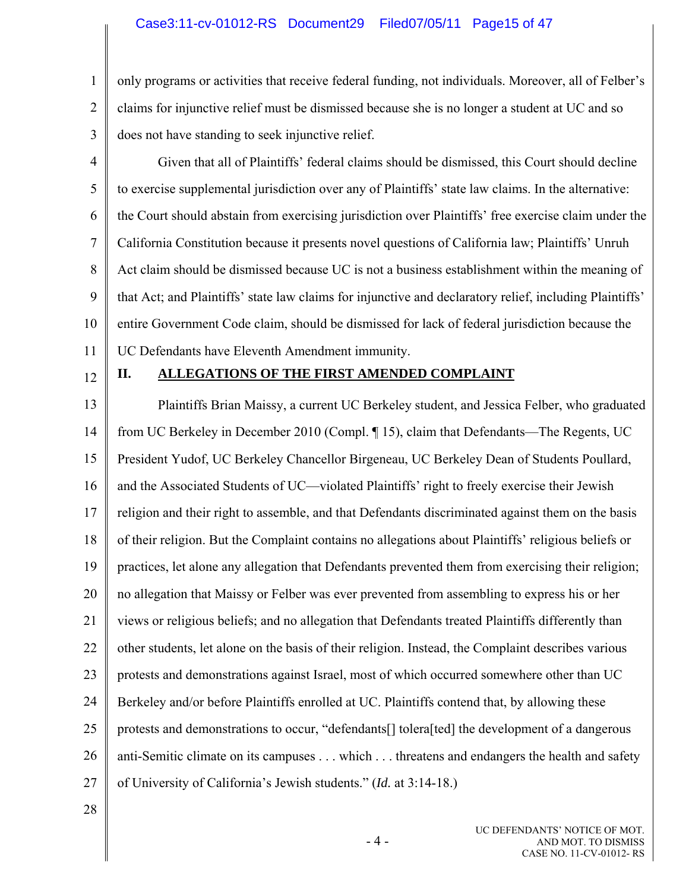only programs or activities that receive federal funding, not individuals. Moreover, all of Felber's claims for injunctive relief must be dismissed because she is no longer a student at UC and so does not have standing to seek injunctive relief.

Given that all of Plaintiffs' federal claims should be dismissed, this Court should decline to exercise supplemental jurisdiction over any of Plaintiffs' state law claims. In the alternative: the Court should abstain from exercising jurisdiction over Plaintiffs' free exercise claim under the California Constitution because it presents novel questions of California law; Plaintiffs' Unruh Act claim should be dismissed because UC is not a business establishment within the meaning of that Act; and Plaintiffs' state law claims for injunctive and declaratory relief, including Plaintiffs' entire Government Code claim, should be dismissed for lack of federal jurisdiction because the UC Defendants have Eleventh Amendment immunity.

## II. ALLEGATIONS OF THE FIRST AMENDED COMPLAINT

Plaintiffs Brian Maissy, a current UC Berkeley student, and Jessica Felber, who graduated from UC Berkeley in December 2010 (Compl. ¶ 15), claim that Defendants—The Regents, UC President Yudof, UC Berkeley Chancellor Birgeneau, UC Berkeley Dean of Students Poullard, and the Associated Students of UC—violated Plaintiffs' right to freely exercise their Jewish religion and their right to assemble, and that Defendants discriminated against them on the basis of their religion. But the Complaint contains no allegations about Plaintiffs' religious beliefs or practices, let alone any allegation that Defendants prevented them from exercising their religion; no allegation that Maissy or Felber was ever prevented from assembling to express his or her views or religious beliefs; and no allegation that Defendants treated Plaintiffs differently than other students, let alone on the basis of their religion. Instead, the Complaint describes various protests and demonstrations against Israel, most of which occurred somewhere other than UC Berkeley and/or before Plaintiffs enrolled at UC. Plaintiffs contend that, by allowing these protests and demonstrations to occur, "defendants[] tolera[ted] the development of a dangerous anti-Semitic climate on its campuses . . . which . . . threatens and endangers the health and safety of University of California's Jewish students." (*Id.* at 3:14-18.)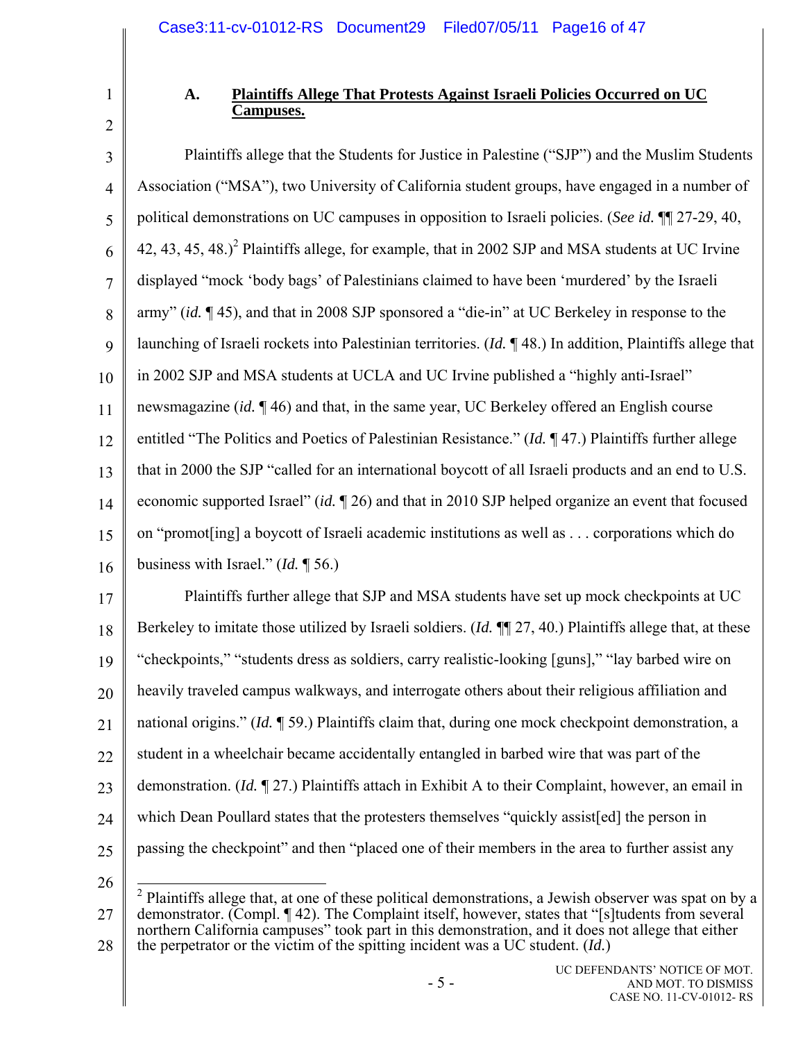### A. Plaintiffs Allege That Protests Against Israeli Policies Occurred on UC Campuses.

Plaintiffs allege that the Students for Justice in Palestine ("SJP") and the Muslim Students Association ("MSA"), two University of California student groups, have engaged in a number of political demonstrations on UC campuses in opposition to Israeli policies. (*See id.* ¶¶ 27-29, 40, 42, 43, 45, 48.)[2] Plaintiffs allege, for example, that in 2002 SJP and MSA students at UC Irvine displayed "mock 'body bags' of Palestinians claimed to have been 'murdered' by the Israeli army" (*id.* ¶ 45), and that in 2008 SJP sponsored a "die-in" at UC Berkeley in response to the launching of Israeli rockets into Palestinian territories. (*Id.* ¶ 48.) In addition, Plaintiffs allege that in 2002 SJP and MSA students at UCLA and UC Irvine published a "highly anti-Israel" newsmagazine (*id.* ¶ 46) and that, in the same year, UC Berkeley offered an English course entitled "The Politics and Poetics of Palestinian Resistance." (*Id.* ¶ 47.) Plaintiffs further allege that in 2000 the SJP "called for an international boycott of all Israeli products and an end to U.S. economic supported Israel" (*id.* ¶ 26) and that in 2010 SJP helped organize an event that focused on "promot[ing] a boycott of Israeli academic institutions as well as . . . corporations which do business with Israel." (*Id.* ¶ 56.)

Plaintiffs further allege that SJP and MSA students have set up mock checkpoints at UC Berkeley to imitate those utilized by Israeli soldiers. (*Id.* ¶¶ 27, 40.) Plaintiffs allege that, at these "checkpoints," "students dress as soldiers, carry realistic-looking [guns]," "lay barbed wire on heavily traveled campus walkways, and interrogate others about their religious affiliation and national origins." (*Id.* ¶ 59.) Plaintiffs claim that, during one mock checkpoint demonstration, a student in a wheelchair became accidentally entangled in barbed wire that was part of the demonstration. (*Id.* ¶ 27.) Plaintiffs attach in Exhibit A to their Complaint, however, an email in which Dean Poullard states that the protesters themselves "quickly assist[ed] the person in passing the checkpoint" and then "placed one of their members in the area to further assist any

---

[2] Plaintiffs allege that, at one of these political demonstrations, a Jewish observer was spat on by a demonstrator. (Compl. ¶ 42). The Complaint itself, however, states that "[s]tudents from several northern California campuses" took part in this demonstration, and it does not allege that either the perpetrator or the victim of the spitting incident was a UC student. (*Id.*)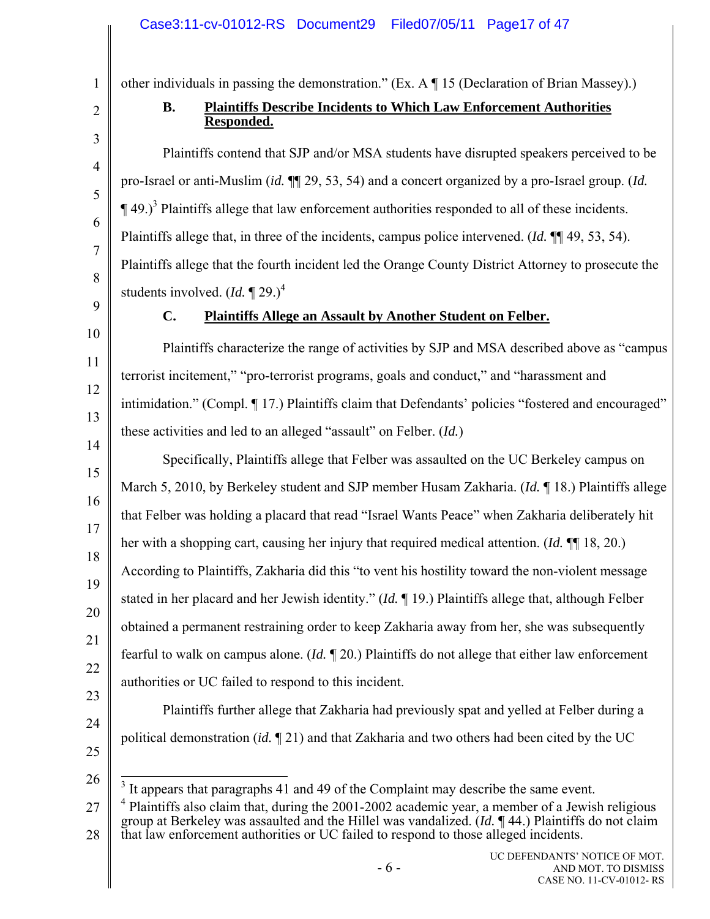other individuals in passing the demonstration." (Ex. A ¶ 15 (Declaration of Brian Massey).)

### B. Plaintiffs Describe Incidents to Which Law Enforcement Authorities Responded.

Plaintiffs contend that SJP and/or MSA students have disrupted speakers perceived to be pro-Israel or anti-Muslim (*id.* ¶¶ 29, 53, 54) and a concert organized by a pro-Israel group. (*Id.* ¶ 49.)[3] Plaintiffs allege that law enforcement authorities responded to all of these incidents. Plaintiffs allege that, in three of the incidents, campus police intervened. (*Id.* ¶¶ 49, 53, 54). Plaintiffs allege that the fourth incident led the Orange County District Attorney to prosecute the students involved. (*Id.* ¶ 29.)[4]

### C. Plaintiffs Allege an Assault by Another Student on Felber.

Plaintiffs characterize the range of activities by SJP and MSA described above as "campus terrorist incitement," "pro-terrorist programs, goals and conduct," and "harassment and intimidation." (Compl. ¶ 17.) Plaintiffs claim that Defendants' policies "fostered and encouraged" these activities and led to an alleged "assault" on Felber. (*Id.*)

Specifically, Plaintiffs allege that Felber was assaulted on the UC Berkeley campus on March 5, 2010, by Berkeley student and SJP member Husam Zakharia. (*Id.* ¶ 18.) Plaintiffs allege that Felber was holding a placard that read "Israel Wants Peace" when Zakharia deliberately hit her with a shopping cart, causing her injury that required medical attention. (*Id.* ¶¶ 18, 20.) According to Plaintiffs, Zakharia did this "to vent his hostility toward the non-violent message stated in her placard and her Jewish identity." (*Id.* ¶ 19.) Plaintiffs allege that, although Felber obtained a permanent restraining order to keep Zakharia away from her, she was subsequently fearful to walk on campus alone. (*Id.* ¶ 20.) Plaintiffs do not allege that either law enforcement authorities or UC failed to respond to this incident.

Plaintiffs further allege that Zakharia had previously spat and yelled at Felber during a political demonstration (*id.* ¶ 21) and that Zakharia and two others had been cited by the UC

---

[3] It appears that paragraphs 41 and 49 of the Complaint may describe the same event.

[4] Plaintiffs also claim that, during the 2001-2002 academic year, a member of a Jewish religious group at Berkeley was assaulted and the Hillel was vandalized. (*Id.* ¶ 44.) Plaintiffs do not claim that law enforcement authorities or UC failed to respond to those alleged incidents.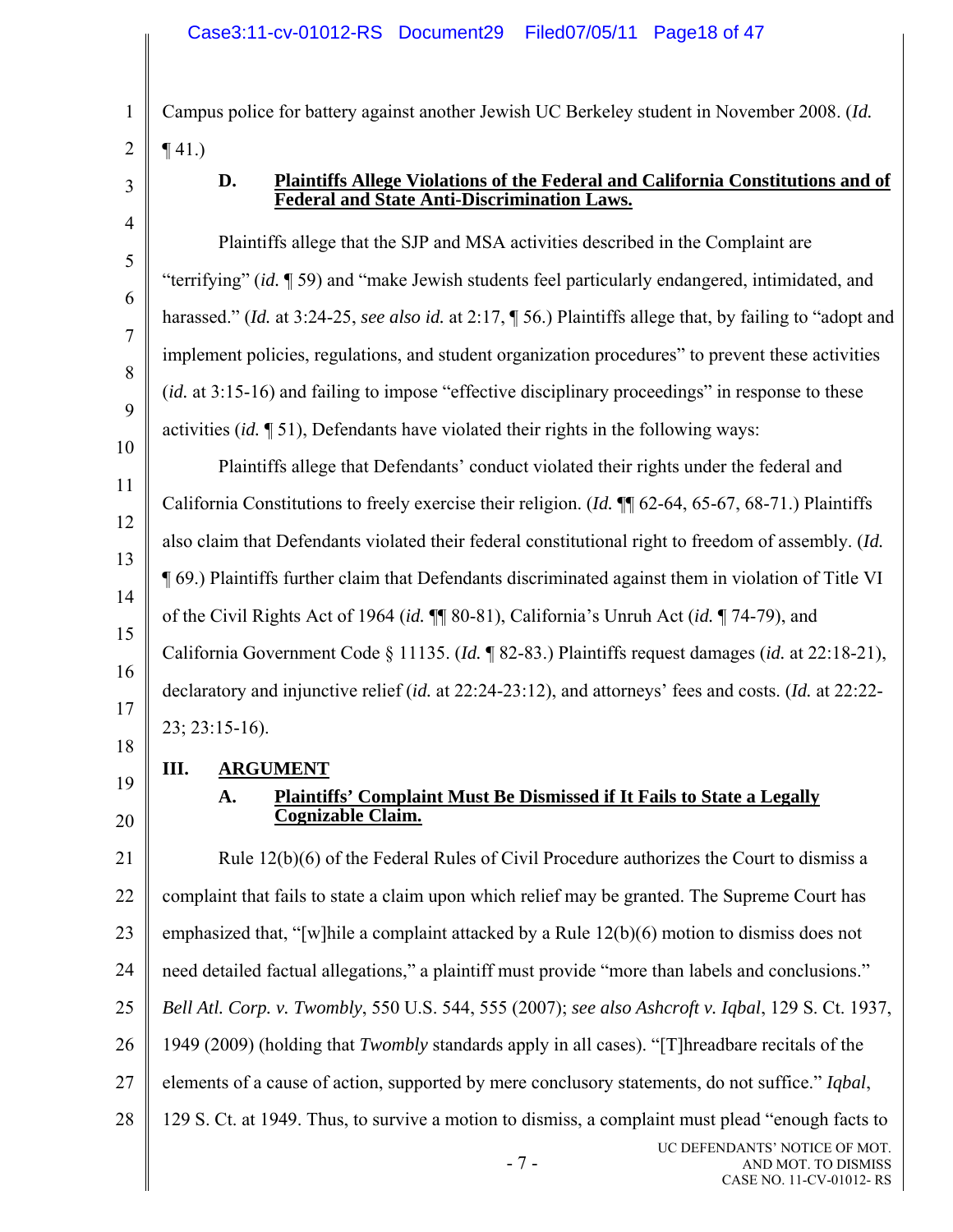Campus police for battery against another Jewish UC Berkeley student in November 2008. (*Id.* ¶ 41.)

### D. Plaintiffs Allege Violations of the Federal and California Constitutions and of Federal and State Anti-Discrimination Laws.

Plaintiffs allege that the SJP and MSA activities described in the Complaint are "terrifying" (*id.* ¶ 59) and "make Jewish students feel particularly endangered, intimidated, and harassed." (*Id.* at 3:24-25, *see also id.* at 2:17, ¶ 56.) Plaintiffs allege that, by failing to "adopt and implement policies, regulations, and student organization procedures" to prevent these activities (*id.* at 3:15-16) and failing to impose "effective disciplinary proceedings" in response to these activities (*id.* ¶ 51), Defendants have violated their rights in the following ways:

Plaintiffs allege that Defendants' conduct violated their rights under the federal and California Constitutions to freely exercise their religion. (*Id.* ¶¶ 62-64, 65-67, 68-71.) Plaintiffs also claim that Defendants violated their federal constitutional right to freedom of assembly. (*Id.* ¶ 69.) Plaintiffs further claim that Defendants discriminated against them in violation of Title VI of the Civil Rights Act of 1964 (*id.* ¶¶ 80-81), California's Unruh Act (*id.* ¶ 74-79), and California Government Code § 11135. (*Id.* ¶ 82-83.) Plaintiffs request damages (*id.* at 22:18-21), declaratory and injunctive relief (*id.* at 22:24-23:12), and attorneys' fees and costs. (*Id.* at 22:22-23; 23:15-16).

## III. ARGUMENT

### A. Plaintiffs' Complaint Must Be Dismissed if It Fails to State a Legally Cognizable Claim.

Rule 12(b)(6) of the Federal Rules of Civil Procedure authorizes the Court to dismiss a complaint that fails to state a claim upon which relief may be granted. The Supreme Court has emphasized that, "[w]hile a complaint attacked by a Rule 12(b)(6) motion to dismiss does not need detailed factual allegations," a plaintiff must provide "more than labels and conclusions." *Bell Atl. Corp. v. Twombly*, 550 U.S. 544, 555 (2007); *see also Ashcroft v. Iqbal*, 129 S. Ct. 1937, 1949 (2009) (holding that *Twombly* standards apply in all cases). "[T]hreadbare recitals of the elements of a cause of action, supported by mere conclusory statements, do not suffice." *Iqbal*, 129 S. Ct. at 1949. Thus, to survive a motion to dismiss, a complaint must plead "enough facts to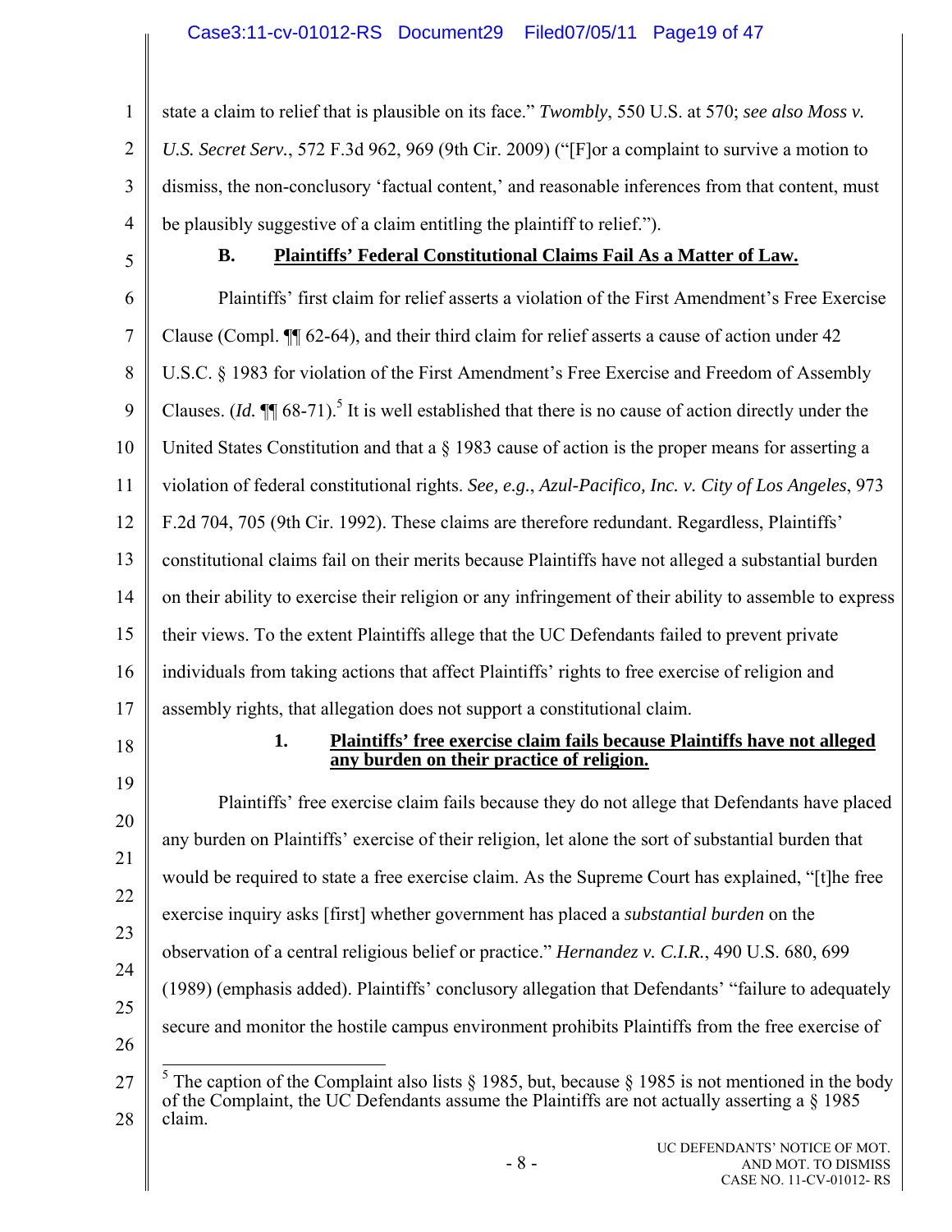state a claim to relief that is plausible on its face." *Twombly*, 550 U.S. at 570; *see also Moss v. U.S. Secret Serv.*, 572 F.3d 962, 969 (9th Cir. 2009) ("[F]or a complaint to survive a motion to dismiss, the non-conclusory 'factual content,' and reasonable inferences from that content, must be plausibly suggestive of a claim entitling the plaintiff to relief.").

### B. Plaintiffs' Federal Constitutional Claims Fail As a Matter of Law.

Plaintiffs' first claim for relief asserts a violation of the First Amendment's Free Exercise Clause (Compl. ¶¶ 62-64), and their third claim for relief asserts a cause of action under 42 U.S.C. § 1983 for violation of the First Amendment's Free Exercise and Freedom of Assembly Clauses. (*Id.* ¶¶ 68-71).[5] It is well established that there is no cause of action directly under the United States Constitution and that a § 1983 cause of action is the proper means for asserting a violation of federal constitutional rights. *See, e.g.*, *Azul-Pacifico, Inc. v. City of Los Angeles*, 973 F.2d 704, 705 (9th Cir. 1992). These claims are therefore redundant. Regardless, Plaintiffs' constitutional claims fail on their merits because Plaintiffs have not alleged a substantial burden on their ability to exercise their religion or any infringement of their ability to assemble to express their views. To the extent Plaintiffs allege that the UC Defendants failed to prevent private individuals from taking actions that affect Plaintiffs' rights to free exercise of religion and assembly rights, that allegation does not support a constitutional claim.

#### 1. Plaintiffs' free exercise claim fails because Plaintiffs have not alleged any burden on their practice of religion.

Plaintiffs' free exercise claim fails because they do not allege that Defendants have placed any burden on Plaintiffs' exercise of their religion, let alone the sort of substantial burden that would be required to state a free exercise claim. As the Supreme Court has explained, "[t]he free exercise inquiry asks [first] whether government has placed a *substantial burden* on the observation of a central religious belief or practice." *Hernandez v. C.I.R.*, 490 U.S. 680, 699 (1989) (emphasis added). Plaintiffs' conclusory allegation that Defendants' "failure to adequately secure and monitor the hostile campus environment prohibits Plaintiffs from the free exercise of

---

[5] The caption of the Complaint also lists § 1985, but, because § 1985 is not mentioned in the body of the Complaint, the UC Defendants assume the Plaintiffs are not actually asserting a § 1985 claim.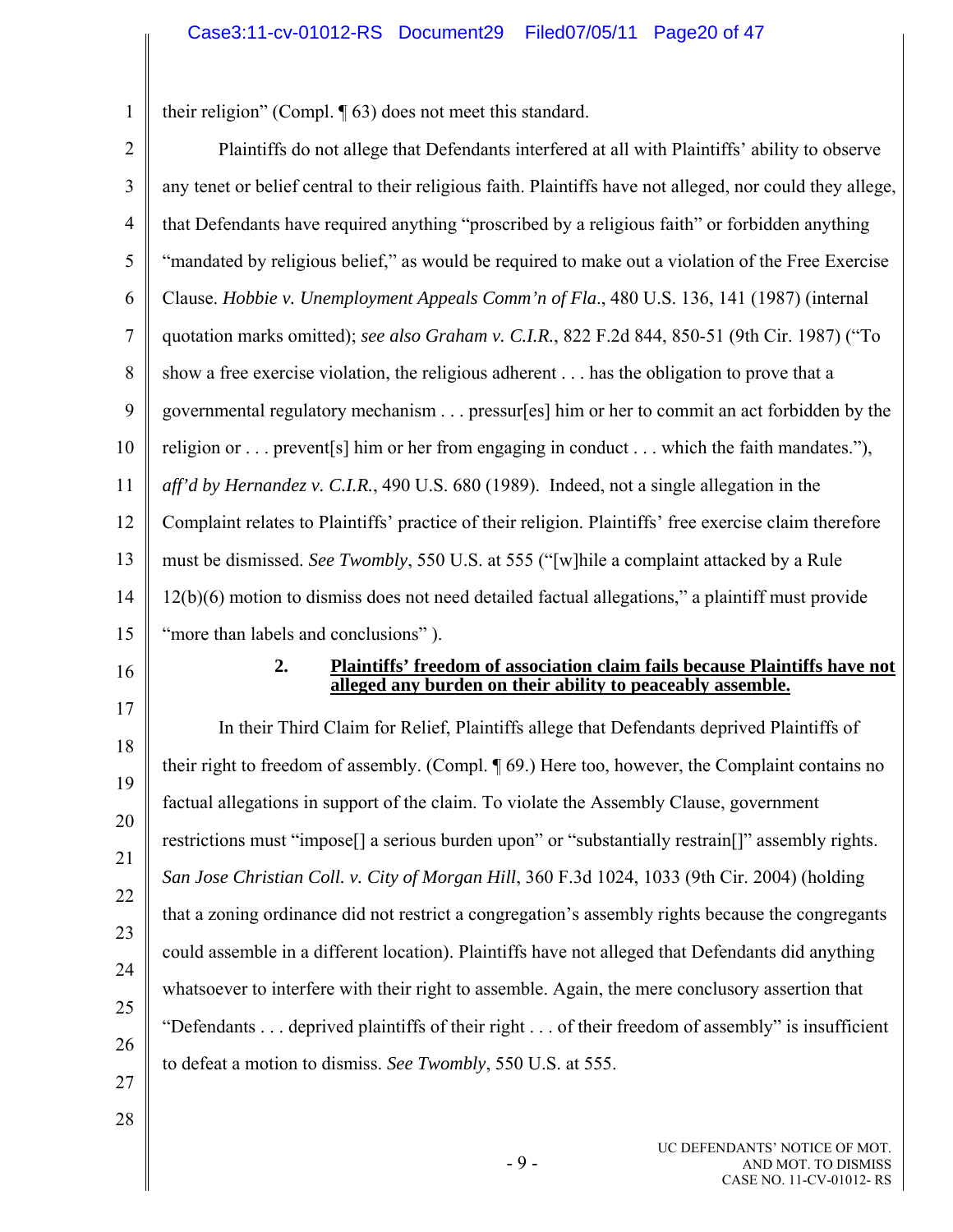their religion" (Compl. ¶ 63) does not meet this standard.

Plaintiffs do not allege that Defendants interfered at all with Plaintiffs' ability to observe any tenet or belief central to their religious faith. Plaintiffs have not alleged, nor could they allege, that Defendants have required anything "proscribed by a religious faith" or forbidden anything "mandated by religious belief," as would be required to make out a violation of the Free Exercise Clause. *Hobbie v. Unemployment Appeals Comm'n of Fla*., 480 U.S. 136, 141 (1987) (internal quotation marks omitted); *see also Graham v. C.I.R.*, 822 F.2d 844, 850-51 (9th Cir. 1987) ("To show a free exercise violation, the religious adherent . . . has the obligation to prove that a governmental regulatory mechanism . . . pressur[es] him or her to commit an act forbidden by the religion or . . . prevent[s] him or her from engaging in conduct . . . which the faith mandates."), *aff'd by Hernandez v. C.I.R.*, 490 U.S. 680 (1989). Indeed, not a single allegation in the Complaint relates to Plaintiffs' practice of their religion. Plaintiffs' free exercise claim therefore must be dismissed. *See Twombly*, 550 U.S. at 555 ("[w]hile a complaint attacked by a Rule 12(b)(6) motion to dismiss does not need detailed factual allegations," a plaintiff must provide "more than labels and conclusions" ).

### 2. Plaintiffs' freedom of association claim fails because Plaintiffs have not alleged any burden on their ability to peaceably assemble.

In their Third Claim for Relief, Plaintiffs allege that Defendants deprived Plaintiffs of their right to freedom of assembly. (Compl. ¶ 69.) Here too, however, the Complaint contains no factual allegations in support of the claim. To violate the Assembly Clause, government restrictions must "impose[] a serious burden upon" or "substantially restrain[]" assembly rights. *San Jose Christian Coll. v. City of Morgan Hill*, 360 F.3d 1024, 1033 (9th Cir. 2004) (holding that a zoning ordinance did not restrict a congregation's assembly rights because the congregants could assemble in a different location). Plaintiffs have not alleged that Defendants did anything whatsoever to interfere with their right to assemble. Again, the mere conclusory assertion that "Defendants . . . deprived plaintiffs of their right . . . of their freedom of assembly" is insufficient to defeat a motion to dismiss. *See Twombly*, 550 U.S. at 555.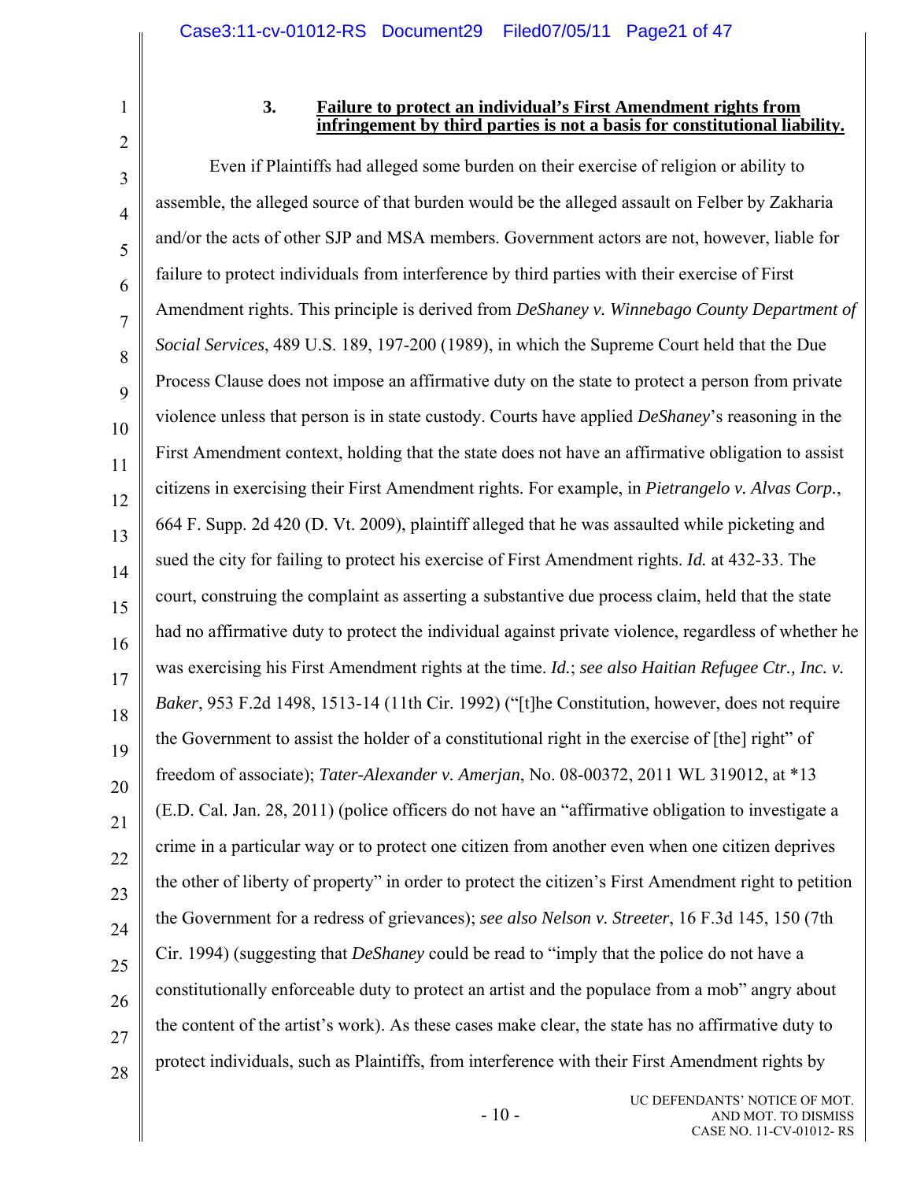### 3. Failure to protect an individual's First Amendment rights from infringement by third parties is not a basis for constitutional liability.

Even if Plaintiffs had alleged some burden on their exercise of religion or ability to assemble, the alleged source of that burden would be the alleged assault on Felber by Zakharia and/or the acts of other SJP and MSA members. Government actors are not, however, liable for failure to protect individuals from interference by third parties with their exercise of First Amendment rights. This principle is derived from *DeShaney v. Winnebago County Department of Social Services*, 489 U.S. 189, 197-200 (1989), in which the Supreme Court held that the Due Process Clause does not impose an affirmative duty on the state to protect a person from private violence unless that person is in state custody. Courts have applied *DeShaney*'s reasoning in the First Amendment context, holding that the state does not have an affirmative obligation to assist citizens in exercising their First Amendment rights. For example, in *Pietrangelo v. Alvas Corp.*, 664 F. Supp. 2d 420 (D. Vt. 2009), plaintiff alleged that he was assaulted while picketing and sued the city for failing to protect his exercise of First Amendment rights. *Id.* at 432-33. The court, construing the complaint as asserting a substantive due process claim, held that the state had no affirmative duty to protect the individual against private violence, regardless of whether he was exercising his First Amendment rights at the time. *Id.*; *see also Haitian Refugee Ctr., Inc. v. Baker*, 953 F.2d 1498, 1513-14 (11th Cir. 1992) ("[t]he Constitution, however, does not require the Government to assist the holder of a constitutional right in the exercise of [the] right" of freedom of associate); *Tater-Alexander v. Amerjan*, No. 08-00372, 2011 WL 319012, at *13 (E.D. Cal. Jan. 28, 2011) (police officers do not have an "affirmative obligation to investigate a crime in a particular way or to protect one citizen from another even when one citizen deprives the other of liberty of property" in order to protect the citizen's First Amendment right to petition the Government for a redress of grievances); *see also Nelson v. Streeter*, 16 F.3d 145, 150 (7th Cir. 1994) (suggesting that *DeShaney* could be read to "imply that the police do not have a constitutionally enforceable duty to protect an artist and the populace from a mob" angry about the content of the artist's work). As these cases make clear, the state has no affirmative duty to protect individuals, such as Plaintiffs, from interference with their First Amendment rights by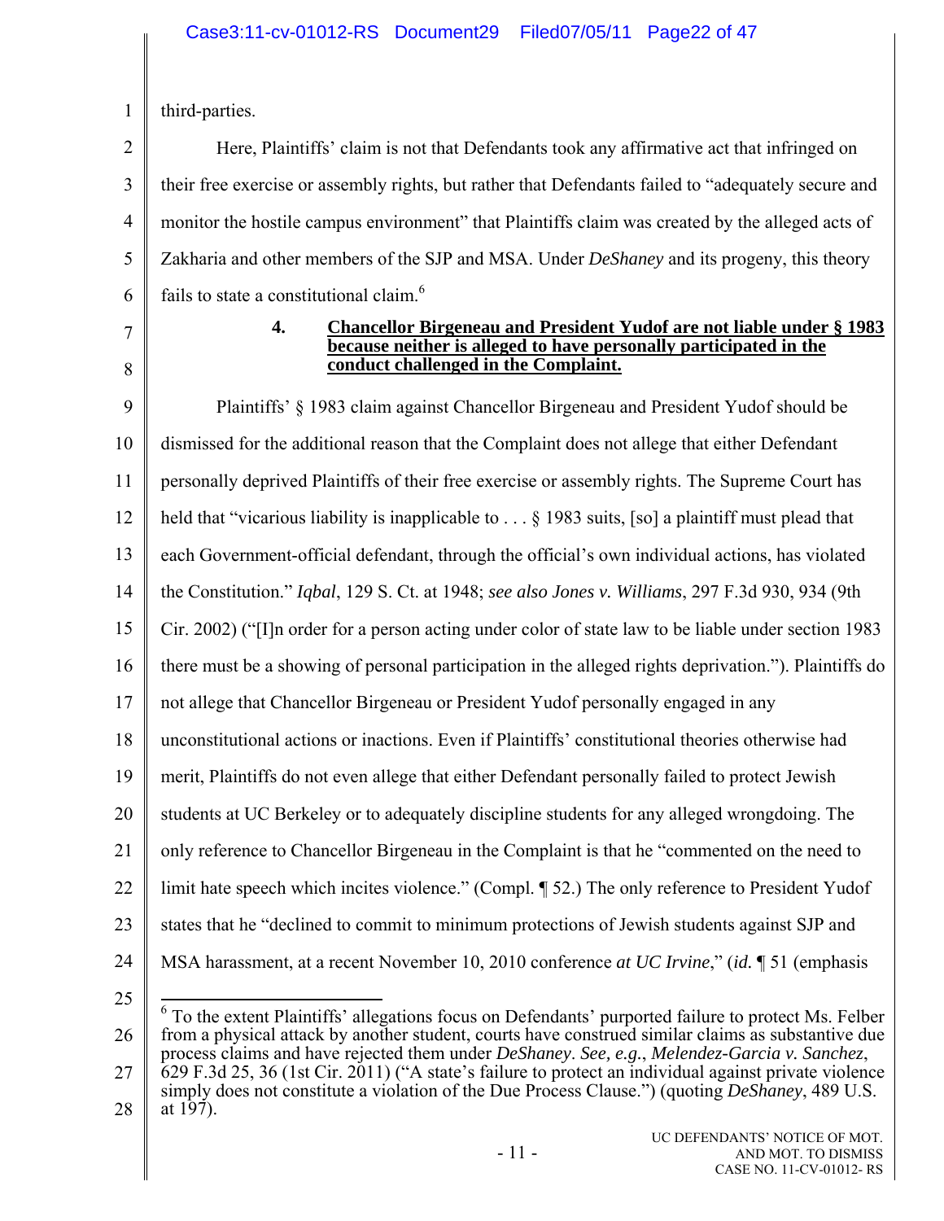third-parties.

Here, Plaintiffs' claim is not that Defendants took any affirmative act that infringed on their free exercise or assembly rights, but rather that Defendants failed to "adequately secure and monitor the hostile campus environment" that Plaintiffs claim was created by the alleged acts of Zakharia and other members of the SJP and MSA. Under *DeShaney* and its progeny, this theory fails to state a constitutional claim.[6]

#### 4. <u>Chancellor Birgeneau and President Yudof are not liable under § 1983 because neither is alleged to have personally participated in the conduct challenged in the Complaint.</u>

Plaintiffs' § 1983 claim against Chancellor Birgeneau and President Yudof should be dismissed for the additional reason that the Complaint does not allege that either Defendant personally deprived Plaintiffs of their free exercise or assembly rights. The Supreme Court has held that "vicarious liability is inapplicable to . . . § 1983 suits, [so] a plaintiff must plead that each Government-official defendant, through the official's own individual actions, has violated the Constitution." *Iqbal*, 129 S. Ct. at 1948; *see also Jones v. Williams*, 297 F.3d 930, 934 (9th Cir. 2002) ("[I]n order for a person acting under color of state law to be liable under section 1983 there must be a showing of personal participation in the alleged rights deprivation."). Plaintiffs do not allege that Chancellor Birgeneau or President Yudof personally engaged in any unconstitutional actions or inactions. Even if Plaintiffs' constitutional theories otherwise had merit, Plaintiffs do not even allege that either Defendant personally failed to protect Jewish students at UC Berkeley or to adequately discipline students for any alleged wrongdoing. The only reference to Chancellor Birgeneau in the Complaint is that he "commented on the need to limit hate speech which incites violence." (Compl. ¶ 52.) The only reference to President Yudof states that he "declined to commit to minimum protections of Jewish students against SJP and MSA harassment, at a recent November 10, 2010 conference *at UC Irvine*," (*id.* ¶ 51 (emphasis

---

[6] To the extent Plaintiffs' allegations focus on Defendants' purported failure to protect Ms. Felber from a physical attack by another student, courts have construed similar claims as substantive due process claims and have rejected them under *DeShaney*. *See, e.g.*, *Melendez-Garcia v. Sanchez*, 629 F.3d 25, 36 (1st Cir. 2011) ("A state's failure to protect an individual against private violence simply does not constitute a violation of the Due Process Clause.") (quoting *DeShaney*, 489 U.S. at 197).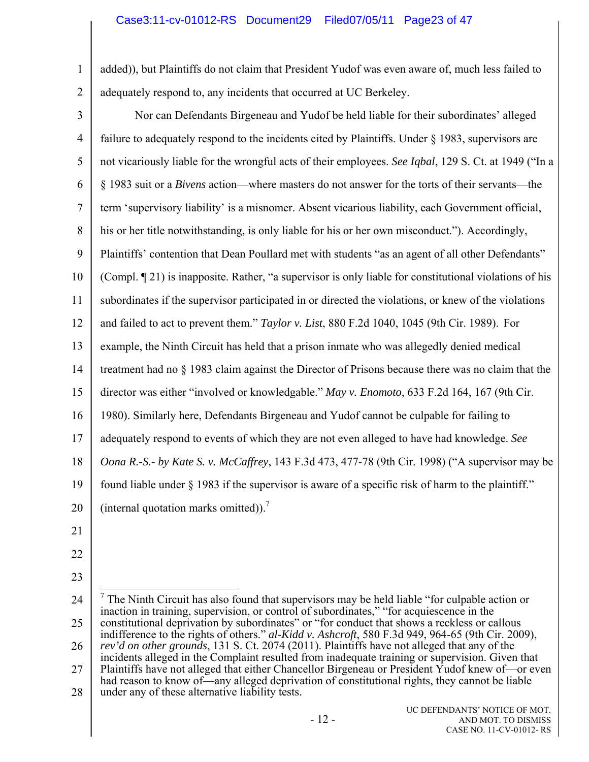added)), but Plaintiffs do not claim that President Yudof was even aware of, much less failed to adequately respond to, any incidents that occurred at UC Berkeley.

Nor can Defendants Birgeneau and Yudof be held liable for their subordinates' alleged failure to adequately respond to the incidents cited by Plaintiffs. Under § 1983, supervisors are not vicariously liable for the wrongful acts of their employees. *See Iqbal*, 129 S. Ct. at 1949 ("In a § 1983 suit or a *Bivens* action—where masters do not answer for the torts of their servants—the term 'supervisory liability' is a misnomer. Absent vicarious liability, each Government official, his or her title notwithstanding, is only liable for his or her own misconduct."). Accordingly, Plaintiffs' contention that Dean Poullard met with students "as an agent of all other Defendants" (Compl. ¶ 21) is inapposite. Rather, "a supervisor is only liable for constitutional violations of his subordinates if the supervisor participated in or directed the violations, or knew of the violations and failed to act to prevent them." *Taylor v. List*, 880 F.2d 1040, 1045 (9th Cir. 1989). For example, the Ninth Circuit has held that a prison inmate who was allegedly denied medical treatment had no § 1983 claim against the Director of Prisons because there was no claim that the director was either "involved or knowledgable." *May v. Enomoto*, 633 F.2d 164, 167 (9th Cir. 1980). Similarly here, Defendants Birgeneau and Yudof cannot be culpable for failing to adequately respond to events of which they are not even alleged to have had knowledge. *See Oona R.-S.- by Kate S. v. McCaffrey*, 143 F.3d 473, 477-78 (9th Cir. 1998) ("A supervisor may be found liable under § 1983 if the supervisor is aware of a specific risk of harm to the plaintiff." (internal quotation marks omitted)).[7]

---

[7] The Ninth Circuit has also found that supervisors may be held liable "for culpable action or inaction in training, supervision, or control of subordinates," "for acquiescence in the constitutional deprivation by subordinates" or "for conduct that shows a reckless or callous indifference to the rights of others." *al-Kidd v. Ashcroft*, 580 F.3d 949, 964-65 (9th Cir. 2009), *rev'd on other grounds*, 131 S. Ct. 2074 (2011). Plaintiffs have not alleged that any of the incidents alleged in the Complaint resulted from inadequate training or supervision. Given that Plaintiffs have not alleged that either Chancellor Birgeneau or President Yudof knew of—or even had reason to know of—any alleged deprivation of constitutional rights, they cannot be liable under any of these alternative liability tests.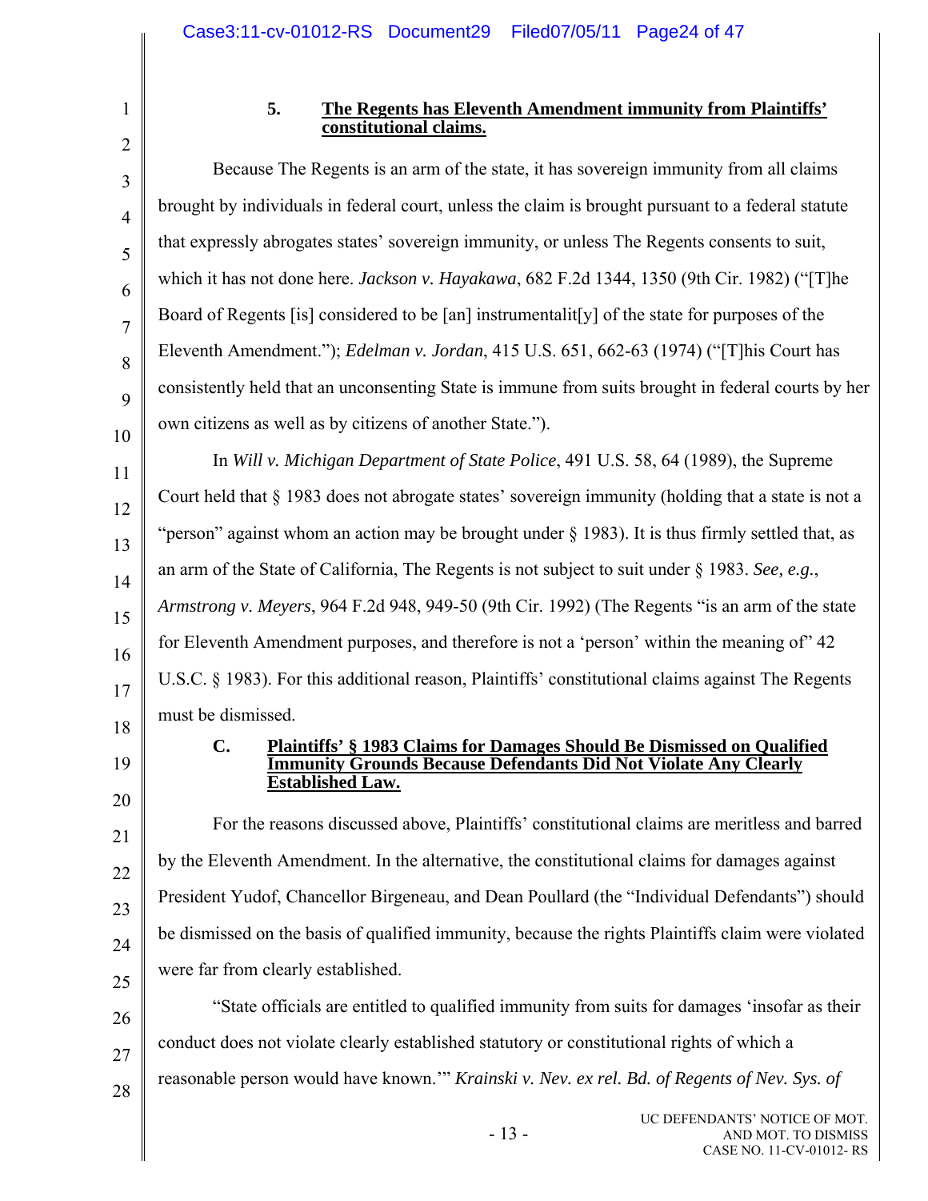#### 5. The Regents has Eleventh Amendment immunity from Plaintiffs' constitutional claims.

Because The Regents is an arm of the state, it has sovereign immunity from all claims brought by individuals in federal court, unless the claim is brought pursuant to a federal statute that expressly abrogates states' sovereign immunity, or unless The Regents consents to suit, which it has not done here. *Jackson v. Hayakawa*, 682 F.2d 1344, 1350 (9th Cir. 1982) ("[T]he Board of Regents [is] considered to be [an] instrumentalit[y] of the state for purposes of the Eleventh Amendment."); *Edelman v. Jordan*, 415 U.S. 651, 662-63 (1974) ("[T]his Court has consistently held that an unconsenting State is immune from suits brought in federal courts by her own citizens as well as by citizens of another State.").

In *Will v. Michigan Department of State Police*, 491 U.S. 58, 64 (1989), the Supreme Court held that § 1983 does not abrogate states' sovereign immunity (holding that a state is not a "person" against whom an action may be brought under § 1983). It is thus firmly settled that, as an arm of the State of California, The Regents is not subject to suit under § 1983. *See, e.g.*, *Armstrong v. Meyers*, 964 F.2d 948, 949-50 (9th Cir. 1992) (The Regents "is an arm of the state for Eleventh Amendment purposes, and therefore is not a 'person' within the meaning of" 42 U.S.C. § 1983). For this additional reason, Plaintiffs' constitutional claims against The Regents must be dismissed.

### C. Plaintiffs' § 1983 Claims for Damages Should Be Dismissed on Qualified Immunity Grounds Because Defendants Did Not Violate Any Clearly Established Law.

For the reasons discussed above, Plaintiffs' constitutional claims are meritless and barred by the Eleventh Amendment. In the alternative, the constitutional claims for damages against President Yudof, Chancellor Birgeneau, and Dean Poullard (the "Individual Defendants") should be dismissed on the basis of qualified immunity, because the rights Plaintiffs claim were violated were far from clearly established.

"State officials are entitled to qualified immunity from suits for damages 'insofar as their conduct does not violate clearly established statutory or constitutional rights of which a reasonable person would have known.'" *Krainski v. Nev. ex rel. Bd. of Regents of Nev. Sys. of*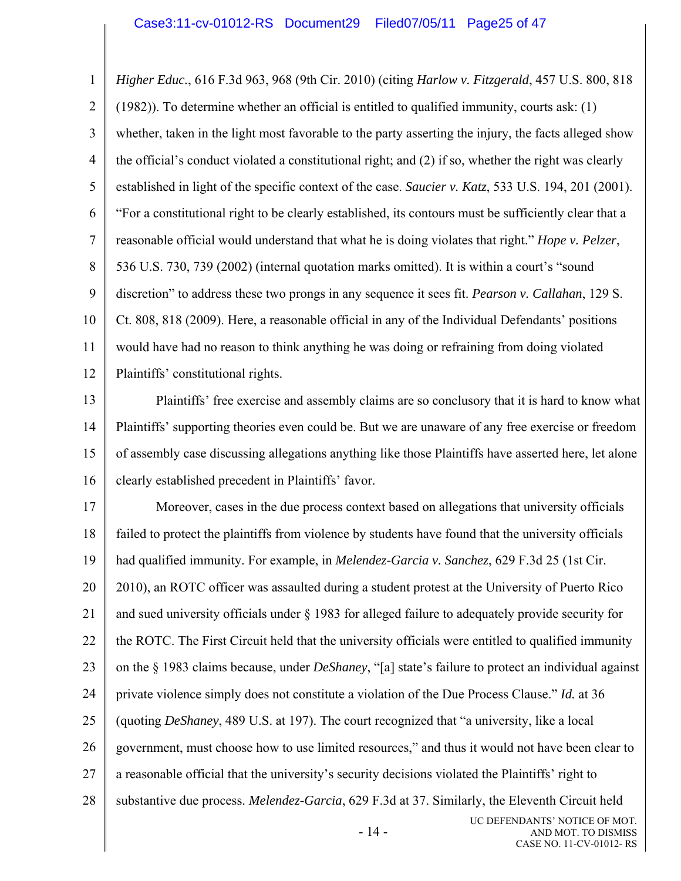*Higher Educ.*, 616 F.3d 963, 968 (9th Cir. 2010) (citing *Harlow v. Fitzgerald*, 457 U.S. 800, 818 (1982)). To determine whether an official is entitled to qualified immunity, courts ask: (1) whether, taken in the light most favorable to the party asserting the injury, the facts alleged show the official's conduct violated a constitutional right; and (2) if so, whether the right was clearly established in light of the specific context of the case. *Saucier v. Katz*, 533 U.S. 194, 201 (2001). "For a constitutional right to be clearly established, its contours must be sufficiently clear that a reasonable official would understand that what he is doing violates that right." *Hope v. Pelzer*, 536 U.S. 730, 739 (2002) (internal quotation marks omitted). It is within a court's "sound discretion" to address these two prongs in any sequence it sees fit. *Pearson v. Callahan*, 129 S. Ct. 808, 818 (2009). Here, a reasonable official in any of the Individual Defendants' positions would have had no reason to think anything he was doing or refraining from doing violated Plaintiffs' constitutional rights.

Plaintiffs' free exercise and assembly claims are so conclusory that it is hard to know what Plaintiffs' supporting theories even could be. But we are unaware of any free exercise or freedom of assembly case discussing allegations anything like those Plaintiffs have asserted here, let alone clearly established precedent in Plaintiffs' favor.

Moreover, cases in the due process context based on allegations that university officials failed to protect the plaintiffs from violence by students have found that the university officials had qualified immunity. For example, in *Melendez-Garcia v. Sanchez*, 629 F.3d 25 (1st Cir. 2010), an ROTC officer was assaulted during a student protest at the University of Puerto Rico and sued university officials under § 1983 for alleged failure to adequately provide security for the ROTC. The First Circuit held that the university officials were entitled to qualified immunity on the § 1983 claims because, under *DeShaney*, "[a] state's failure to protect an individual against private violence simply does not constitute a violation of the Due Process Clause." *Id.* at 36 (quoting *DeShaney*, 489 U.S. at 197). The court recognized that "a university, like a local government, must choose how to use limited resources," and thus it would not have been clear to a reasonable official that the university's security decisions violated the Plaintiffs' right to substantive due process. *Melendez-Garcia*, 629 F.3d at 37. Similarly, the Eleventh Circuit held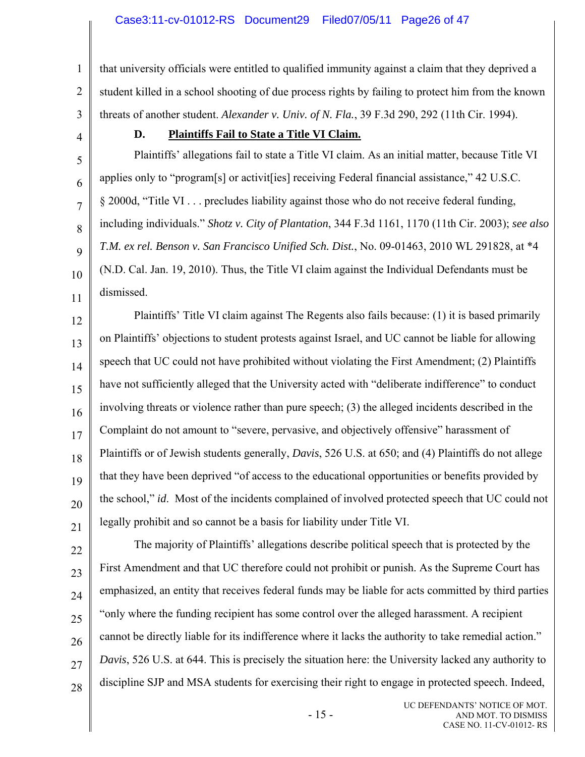that university officials were entitled to qualified immunity against a claim that they deprived a student killed in a school shooting of due process rights by failing to protect him from the known threats of another student. *Alexander v. Univ. of N. Fla.*, 39 F.3d 290, 292 (11th Cir. 1994).

### D. **Plaintiffs Fail to State a Title VI Claim.**

Plaintiffs' allegations fail to state a Title VI claim. As an initial matter, because Title VI applies only to "program[s] or activit[ies] receiving Federal financial assistance," 42 U.S.C. § 2000d, "Title VI . . . precludes liability against those who do not receive federal funding, including individuals." *Shotz v. City of Plantation*, 344 F.3d 1161, 1170 (11th Cir. 2003); *see also T.M. ex rel. Benson v. San Francisco Unified Sch. Dist.*, No. 09-01463, 2010 WL 291828, at *4 (N.D. Cal. Jan. 19, 2010). Thus, the Title VI claim against the Individual Defendants must be dismissed.

Plaintiffs' Title VI claim against The Regents also fails because: (1) it is based primarily on Plaintiffs' objections to student protests against Israel, and UC cannot be liable for allowing speech that UC could not have prohibited without violating the First Amendment; (2) Plaintiffs have not sufficiently alleged that the University acted with "deliberate indifference" to conduct involving threats or violence rather than pure speech; (3) the alleged incidents described in the Complaint do not amount to "severe, pervasive, and objectively offensive" harassment of Plaintiffs or of Jewish students generally, *Davis*, 526 U.S. at 650; and (4) Plaintiffs do not allege that they have been deprived "of access to the educational opportunities or benefits provided by the school," *id*. Most of the incidents complained of involved protected speech that UC could not legally prohibit and so cannot be a basis for liability under Title VI.

The majority of Plaintiffs' allegations describe political speech that is protected by the First Amendment and that UC therefore could not prohibit or punish. As the Supreme Court has emphasized, an entity that receives federal funds may be liable for acts committed by third parties "only where the funding recipient has some control over the alleged harassment. A recipient cannot be directly liable for its indifference where it lacks the authority to take remedial action." *Davis*, 526 U.S. at 644. This is precisely the situation here: the University lacked any authority to discipline SJP and MSA students for exercising their right to engage in protected speech. Indeed,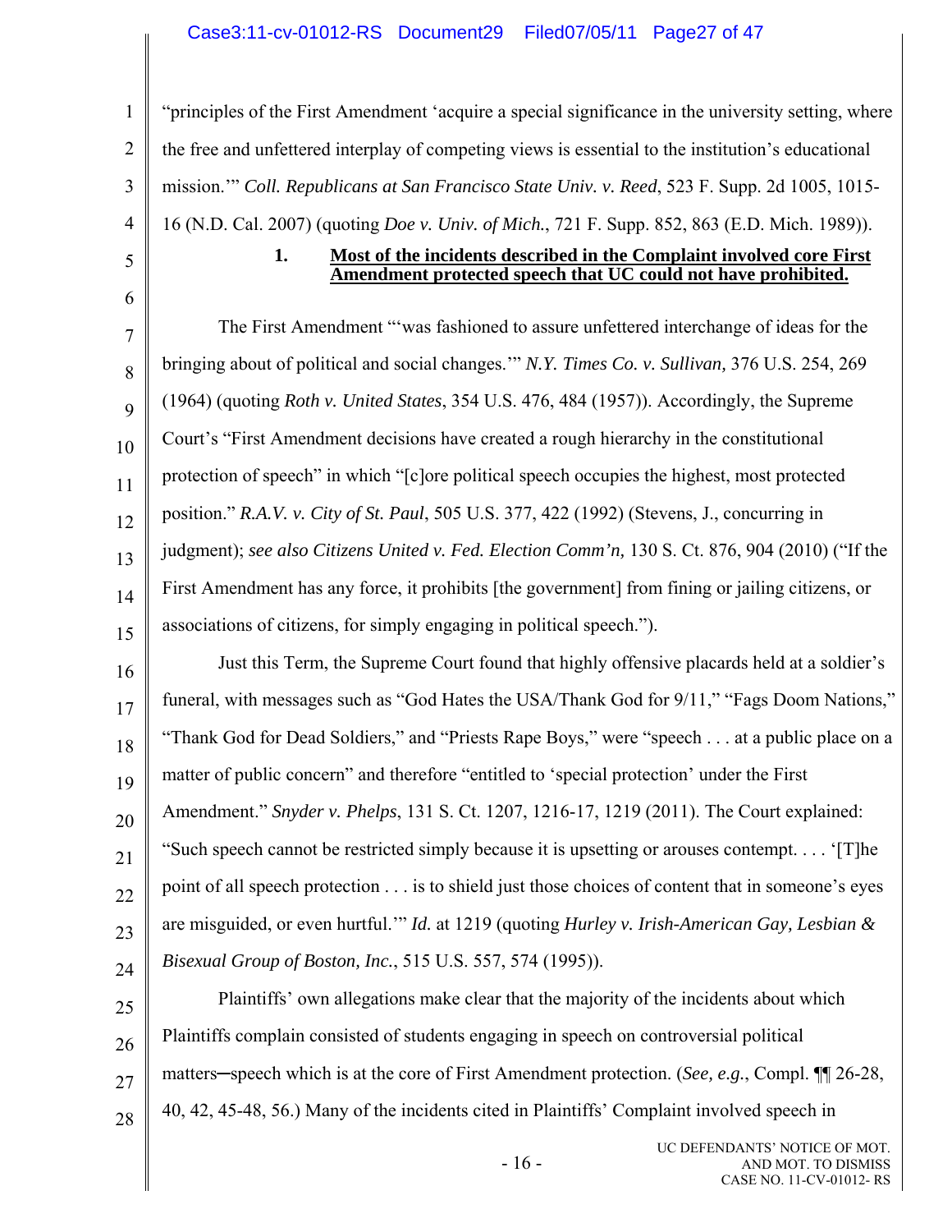"principles of the First Amendment 'acquire a special significance in the university setting, where the free and unfettered interplay of competing views is essential to the institution's educational mission.'" *Coll. Republicans at San Francisco State Univ. v. Reed*, 523 F. Supp. 2d 1005, 1015-16 (N.D. Cal. 2007) (quoting *Doe v. Univ. of Mich.*, 721 F. Supp. 852, 863 (E.D. Mich. 1989)).

### 1. Most of the incidents described in the Complaint involved core First Amendment protected speech that UC could not have prohibited.

The First Amendment "'was fashioned to assure unfettered interchange of ideas for the bringing about of political and social changes.'" *N.Y. Times Co. v. Sullivan,* 376 U.S. 254, 269 (1964) (quoting *Roth v. United States*, 354 U.S. 476, 484 (1957)). Accordingly, the Supreme Court's "First Amendment decisions have created a rough hierarchy in the constitutional protection of speech" in which "[c]ore political speech occupies the highest, most protected position." *R.A.V. v. City of St. Paul*, 505 U.S. 377, 422 (1992) (Stevens, J., concurring in judgment); *see also Citizens United v. Fed. Election Comm'n,* 130 S. Ct. 876, 904 (2010) ("If the First Amendment has any force, it prohibits [the government] from fining or jailing citizens, or associations of citizens, for simply engaging in political speech.").

Just this Term, the Supreme Court found that highly offensive placards held at a soldier's funeral, with messages such as "God Hates the USA/Thank God for 9/11," "Fags Doom Nations," "Thank God for Dead Soldiers," and "Priests Rape Boys," were "speech . . . at a public place on a matter of public concern" and therefore "entitled to 'special protection' under the First Amendment." *Snyder v. Phelps*, 131 S. Ct. 1207, 1216-17, 1219 (2011). The Court explained: "Such speech cannot be restricted simply because it is upsetting or arouses contempt. . . . '[T]he point of all speech protection . . . is to shield just those choices of content that in someone's eyes are misguided, or even hurtful.'" *Id.* at 1219 (quoting *Hurley v. Irish-American Gay, Lesbian & Bisexual Group of Boston, Inc.*, 515 U.S. 557, 574 (1995)).

Plaintiffs' own allegations make clear that the majority of the incidents about which Plaintiffs complain consisted of students engaging in speech on controversial political matters─speech which is at the core of First Amendment protection. (*See, e.g.*, Compl. ¶¶ 26-28, 40, 42, 45-48, 56.) Many of the incidents cited in Plaintiffs' Complaint involved speech in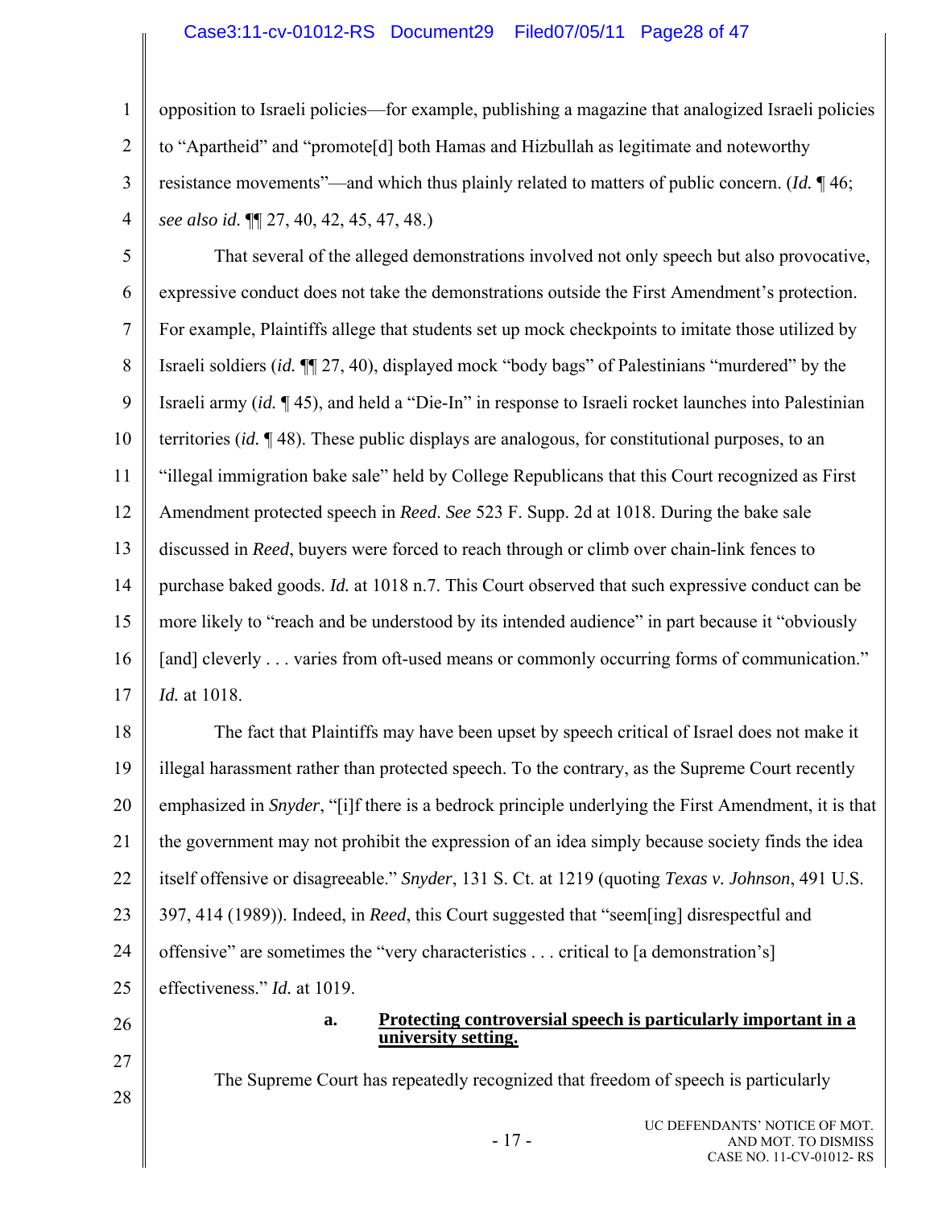opposition to Israeli policies—for example, publishing a magazine that analogized Israeli policies to "Apartheid" and "promote[d] both Hamas and Hizbullah as legitimate and noteworthy resistance movements"—and which thus plainly related to matters of public concern. (*Id.* ¶ 46; *see also id.* ¶¶ 27, 40, 42, 45, 47, 48.)

That several of the alleged demonstrations involved not only speech but also provocative, expressive conduct does not take the demonstrations outside the First Amendment's protection. For example, Plaintiffs allege that students set up mock checkpoints to imitate those utilized by Israeli soldiers (*id.* ¶¶ 27, 40), displayed mock "body bags" of Palestinians "murdered" by the Israeli army (*id.* ¶ 45), and held a "Die-In" in response to Israeli rocket launches into Palestinian territories (*id.* ¶ 48). These public displays are analogous, for constitutional purposes, to an "illegal immigration bake sale" held by College Republicans that this Court recognized as First Amendment protected speech in *Reed*. *See* 523 F. Supp. 2d at 1018. During the bake sale discussed in *Reed*, buyers were forced to reach through or climb over chain-link fences to purchase baked goods. *Id.* at 1018 n.7. This Court observed that such expressive conduct can be more likely to "reach and be understood by its intended audience" in part because it "obviously [and] cleverly . . . varies from oft-used means or commonly occurring forms of communication." *Id.* at 1018.

The fact that Plaintiffs may have been upset by speech critical of Israel does not make it illegal harassment rather than protected speech. To the contrary, as the Supreme Court recently emphasized in *Snyder*, "[i]f there is a bedrock principle underlying the First Amendment, it is that the government may not prohibit the expression of an idea simply because society finds the idea itself offensive or disagreeable." *Snyder*, 131 S. Ct. at 1219 (quoting *Texas v. Johnson*, 491 U.S. 397, 414 (1989)). Indeed, in *Reed*, this Court suggested that "seem[ing] disrespectful and offensive" are sometimes the "very characteristics . . . critical to [a demonstration's] effectiveness." *Id.* at 1019.

**a. <u>Protecting controversial speech is particularly important in a university setting.</u>**

The Supreme Court has repeatedly recognized that freedom of speech is particularly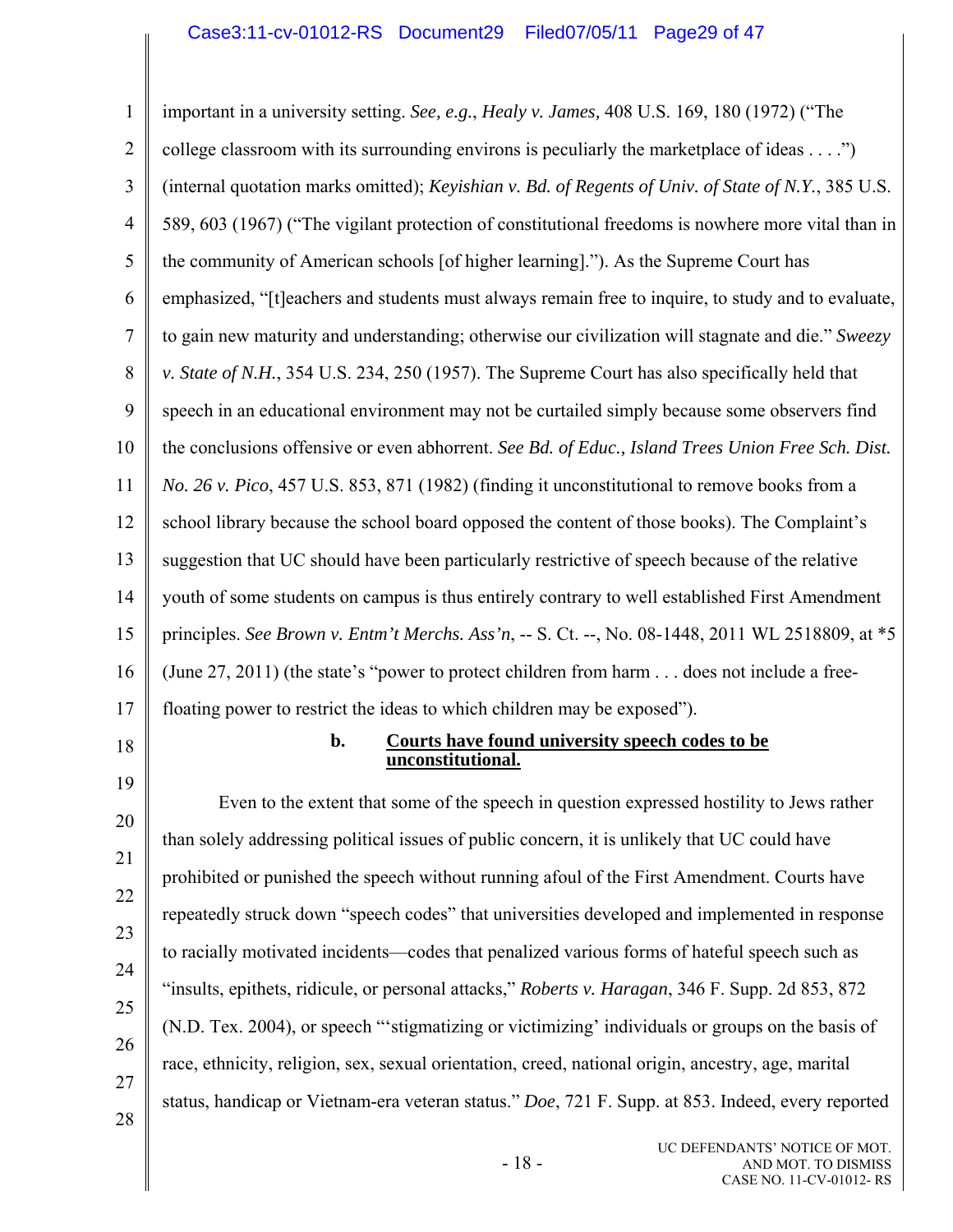important in a university setting. *See, e.g.*, *Healy v. James,* 408 U.S. 169, 180 (1972) ("The college classroom with its surrounding environs is peculiarly the marketplace of ideas . . . .") (internal quotation marks omitted); *Keyishian v. Bd. of Regents of Univ. of State of N.Y.*, 385 U.S. 589, 603 (1967) ("The vigilant protection of constitutional freedoms is nowhere more vital than in the community of American schools [of higher learning]."). As the Supreme Court has emphasized, "[t]eachers and students must always remain free to inquire, to study and to evaluate, to gain new maturity and understanding; otherwise our civilization will stagnate and die." *Sweezy v. State of N.H.*, 354 U.S. 234, 250 (1957). The Supreme Court has also specifically held that speech in an educational environment may not be curtailed simply because some observers find the conclusions offensive or even abhorrent. *See Bd. of Educ., Island Trees Union Free Sch. Dist. No. 26 v. Pico*, 457 U.S. 853, 871 (1982) (finding it unconstitutional to remove books from a school library because the school board opposed the content of those books). The Complaint's suggestion that UC should have been particularly restrictive of speech because of the relative youth of some students on campus is thus entirely contrary to well established First Amendment principles. *See Brown v. Entm't Merchs. Ass'n*, -- S. Ct. --, No. 08-1448, 2011 WL 2518809, at *5 (June 27, 2011) (the state's "power to protect children from harm . . . does not include a free-floating power to restrict the ideas to which children may be exposed").

#### b. **Courts have found university speech codes to be unconstitutional.**

Even to the extent that some of the speech in question expressed hostility to Jews rather than solely addressing political issues of public concern, it is unlikely that UC could have prohibited or punished the speech without running afoul of the First Amendment. Courts have repeatedly struck down "speech codes" that universities developed and implemented in response to racially motivated incidents—codes that penalized various forms of hateful speech such as "insults, epithets, ridicule, or personal attacks," *Roberts v. Haragan*, 346 F. Supp. 2d 853, 872 (N.D. Tex. 2004), or speech "'stigmatizing or victimizing' individuals or groups on the basis of race, ethnicity, religion, sex, sexual orientation, creed, national origin, ancestry, age, marital status, handicap or Vietnam-era veteran status." *Doe*, 721 F. Supp. at 853. Indeed, every reported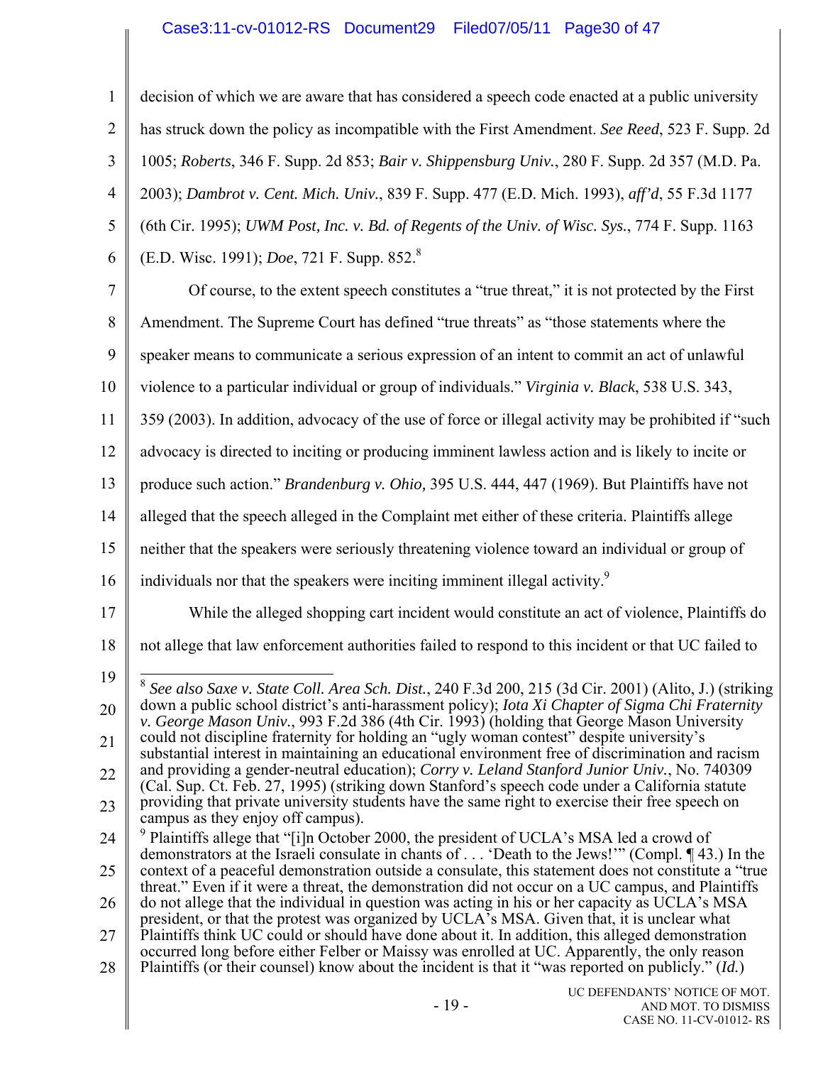decision of which we are aware that has considered a speech code enacted at a public university has struck down the policy as incompatible with the First Amendment. *See Reed*, 523 F. Supp. 2d 1005; *Roberts*, 346 F. Supp. 2d 853; *Bair v. Shippensburg Univ.*, 280 F. Supp. 2d 357 (M.D. Pa. 2003); *Dambrot v. Cent. Mich. Univ.*, 839 F. Supp. 477 (E.D. Mich. 1993), *aff'd*, 55 F.3d 1177 (6th Cir. 1995); *UWM Post, Inc. v. Bd. of Regents of the Univ. of Wisc. Sys.*, 774 F. Supp. 1163 (E.D. Wisc. 1991); *Doe*, 721 F. Supp. 852.[8]

Of course, to the extent speech constitutes a "true threat," it is not protected by the First Amendment. The Supreme Court has defined "true threats" as "those statements where the speaker means to communicate a serious expression of an intent to commit an act of unlawful violence to a particular individual or group of individuals." *Virginia v. Black*, 538 U.S. 343, 359 (2003). In addition, advocacy of the use of force or illegal activity may be prohibited if "such advocacy is directed to inciting or producing imminent lawless action and is likely to incite or produce such action." *Brandenburg v. Ohio,* 395 U.S. 444, 447 (1969). But Plaintiffs have not alleged that the speech alleged in the Complaint met either of these criteria. Plaintiffs allege neither that the speakers were seriously threatening violence toward an individual or group of individuals nor that the speakers were inciting imminent illegal activity.[9]

While the alleged shopping cart incident would constitute an act of violence, Plaintiffs do not allege that law enforcement authorities failed to respond to this incident or that UC failed to

---

[8] *See also Saxe v. State Coll. Area Sch. Dist.*, 240 F.3d 200, 215 (3d Cir. 2001) (Alito, J.) (striking down a public school district's anti-harassment policy); *Iota Xi Chapter of Sigma Chi Fraternity v. George Mason Univ.*, 993 F.2d 386 (4th Cir. 1993) (holding that George Mason University could not discipline fraternity for holding an "ugly woman contest" despite university's substantial interest in maintaining an educational environment free of discrimination and racism and providing a gender-neutral education); *Corry v. Leland Stanford Junior Univ.*, No. 740309 (Cal. Sup. Ct. Feb. 27, 1995) (striking down Stanford's speech code under a California statute providing that private university students have the same right to exercise their free speech on campus as they enjoy off campus).

[9] Plaintiffs allege that "[i]n October 2000, the president of UCLA's MSA led a crowd of demonstrators at the Israeli consulate in chants of . . . 'Death to the Jews!'" (Compl. ¶ 43.) In the context of a peaceful demonstration outside a consulate, this statement does not constitute a "true threat." Even if it were a threat, the demonstration did not occur on a UC campus, and Plaintiffs do not allege that the individual in question was acting in his or her capacity as UCLA's MSA president, or that the protest was organized by UCLA's MSA. Given that, it is unclear what Plaintiffs think UC could or should have done about it. In addition, this alleged demonstration occurred long before either Felber or Maissy was enrolled at UC. Apparently, the only reason Plaintiffs (or their counsel) know about the incident is that it "was reported on publicly." (*Id.*)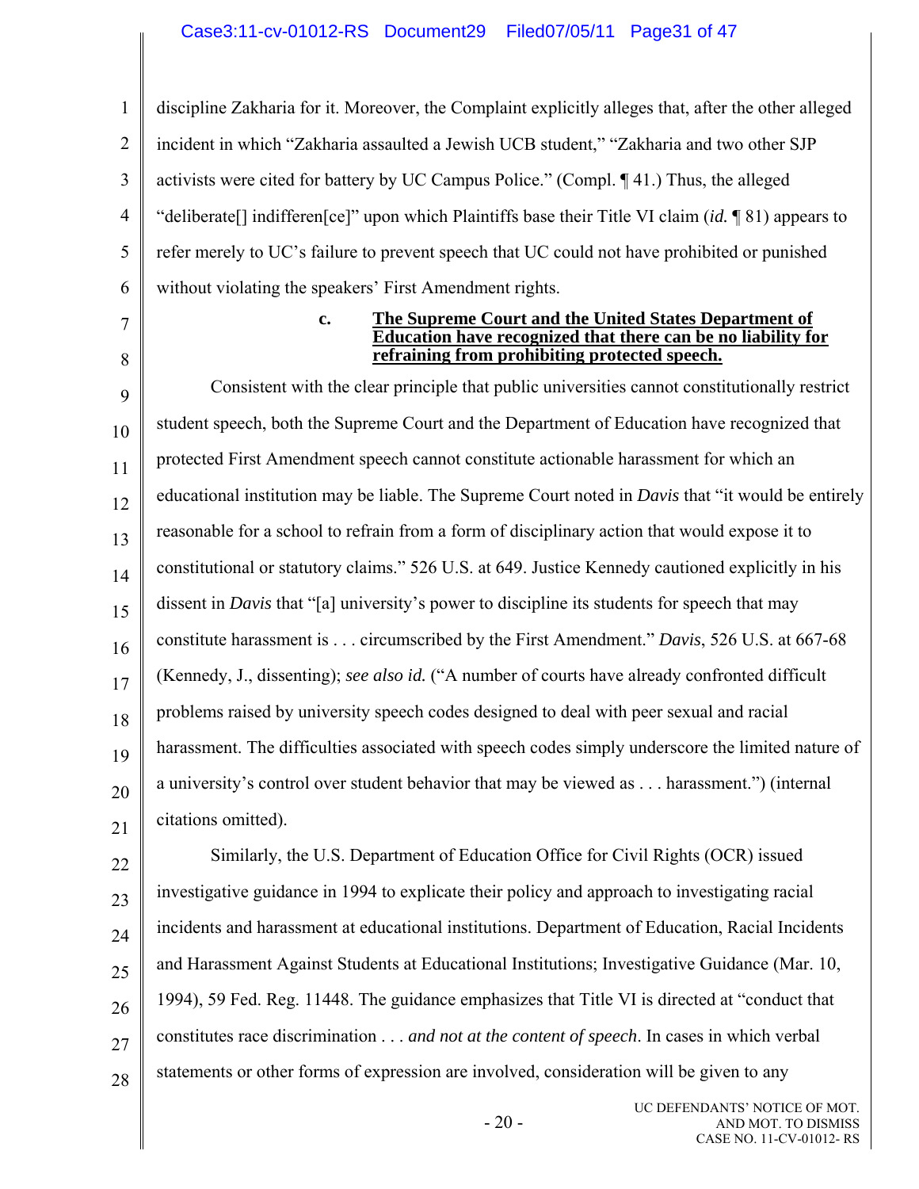discipline Zakharia for it. Moreover, the Complaint explicitly alleges that, after the other alleged incident in which "Zakharia assaulted a Jewish UCB student," "Zakharia and two other SJP activists were cited for battery by UC Campus Police." (Compl. ¶ 41.) Thus, the alleged "deliberate[] indifferen[ce]" upon which Plaintiffs base their Title VI claim (*id.* ¶ 81) appears to refer merely to UC's failure to prevent speech that UC could not have prohibited or punished without violating the speakers' First Amendment rights.

c. **The Supreme Court and the United States Department of Education have recognized that there can be no liability for refraining from prohibiting protected speech.**

Consistent with the clear principle that public universities cannot constitutionally restrict student speech, both the Supreme Court and the Department of Education have recognized that protected First Amendment speech cannot constitute actionable harassment for which an educational institution may be liable. The Supreme Court noted in *Davis* that "it would be entirely reasonable for a school to refrain from a form of disciplinary action that would expose it to constitutional or statutory claims." 526 U.S. at 649. Justice Kennedy cautioned explicitly in his dissent in *Davis* that "[a] university's power to discipline its students for speech that may constitute harassment is . . . circumscribed by the First Amendment." *Davis*, 526 U.S. at 667-68 (Kennedy, J., dissenting); *see also id.* ("A number of courts have already confronted difficult problems raised by university speech codes designed to deal with peer sexual and racial harassment. The difficulties associated with speech codes simply underscore the limited nature of a university's control over student behavior that may be viewed as . . . harassment.") (internal citations omitted).

Similarly, the U.S. Department of Education Office for Civil Rights (OCR) issued investigative guidance in 1994 to explicate their policy and approach to investigating racial incidents and harassment at educational institutions. Department of Education, Racial Incidents and Harassment Against Students at Educational Institutions; Investigative Guidance (Mar. 10, 1994), 59 Fed. Reg. 11448. The guidance emphasizes that Title VI is directed at "conduct that constitutes race discrimination . . . *and not at the content of speech*. In cases in which verbal statements or other forms of expression are involved, consideration will be given to any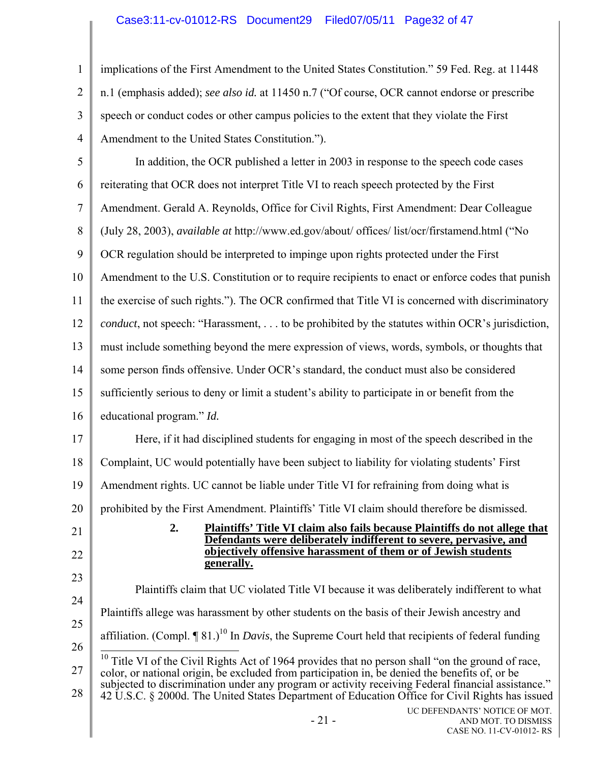implications of the First Amendment to the United States Constitution." 59 Fed. Reg. at 11448 n.1 (emphasis added); *see also id.* at 11450 n.7 ("Of course, OCR cannot endorse or prescribe speech or conduct codes or other campus policies to the extent that they violate the First Amendment to the United States Constitution.").

In addition, the OCR published a letter in 2003 in response to the speech code cases reiterating that OCR does not interpret Title VI to reach speech protected by the First Amendment. Gerald A. Reynolds, Office for Civil Rights, First Amendment: Dear Colleague (July 28, 2003), *available at* http://www.ed.gov/about/ offices/ list/ocr/firstamend.html ("No OCR regulation should be interpreted to impinge upon rights protected under the First Amendment to the U.S. Constitution or to require recipients to enact or enforce codes that punish the exercise of such rights."). The OCR confirmed that Title VI is concerned with discriminatory *conduct*, not speech: "Harassment, . . . to be prohibited by the statutes within OCR's jurisdiction, must include something beyond the mere expression of views, words, symbols, or thoughts that some person finds offensive. Under OCR's standard, the conduct must also be considered sufficiently serious to deny or limit a student's ability to participate in or benefit from the educational program." *Id.*

Here, if it had disciplined students for engaging in most of the speech described in the Complaint, UC would potentially have been subject to liability for violating students' First Amendment rights. UC cannot be liable under Title VI for refraining from doing what is prohibited by the First Amendment. Plaintiffs' Title VI claim should therefore be dismissed.

**2. Plaintiffs' Title VI claim also fails because Plaintiffs do not allege that Defendants were deliberately indifferent to severe, pervasive, and objectively offensive harassment of them or of Jewish students generally.**

Plaintiffs claim that UC violated Title VI because it was deliberately indifferent to what Plaintiffs allege was harassment by other students on the basis of their Jewish ancestry and affiliation. (Compl. ¶ 81.)[10] In *Davis*, the Supreme Court held that recipients of federal funding

---

[10] Title VI of the Civil Rights Act of 1964 provides that no person shall "on the ground of race, color, or national origin, be excluded from participation in, be denied the benefits of, or be subjected to discrimination under any program or activity receiving Federal financial assistance." 42 U.S.C. § 2000d. The United States Department of Education Office for Civil Rights has issued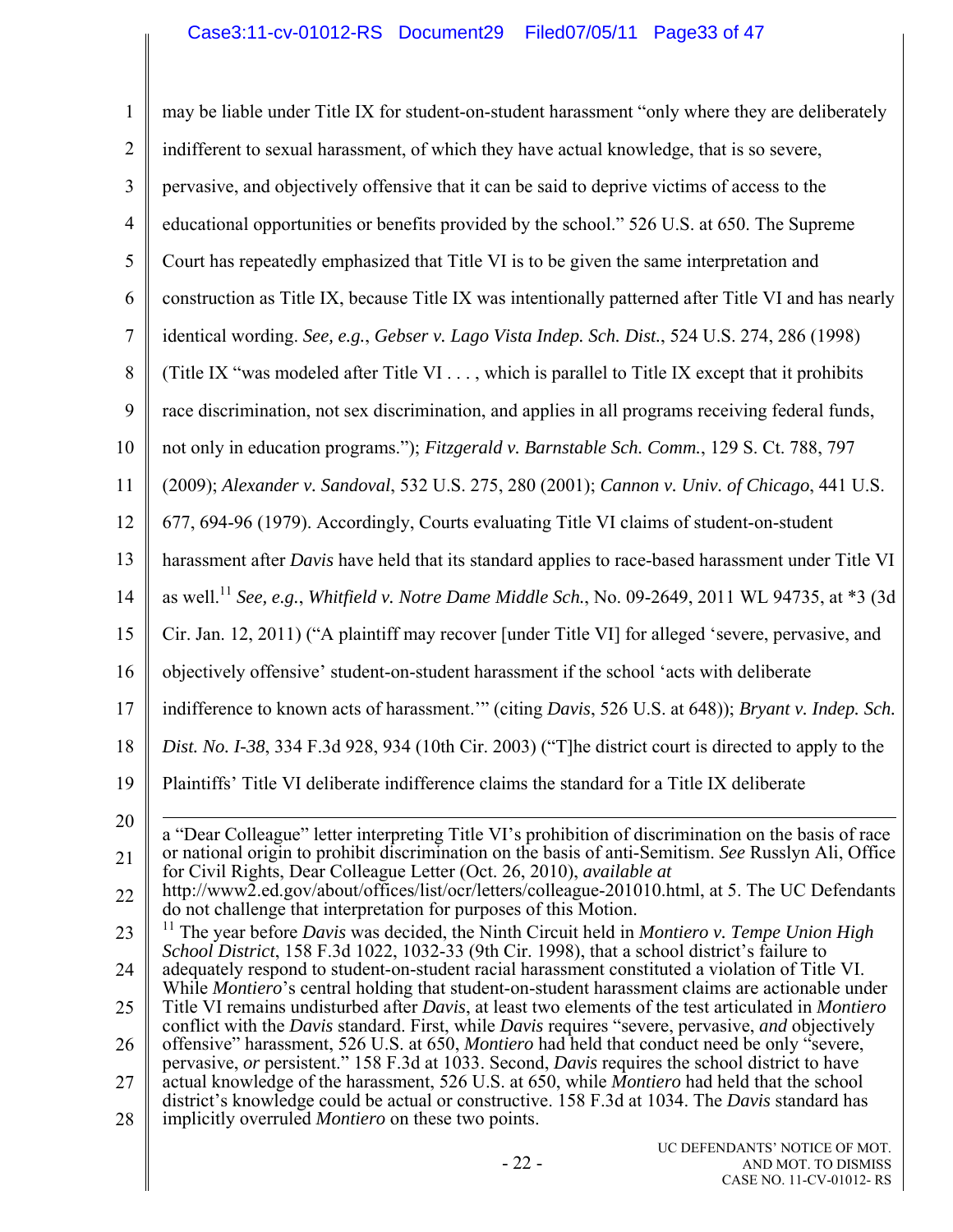may be liable under Title IX for student-on-student harassment "only where they are deliberately indifferent to sexual harassment, of which they have actual knowledge, that is so severe, pervasive, and objectively offensive that it can be said to deprive victims of access to the educational opportunities or benefits provided by the school." 526 U.S. at 650. The Supreme Court has repeatedly emphasized that Title VI is to be given the same interpretation and construction as Title IX, because Title IX was intentionally patterned after Title VI and has nearly identical wording. *See, e.g.*, *Gebser v. Lago Vista Indep. Sch. Dist.*, 524 U.S. 274, 286 (1998) (Title IX "was modeled after Title VI . . . , which is parallel to Title IX except that it prohibits race discrimination, not sex discrimination, and applies in all programs receiving federal funds, not only in education programs."); *Fitzgerald v. Barnstable Sch. Comm.*, 129 S. Ct. 788, 797 (2009); *Alexander v. Sandoval*, 532 U.S. 275, 280 (2001); *Cannon v. Univ. of Chicago*, 441 U.S. 677, 694-96 (1979). Accordingly, Courts evaluating Title VI claims of student-on-student harassment after *Davis* have held that its standard applies to race-based harassment under Title VI as well.[11] *See, e.g.*, *Whitfield v. Notre Dame Middle Sch.*, No. 09-2649, 2011 WL 94735, at *3 (3d Cir. Jan. 12, 2011) ("A plaintiff may recover [under Title VI] for alleged 'severe, pervasive, and objectively offensive' student-on-student harassment if the school 'acts with deliberate indifference to known acts of harassment.'" (citing *Davis*, 526 U.S. at 648)); *Bryant v. Indep. Sch. Dist. No. I-38*, 334 F.3d 928, 934 (10th Cir. 2003) ("T]he district court is directed to apply to the Plaintiffs' Title VI deliberate indifference claims the standard for a Title IX deliberate

---

a "Dear Colleague" letter interpreting Title VI's prohibition of discrimination on the basis of race or national origin to prohibit discrimination on the basis of anti-Semitism. *See* Russlyn Ali, Office for Civil Rights, Dear Colleague Letter (Oct. 26, 2010), *available at* http://www2.ed.gov/about/offices/list/ocr/letters/colleague-201010.html, at 5. The UC Defendants do not challenge that interpretation for purposes of this Motion.

[11] The year before *Davis* was decided, the Ninth Circuit held in *Montiero v. Tempe Union High School District*, 158 F.3d 1022, 1032-33 (9th Cir. 1998), that a school district's failure to adequately respond to student-on-student racial harassment constituted a violation of Title VI. While *Montiero*'s central holding that student-on-student harassment claims are actionable under Title VI remains undisturbed after *Davis*, at least two elements of the test articulated in *Montiero* conflict with the *Davis* standard. First, while *Davis* requires "severe, pervasive, *and* objectively offensive" harassment, 526 U.S. at 650, *Montiero* had held that conduct need be only "severe, pervasive, *or* persistent." 158 F.3d at 1033. Second, *Davis* requires the school district to have actual knowledge of the harassment, 526 U.S. at 650, while *Montiero* had held that the school district's knowledge could be actual or constructive. 158 F.3d at 1034. The *Davis* standard has implicitly overruled *Montiero* on these two points.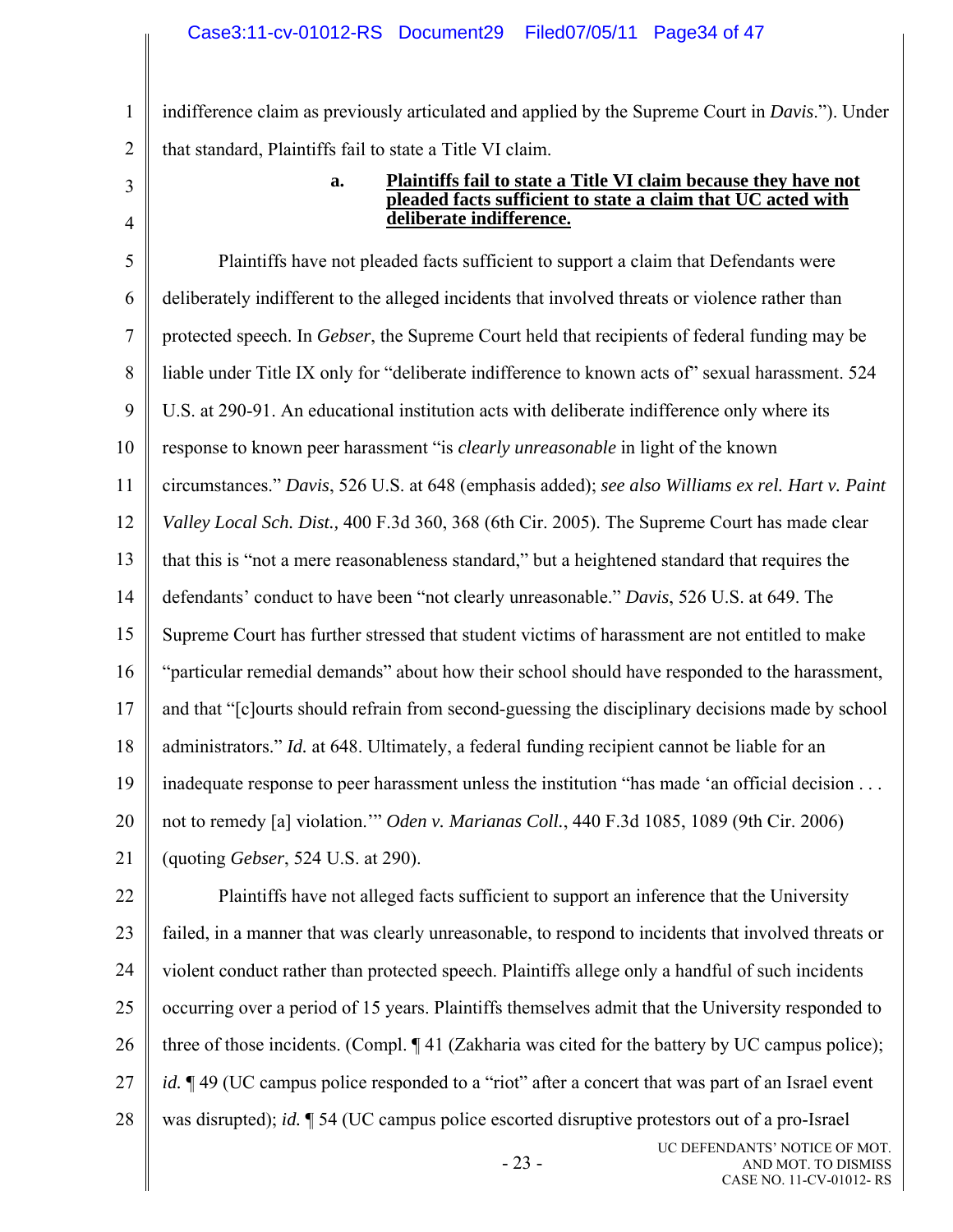indifference claim as previously articulated and applied by the Supreme Court in *Davis*."). Under that standard, Plaintiffs fail to state a Title VI claim.

**a. Plaintiffs fail to state a Title VI claim because they have not pleaded facts sufficient to state a claim that UC acted with deliberate indifference.**

Plaintiffs have not pleaded facts sufficient to support a claim that Defendants were deliberately indifferent to the alleged incidents that involved threats or violence rather than protected speech. In *Gebser*, the Supreme Court held that recipients of federal funding may be liable under Title IX only for "deliberate indifference to known acts of" sexual harassment. 524 U.S. at 290-91. An educational institution acts with deliberate indifference only where its response to known peer harassment "is *clearly unreasonable* in light of the known circumstances." *Davis*, 526 U.S. at 648 (emphasis added); *see also Williams ex rel. Hart v. Paint Valley Local Sch. Dist.,* 400 F.3d 360, 368 (6th Cir. 2005). The Supreme Court has made clear that this is "not a mere reasonableness standard," but a heightened standard that requires the defendants' conduct to have been "not clearly unreasonable." *Davis*, 526 U.S. at 649. The Supreme Court has further stressed that student victims of harassment are not entitled to make "particular remedial demands" about how their school should have responded to the harassment, and that "[c]ourts should refrain from second-guessing the disciplinary decisions made by school administrators." *Id.* at 648. Ultimately, a federal funding recipient cannot be liable for an inadequate response to peer harassment unless the institution "has made 'an official decision . . . not to remedy [a] violation.'" *Oden v. Marianas Coll.*, 440 F.3d 1085, 1089 (9th Cir. 2006) (quoting *Gebser*, 524 U.S. at 290).

Plaintiffs have not alleged facts sufficient to support an inference that the University failed, in a manner that was clearly unreasonable, to respond to incidents that involved threats or violent conduct rather than protected speech. Plaintiffs allege only a handful of such incidents occurring over a period of 15 years. Plaintiffs themselves admit that the University responded to three of those incidents. (Compl. ¶ 41 (Zakharia was cited for the battery by UC campus police); *id.* ¶ 49 (UC campus police responded to a "riot" after a concert that was part of an Israel event was disrupted); *id.* ¶ 54 (UC campus police escorted disruptive protestors out of a pro-Israel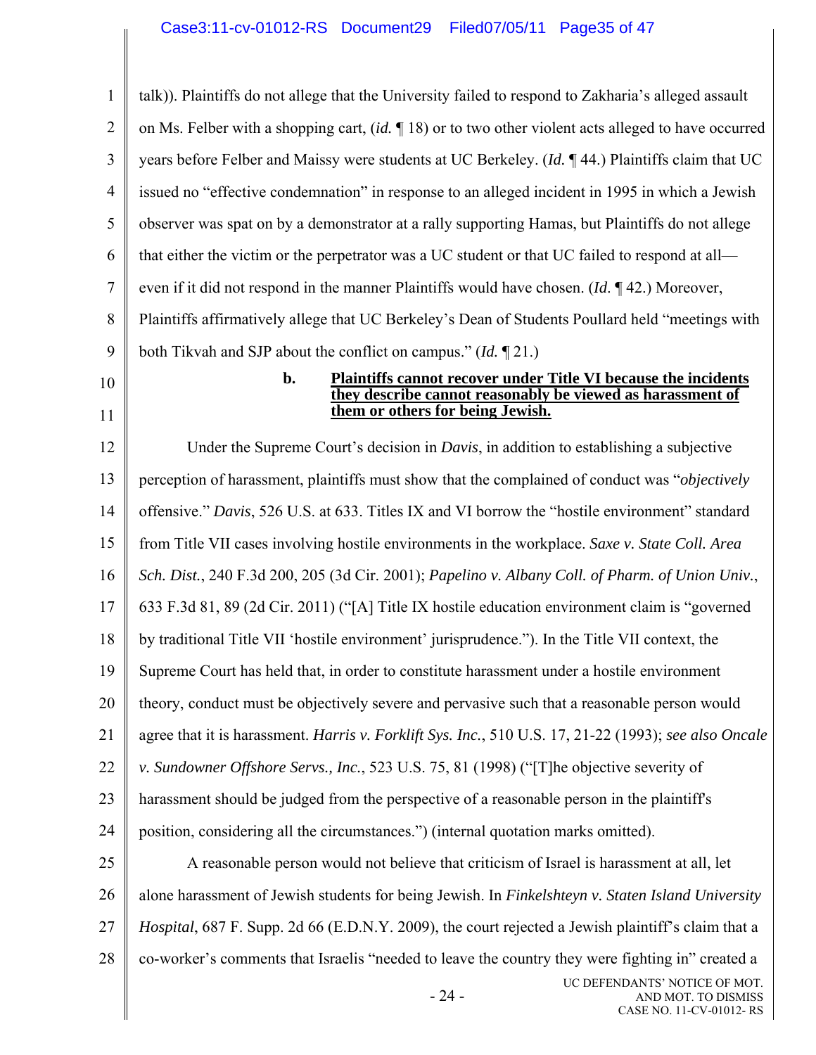talk)). Plaintiffs do not allege that the University failed to respond to Zakharia's alleged assault on Ms. Felber with a shopping cart, (*id.* ¶ 18) or to two other violent acts alleged to have occurred years before Felber and Maissy were students at UC Berkeley. (*Id.* ¶ 44.) Plaintiffs claim that UC issued no "effective condemnation" in response to an alleged incident in 1995 in which a Jewish observer was spat on by a demonstrator at a rally supporting Hamas, but Plaintiffs do not allege that either the victim or the perpetrator was a UC student or that UC failed to respond at all—even if it did not respond in the manner Plaintiffs would have chosen. (*Id.* ¶ 42.) Moreover, Plaintiffs affirmatively allege that UC Berkeley's Dean of Students Poullard held "meetings with both Tikvah and SJP about the conflict on campus." (*Id.* ¶ 21.)

**b. Plaintiffs cannot recover under Title VI because the incidents they describe cannot reasonably be viewed as harassment of them or others for being Jewish.**

Under the Supreme Court's decision in *Davis*, in addition to establishing a subjective perception of harassment, plaintiffs must show that the complained of conduct was "*objectively* offensive." *Davis*, 526 U.S. at 633. Titles IX and VI borrow the "hostile environment" standard from Title VII cases involving hostile environments in the workplace. *Saxe v. State Coll. Area Sch. Dist.*, 240 F.3d 200, 205 (3d Cir. 2001); *Papelino v. Albany Coll. of Pharm. of Union Univ.*, 633 F.3d 81, 89 (2d Cir. 2011) ("[A] Title IX hostile education environment claim is "governed by traditional Title VII 'hostile environment' jurisprudence."). In the Title VII context, the Supreme Court has held that, in order to constitute harassment under a hostile environment theory, conduct must be objectively severe and pervasive such that a reasonable person would agree that it is harassment. *Harris v. Forklift Sys. Inc.*, 510 U.S. 17, 21-22 (1993); *see also Oncale v. Sundowner Offshore Servs., Inc.*, 523 U.S. 75, 81 (1998) ("[T]he objective severity of harassment should be judged from the perspective of a reasonable person in the plaintiff's position, considering all the circumstances.") (internal quotation marks omitted).

A reasonable person would not believe that criticism of Israel is harassment at all, let alone harassment of Jewish students for being Jewish. In *Finkelshteyn v. Staten Island University Hospital*, 687 F. Supp. 2d 66 (E.D.N.Y. 2009), the court rejected a Jewish plaintiff's claim that a co-worker's comments that Israelis "needed to leave the country they were fighting in" created a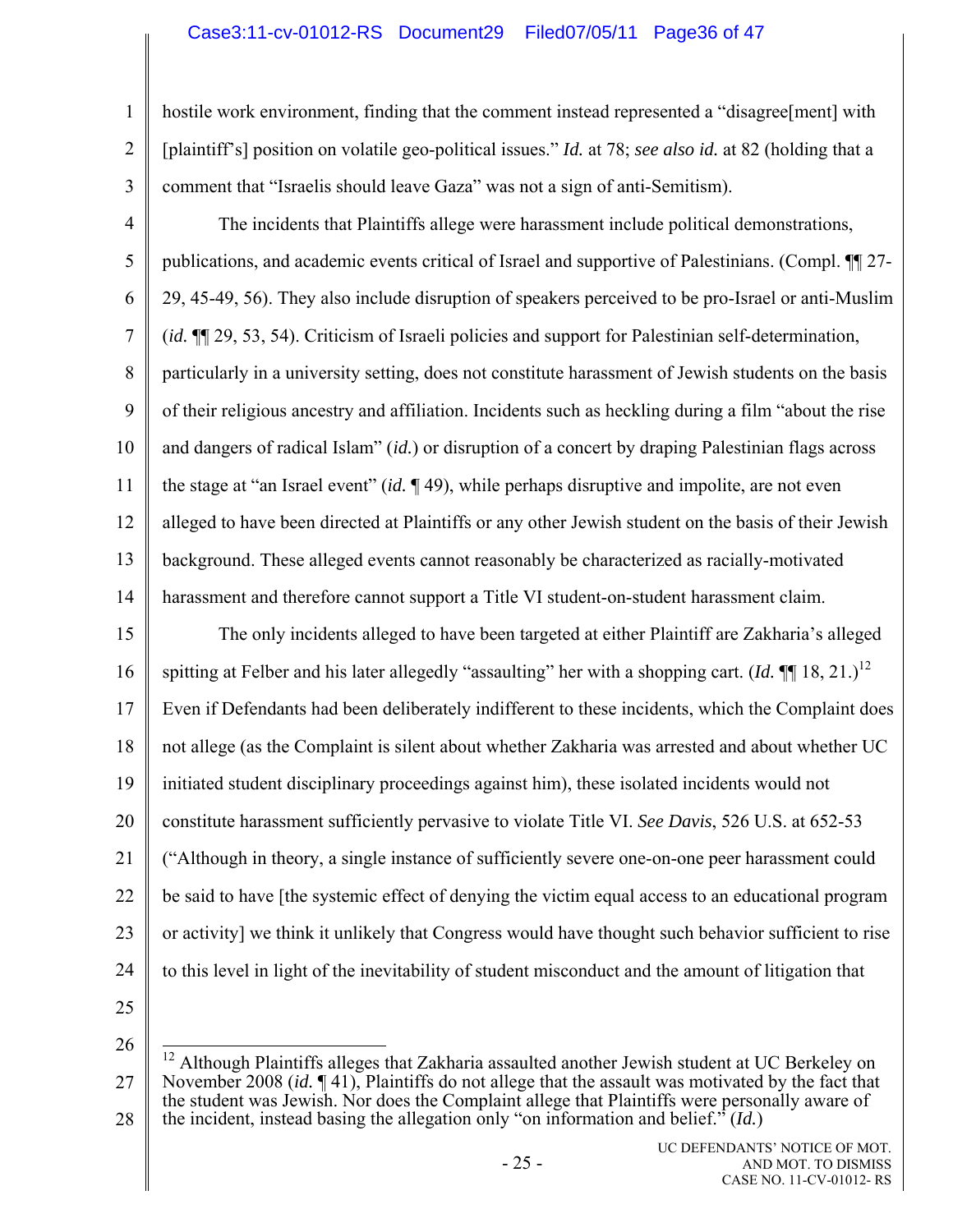hostile work environment, finding that the comment instead represented a "disagree[ment] with [plaintiff's] position on volatile geo-political issues." *Id.* at 78; *see also id.* at 82 (holding that a comment that "Israelis should leave Gaza" was not a sign of anti-Semitism).

The incidents that Plaintiffs allege were harassment include political demonstrations, publications, and academic events critical of Israel and supportive of Palestinians. (Compl. ¶¶ 27-29, 45-49, 56). They also include disruption of speakers perceived to be pro-Israel or anti-Muslim (*id.* ¶¶ 29, 53, 54). Criticism of Israeli policies and support for Palestinian self-determination, particularly in a university setting, does not constitute harassment of Jewish students on the basis of their religious ancestry and affiliation. Incidents such as heckling during a film "about the rise and dangers of radical Islam" (*id.*) or disruption of a concert by draping Palestinian flags across the stage at "an Israel event" (*id.* ¶ 49), while perhaps disruptive and impolite, are not even alleged to have been directed at Plaintiffs or any other Jewish student on the basis of their Jewish background. These alleged events cannot reasonably be characterized as racially-motivated harassment and therefore cannot support a Title VI student-on-student harassment claim.

The only incidents alleged to have been targeted at either Plaintiff are Zakharia's alleged spitting at Felber and his later allegedly "assaulting" her with a shopping cart. (*Id.* ¶¶ 18, 21.)[12] Even if Defendants had been deliberately indifferent to these incidents, which the Complaint does not allege (as the Complaint is silent about whether Zakharia was arrested and about whether UC initiated student disciplinary proceedings against him), these isolated incidents would not constitute harassment sufficiently pervasive to violate Title VI. *See Davis*, 526 U.S. at 652-53 ("Although in theory, a single instance of sufficiently severe one-on-one peer harassment could be said to have [the systemic effect of denying the victim equal access to an educational program or activity] we think it unlikely that Congress would have thought such behavior sufficient to rise to this level in light of the inevitability of student misconduct and the amount of litigation that

[12] Although Plaintiffs alleges that Zakharia assaulted another Jewish student at UC Berkeley on November 2008 (*id.* ¶ 41), Plaintiffs do not allege that the assault was motivated by the fact that the student was Jewish. Nor does the Complaint allege that Plaintiffs were personally aware of the incident, instead basing the allegation only "on information and belief." (*Id.*)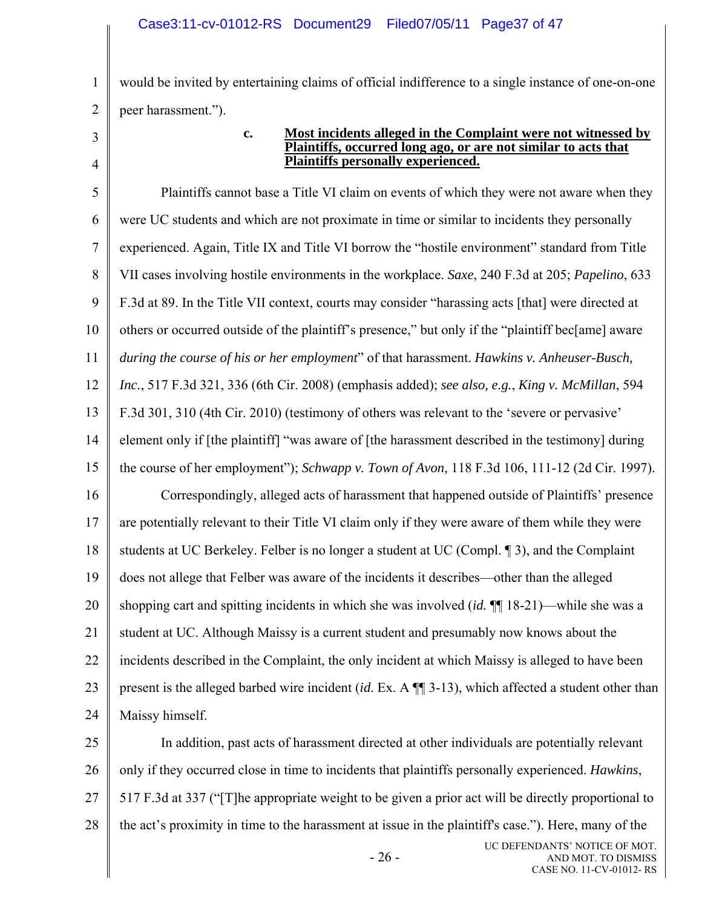would be invited by entertaining claims of official indifference to a single instance of one-on-one peer harassment.").

#### c. <u>**Most incidents alleged in the Complaint were not witnessed by Plaintiffs, occurred long ago, or are not similar to acts that Plaintiffs personally experienced.**</u>

Plaintiffs cannot base a Title VI claim on events of which they were not aware when they were UC students and which are not proximate in time or similar to incidents they personally experienced. Again, Title IX and Title VI borrow the "hostile environment" standard from Title VII cases involving hostile environments in the workplace. *Saxe*, 240 F.3d at 205; *Papelino*, 633 F.3d at 89. In the Title VII context, courts may consider "harassing acts [that] were directed at others or occurred outside of the plaintiff's presence," but only if the "plaintiff bec[ame] aware *during the course of his or her employment*" of that harassment. *Hawkins v. Anheuser-Busch, Inc.*, 517 F.3d 321, 336 (6th Cir. 2008) (emphasis added); *see also, e.g.*, *King v. McMillan*, 594 F.3d 301, 310 (4th Cir. 2010) (testimony of others was relevant to the 'severe or pervasive' element only if [the plaintiff] "was aware of [the harassment described in the testimony] during the course of her employment"); *Schwapp v. Town of Avon,* 118 F.3d 106, 111-12 (2d Cir. 1997).

Correspondingly, alleged acts of harassment that happened outside of Plaintiffs' presence are potentially relevant to their Title VI claim only if they were aware of them while they were students at UC Berkeley. Felber is no longer a student at UC (Compl. ¶ 3), and the Complaint does not allege that Felber was aware of the incidents it describes—other than the alleged shopping cart and spitting incidents in which she was involved (*id.* ¶¶ 18-21)—while she was a student at UC. Although Maissy is a current student and presumably now knows about the incidents described in the Complaint, the only incident at which Maissy is alleged to have been present is the alleged barbed wire incident (*id*. Ex. A ¶¶ 3-13), which affected a student other than Maissy himself.

In addition, past acts of harassment directed at other individuals are potentially relevant only if they occurred close in time to incidents that plaintiffs personally experienced. *Hawkins*, 517 F.3d at 337 ("[T]he appropriate weight to be given a prior act will be directly proportional to the act's proximity in time to the harassment at issue in the plaintiff's case."). Here, many of the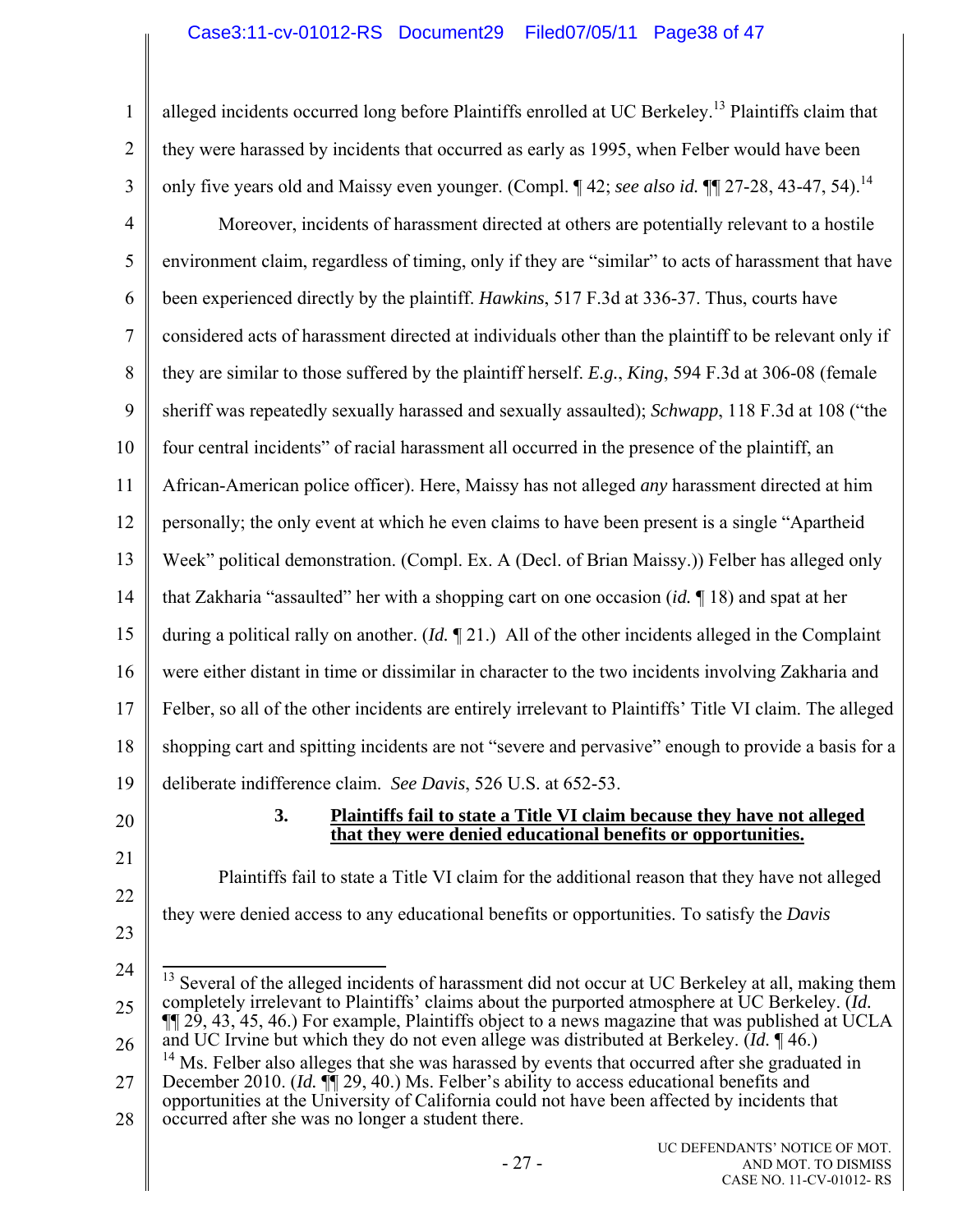alleged incidents occurred long before Plaintiffs enrolled at UC Berkeley.[13] Plaintiffs claim that they were harassed by incidents that occurred as early as 1995, when Felber would have been only five years old and Maissy even younger. (Compl. ¶ 42; *see also id.* ¶¶ 27-28, 43-47, 54).[14]

Moreover, incidents of harassment directed at others are potentially relevant to a hostile environment claim, regardless of timing, only if they are "similar" to acts of harassment that have been experienced directly by the plaintiff. *Hawkins*, 517 F.3d at 336-37. Thus, courts have considered acts of harassment directed at individuals other than the plaintiff to be relevant only if they are similar to those suffered by the plaintiff herself. *E.g.*, *King*, 594 F.3d at 306-08 (female sheriff was repeatedly sexually harassed and sexually assaulted); *Schwapp*, 118 F.3d at 108 ("the four central incidents" of racial harassment all occurred in the presence of the plaintiff, an African-American police officer). Here, Maissy has not alleged *any* harassment directed at him personally; the only event at which he even claims to have been present is a single "Apartheid Week" political demonstration. (Compl. Ex. A (Decl. of Brian Maissy.)) Felber has alleged only that Zakharia "assaulted" her with a shopping cart on one occasion (*id.* ¶ 18) and spat at her during a political rally on another. (*Id.* ¶ 21.) All of the other incidents alleged in the Complaint were either distant in time or dissimilar in character to the two incidents involving Zakharia and Felber, so all of the other incidents are entirely irrelevant to Plaintiffs' Title VI claim. The alleged shopping cart and spitting incidents are not "severe and pervasive" enough to provide a basis for a deliberate indifference claim. *See Davis*, 526 U.S. at 652-53.

### 3. <u>Plaintiffs fail to state a Title VI claim because they have not alleged that they were denied educational benefits or opportunities.</u>

Plaintiffs fail to state a Title VI claim for the additional reason that they have not alleged they were denied access to any educational benefits or opportunities. To satisfy the *Davis*

---

[13] Several of the alleged incidents of harassment did not occur at UC Berkeley at all, making them completely irrelevant to Plaintiffs' claims about the purported atmosphere at UC Berkeley. (*Id.* ¶¶ 29, 43, 45, 46.) For example, Plaintiffs object to a news magazine that was published at UCLA and UC Irvine but which they do not even allege was distributed at Berkeley. (*Id.* ¶ 46.)

[14] Ms. Felber also alleges that she was harassed by events that occurred after she graduated in December 2010. (*Id.* ¶¶ 29, 40.) Ms. Felber's ability to access educational benefits and opportunities at the University of California could not have been affected by incidents that occurred after she was no longer a student there.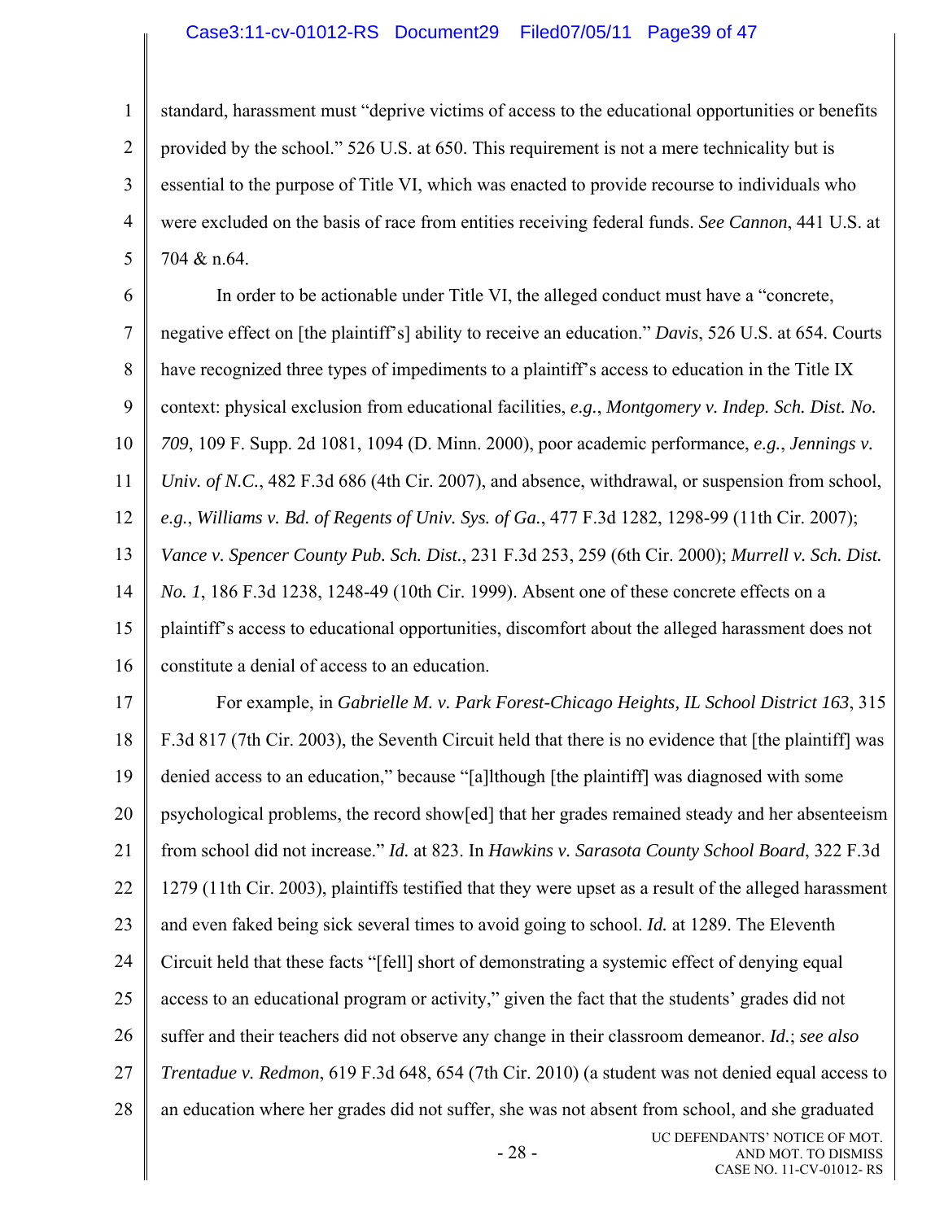standard, harassment must "deprive victims of access to the educational opportunities or benefits provided by the school." 526 U.S. at 650. This requirement is not a mere technicality but is essential to the purpose of Title VI, which was enacted to provide recourse to individuals who were excluded on the basis of race from entities receiving federal funds. *See Cannon*, 441 U.S. at 704 & n.64.

In order to be actionable under Title VI, the alleged conduct must have a "concrete, negative effect on [the plaintiff's] ability to receive an education." *Davis*, 526 U.S. at 654. Courts have recognized three types of impediments to a plaintiff's access to education in the Title IX context: physical exclusion from educational facilities, *e.g.*, *Montgomery v. Indep. Sch. Dist. No. 709*, 109 F. Supp. 2d 1081, 1094 (D. Minn. 2000), poor academic performance, *e.g.*, *Jennings v. Univ. of N.C.*, 482 F.3d 686 (4th Cir. 2007), and absence, withdrawal, or suspension from school, *e.g.*, *Williams v. Bd. of Regents of Univ. Sys. of Ga.*, 477 F.3d 1282, 1298-99 (11th Cir. 2007); *Vance v. Spencer County Pub. Sch. Dist.*, 231 F.3d 253, 259 (6th Cir. 2000); *Murrell v. Sch. Dist. No. 1*, 186 F.3d 1238, 1248-49 (10th Cir. 1999). Absent one of these concrete effects on a plaintiff's access to educational opportunities, discomfort about the alleged harassment does not constitute a denial of access to an education.

For example, in *Gabrielle M. v. Park Forest-Chicago Heights, IL School District 163*, 315 F.3d 817 (7th Cir. 2003), the Seventh Circuit held that there is no evidence that [the plaintiff] was denied access to an education," because "[a]lthough [the plaintiff] was diagnosed with some psychological problems, the record show[ed] that her grades remained steady and her absenteeism from school did not increase." *Id.* at 823. In *Hawkins v. Sarasota County School Board*, 322 F.3d 1279 (11th Cir. 2003), plaintiffs testified that they were upset as a result of the alleged harassment and even faked being sick several times to avoid going to school. *Id.* at 1289. The Eleventh Circuit held that these facts "[fell] short of demonstrating a systemic effect of denying equal access to an educational program or activity," given the fact that the students' grades did not suffer and their teachers did not observe any change in their classroom demeanor. *Id.*; *see also Trentadue v. Redmon*, 619 F.3d 648, 654 (7th Cir. 2010) (a student was not denied equal access to an education where her grades did not suffer, she was not absent from school, and she graduated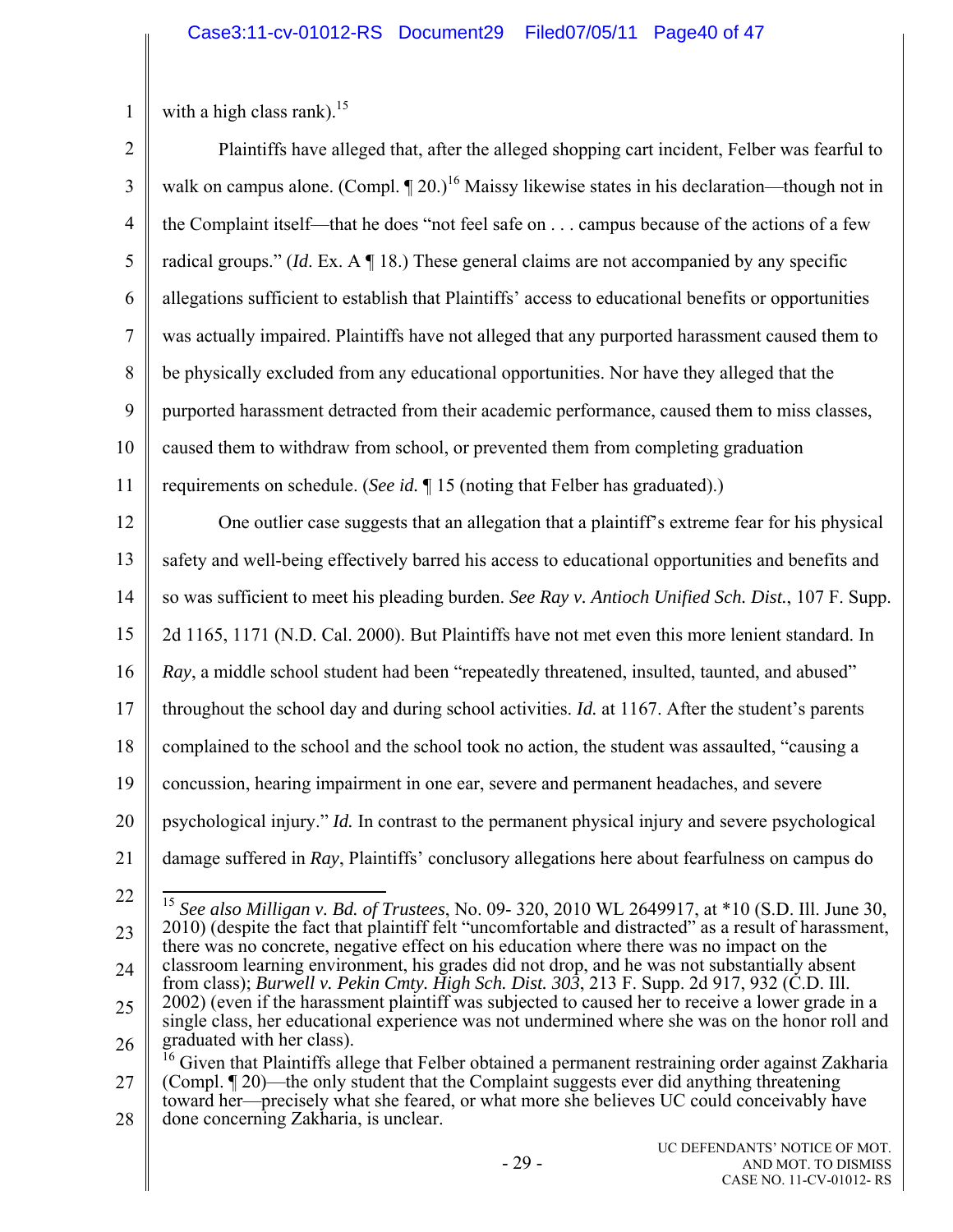with a high class rank).[15]

Plaintiffs have alleged that, after the alleged shopping cart incident, Felber was fearful to walk on campus alone. (Compl. ¶ 20.)[16] Maissy likewise states in his declaration—though not in the Complaint itself—that he does "not feel safe on . . . campus because of the actions of a few radical groups." (*Id*. Ex. A ¶ 18.) These general claims are not accompanied by any specific allegations sufficient to establish that Plaintiffs' access to educational benefits or opportunities was actually impaired. Plaintiffs have not alleged that any purported harassment caused them to be physically excluded from any educational opportunities. Nor have they alleged that the purported harassment detracted from their academic performance, caused them to miss classes, caused them to withdraw from school, or prevented them from completing graduation requirements on schedule. (*See id.* ¶ 15 (noting that Felber has graduated).)

One outlier case suggests that an allegation that a plaintiff's extreme fear for his physical safety and well-being effectively barred his access to educational opportunities and benefits and so was sufficient to meet his pleading burden. *See Ray v. Antioch Unified Sch. Dist.*, 107 F. Supp. 2d 1165, 1171 (N.D. Cal. 2000). But Plaintiffs have not met even this more lenient standard. In *Ray*, a middle school student had been "repeatedly threatened, insulted, taunted, and abused" throughout the school day and during school activities. *Id.* at 1167. After the student's parents complained to the school and the school took no action, the student was assaulted, "causing a concussion, hearing impairment in one ear, severe and permanent headaches, and severe psychological injury." *Id.* In contrast to the permanent physical injury and severe psychological damage suffered in *Ray*, Plaintiffs' conclusory allegations here about fearfulness on campus do

---

[15] *See also Milligan v. Bd. of Trustees*, No. 09- 320, 2010 WL 2649917, at *10 (S.D. Ill. June 30, 2010) (despite the fact that plaintiff felt "uncomfortable and distracted" as a result of harassment, there was no concrete, negative effect on his education where there was no impact on the classroom learning environment, his grades did not drop, and he was not substantially absent from class); *Burwell v. Pekin Cmty. High Sch. Dist. 303*, 213 F. Supp. 2d 917, 932 (C.D. Ill. 2002) (even if the harassment plaintiff was subjected to caused her to receive a lower grade in a single class, her educational experience was not undermined where she was on the honor roll and graduated with her class).

[16] Given that Plaintiffs allege that Felber obtained a permanent restraining order against Zakharia (Compl. ¶ 20)—the only student that the Complaint suggests ever did anything threatening toward her—precisely what she feared, or what more she believes UC could conceivably have done concerning Zakharia, is unclear.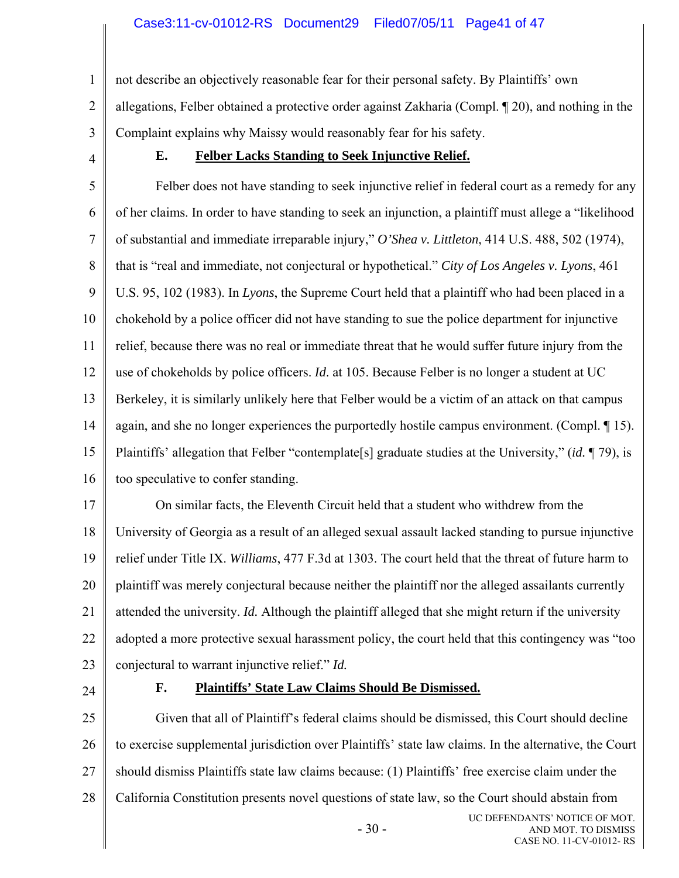not describe an objectively reasonable fear for their personal safety. By Plaintiffs' own allegations, Felber obtained a protective order against Zakharia (Compl. ¶ 20), and nothing in the Complaint explains why Maissy would reasonably fear for his safety.

### E. **Felber Lacks Standing to Seek Injunctive Relief.**

Felber does not have standing to seek injunctive relief in federal court as a remedy for any of her claims. In order to have standing to seek an injunction, a plaintiff must allege a "likelihood of substantial and immediate irreparable injury," *O'Shea v. Littleton*, 414 U.S. 488, 502 (1974), that is "real and immediate, not conjectural or hypothetical." *City of Los Angeles v. Lyons*, 461 U.S. 95, 102 (1983). In *Lyons*, the Supreme Court held that a plaintiff who had been placed in a chokehold by a police officer did not have standing to sue the police department for injunctive relief, because there was no real or immediate threat that he would suffer future injury from the use of chokeholds by police officers. *Id*. at 105. Because Felber is no longer a student at UC Berkeley, it is similarly unlikely here that Felber would be a victim of an attack on that campus again, and she no longer experiences the purportedly hostile campus environment. (Compl. ¶ 15). Plaintiffs' allegation that Felber "contemplate[s] graduate studies at the University," (*id.* ¶ 79), is too speculative to confer standing.

On similar facts, the Eleventh Circuit held that a student who withdrew from the University of Georgia as a result of an alleged sexual assault lacked standing to pursue injunctive relief under Title IX. *Williams*, 477 F.3d at 1303. The court held that the threat of future harm to plaintiff was merely conjectural because neither the plaintiff nor the alleged assailants currently attended the university. *Id.* Although the plaintiff alleged that she might return if the university adopted a more protective sexual harassment policy, the court held that this contingency was "too conjectural to warrant injunctive relief." *Id.*

### F. **Plaintiffs' State Law Claims Should Be Dismissed.**

Given that all of Plaintiff's federal claims should be dismissed, this Court should decline to exercise supplemental jurisdiction over Plaintiffs' state law claims. In the alternative, the Court should dismiss Plaintiffs state law claims because: (1) Plaintiffs' free exercise claim under the California Constitution presents novel questions of state law, so the Court should abstain from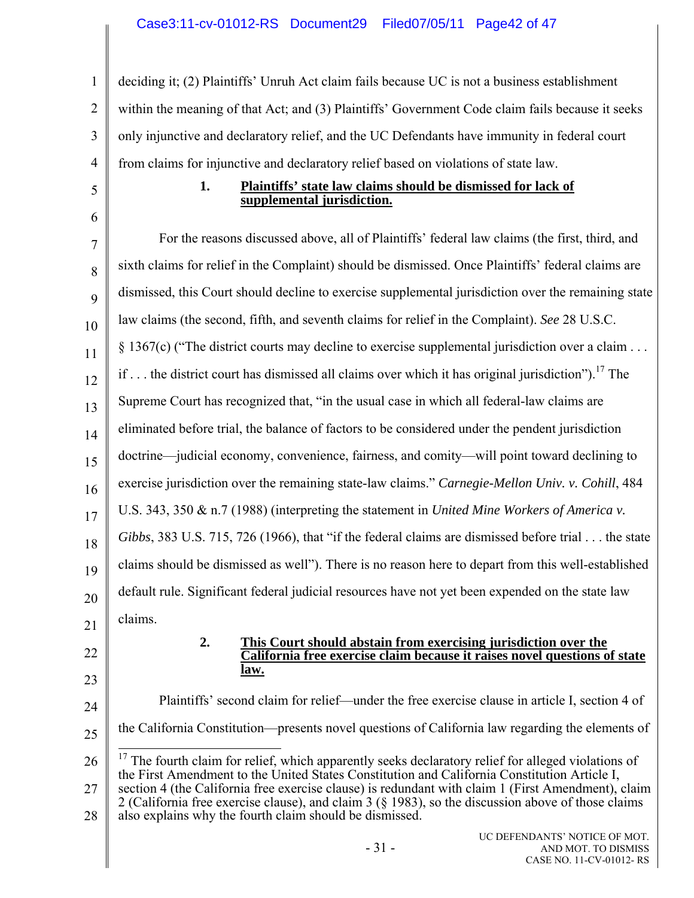deciding it; (2) Plaintiffs' Unruh Act claim fails because UC is not a business establishment within the meaning of that Act; and (3) Plaintiffs' Government Code claim fails because it seeks only injunctive and declaratory relief, and the UC Defendants have immunity in federal court from claims for injunctive and declaratory relief based on violations of state law.

### 1. Plaintiffs' state law claims should be dismissed for lack of supplemental jurisdiction.

For the reasons discussed above, all of Plaintiffs' federal law claims (the first, third, and sixth claims for relief in the Complaint) should be dismissed. Once Plaintiffs' federal claims are dismissed, this Court should decline to exercise supplemental jurisdiction over the remaining state law claims (the second, fifth, and seventh claims for relief in the Complaint). *See* 28 U.S.C. § 1367(c) ("The district courts may decline to exercise supplemental jurisdiction over a claim . . . if . . . the district court has dismissed all claims over which it has original jurisdiction").[17] The Supreme Court has recognized that, "in the usual case in which all federal-law claims are eliminated before trial, the balance of factors to be considered under the pendent jurisdiction doctrine—judicial economy, convenience, fairness, and comity—will point toward declining to exercise jurisdiction over the remaining state-law claims." *Carnegie-Mellon Univ. v. Cohill*, 484 U.S. 343, 350 & n.7 (1988) (interpreting the statement in *United Mine Workers of America v. Gibbs*, 383 U.S. 715, 726 (1966), that "if the federal claims are dismissed before trial . . . the state claims should be dismissed as well"). There is no reason here to depart from this well-established default rule. Significant federal judicial resources have not yet been expended on the state law claims.

### 2. This Court should abstain from exercising jurisdiction over the California free exercise claim because it raises novel questions of state law.

Plaintiffs' second claim for relief—under the free exercise clause in article I, section 4 of the California Constitution—presents novel questions of California law regarding the elements of

---

[17] The fourth claim for relief, which apparently seeks declaratory relief for alleged violations of the First Amendment to the United States Constitution and California Constitution Article I, section 4 (the California free exercise clause) is redundant with claim 1 (First Amendment), claim 2 (California free exercise clause), and claim 3 (§ 1983), so the discussion above of those claims also explains why the fourth claim should be dismissed.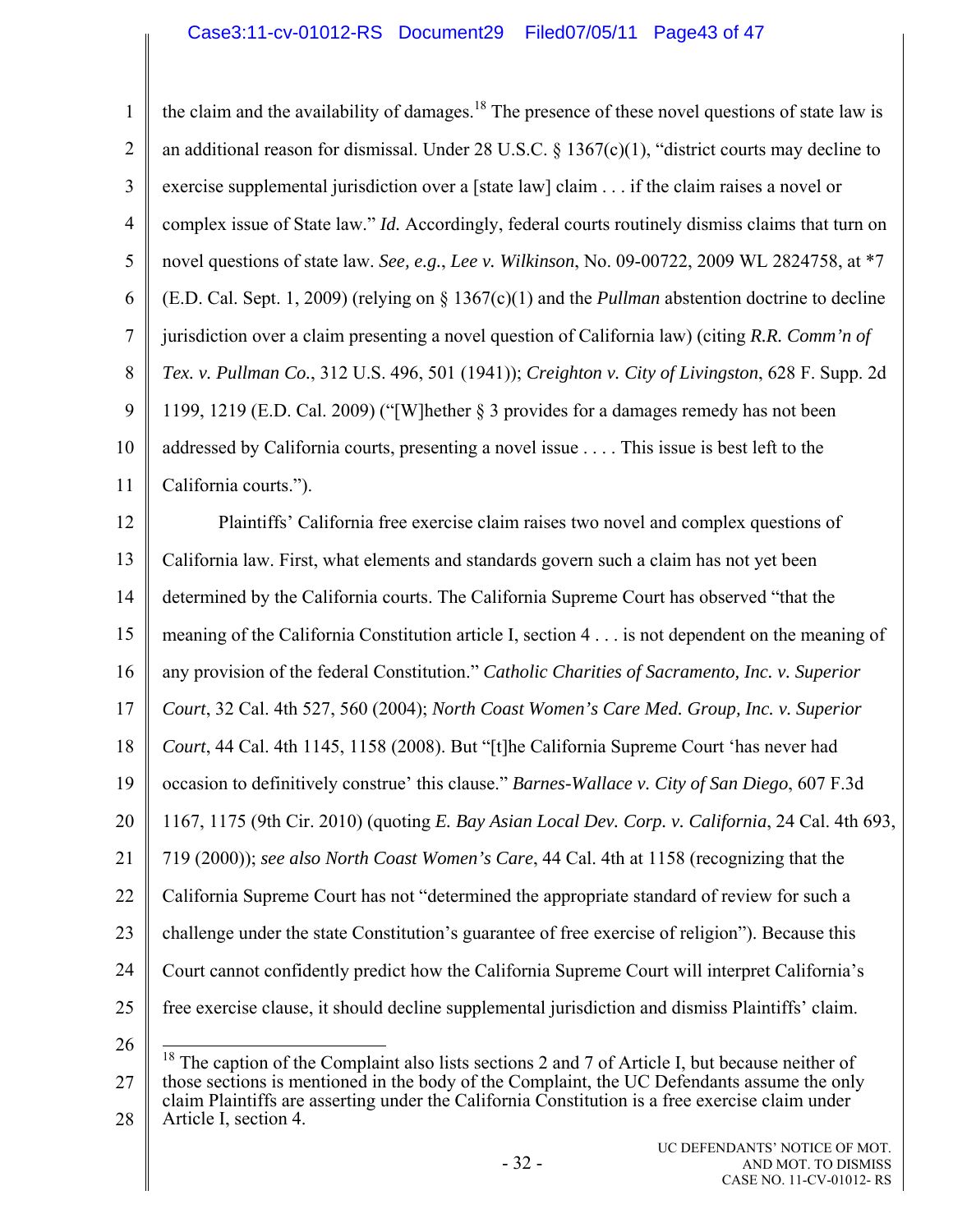the claim and the availability of damages.[18] The presence of these novel questions of state law is an additional reason for dismissal. Under 28 U.S.C. § 1367(c)(1), "district courts may decline to exercise supplemental jurisdiction over a [state law] claim . . . if the claim raises a novel or complex issue of State law." *Id.* Accordingly, federal courts routinely dismiss claims that turn on novel questions of state law. *See, e.g.*, *Lee v. Wilkinson*, No. 09-00722, 2009 WL 2824758, at *7 (E.D. Cal. Sept. 1, 2009) (relying on § 1367(c)(1) and the *Pullman* abstention doctrine to decline jurisdiction over a claim presenting a novel question of California law) (citing *R.R. Comm'n of Tex. v. Pullman Co.*, 312 U.S. 496, 501 (1941)); *Creighton v. City of Livingston*, 628 F. Supp. 2d 1199, 1219 (E.D. Cal. 2009) ("[W]hether § 3 provides for a damages remedy has not been addressed by California courts, presenting a novel issue . . . . This issue is best left to the California courts.").

Plaintiffs' California free exercise claim raises two novel and complex questions of California law. First, what elements and standards govern such a claim has not yet been determined by the California courts. The California Supreme Court has observed "that the meaning of the California Constitution article I, section 4 . . . is not dependent on the meaning of any provision of the federal Constitution." *Catholic Charities of Sacramento, Inc. v. Superior Court*, 32 Cal. 4th 527, 560 (2004); *North Coast Women's Care Med. Group, Inc. v. Superior Court*, 44 Cal. 4th 1145, 1158 (2008). But "[t]he California Supreme Court 'has never had occasion to definitively construe' this clause." *Barnes-Wallace v. City of San Diego*, 607 F.3d 1167, 1175 (9th Cir. 2010) (quoting *E. Bay Asian Local Dev. Corp. v. California*, 24 Cal. 4th 693, 719 (2000)); *see also North Coast Women's Care*, 44 Cal. 4th at 1158 (recognizing that the California Supreme Court has not "determined the appropriate standard of review for such a challenge under the state Constitution's guarantee of free exercise of religion"). Because this Court cannot confidently predict how the California Supreme Court will interpret California's free exercise clause, it should decline supplemental jurisdiction and dismiss Plaintiffs' claim.

[18] The caption of the Complaint also lists sections 2 and 7 of Article I, but because neither of those sections is mentioned in the body of the Complaint, the UC Defendants assume the only claim Plaintiffs are asserting under the California Constitution is a free exercise claim under Article I, section 4.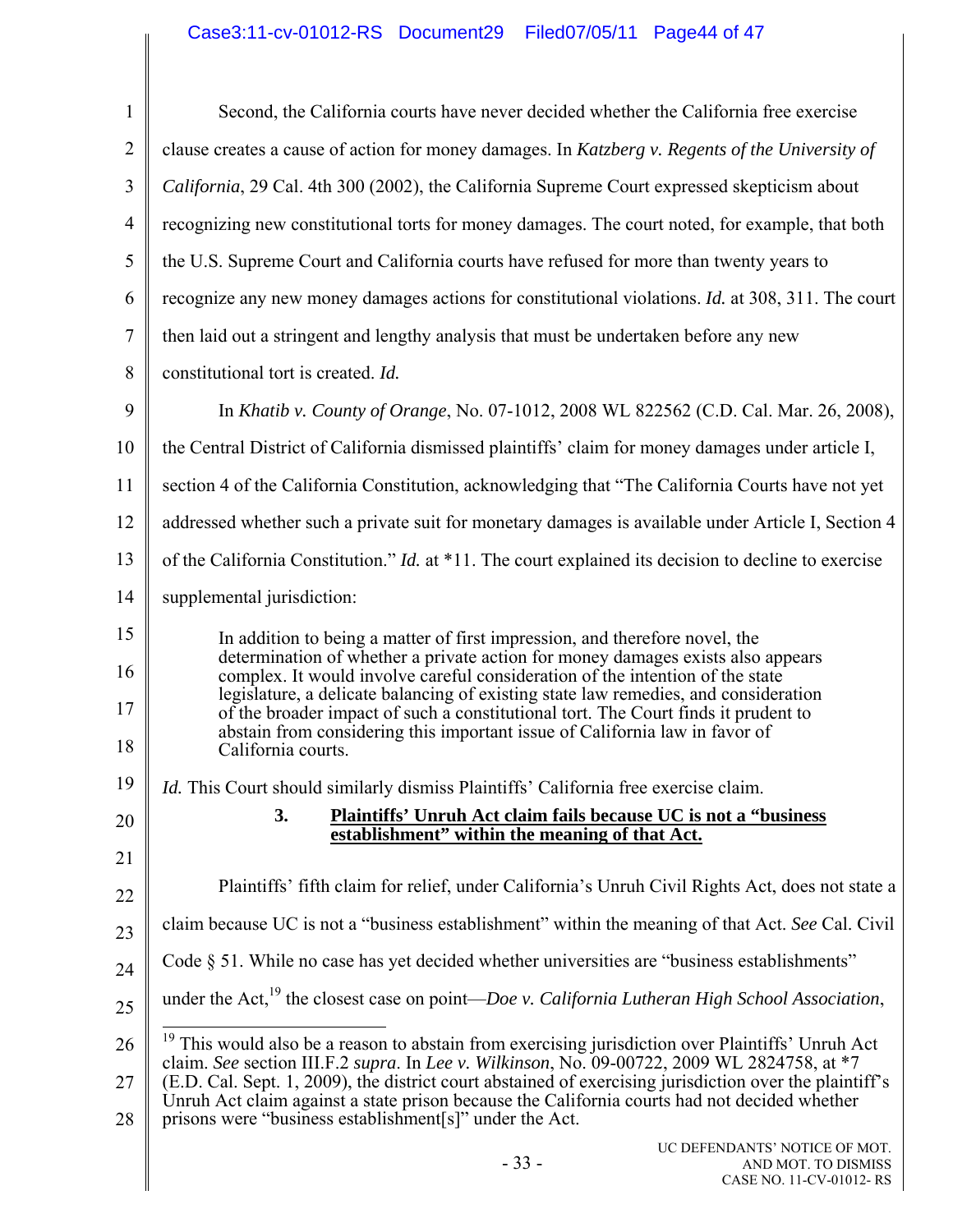Second, the California courts have never decided whether the California free exercise clause creates a cause of action for money damages. In *Katzberg v. Regents of the University of California*, 29 Cal. 4th 300 (2002), the California Supreme Court expressed skepticism about recognizing new constitutional torts for money damages. The court noted, for example, that both the U.S. Supreme Court and California courts have refused for more than twenty years to recognize any new money damages actions for constitutional violations. *Id.* at 308, 311. The court then laid out a stringent and lengthy analysis that must be undertaken before any new constitutional tort is created. *Id.*

In *Khatib v. County of Orange*, No. 07-1012, 2008 WL 822562 (C.D. Cal. Mar. 26, 2008), the Central District of California dismissed plaintiffs' claim for money damages under article I, section 4 of the California Constitution, acknowledging that "The California Courts have not yet addressed whether such a private suit for monetary damages is available under Article I, Section 4 of the California Constitution." *Id.* at *11. The court explained its decision to decline to exercise supplemental jurisdiction:

> In addition to being a matter of first impression, and therefore novel, the determination of whether a private action for money damages exists also appears complex. It would involve careful consideration of the intention of the state legislature, a delicate balancing of existing state law remedies, and consideration of the broader impact of such a constitutional tort. The Court finds it prudent to abstain from considering this important issue of California law in favor of California courts.

*Id.* This Court should similarly dismiss Plaintiffs' California free exercise claim.

### 3. Plaintiffs' Unruh Act claim fails because UC is not a "business establishment" within the meaning of that Act.

Plaintiffs' fifth claim for relief, under California's Unruh Civil Rights Act, does not state a claim because UC is not a "business establishment" within the meaning of that Act. *See* Cal. Civil Code § 51. While no case has yet decided whether universities are "business establishments" under the Act,[19] the closest case on point—*Doe v. California Lutheran High School Association*,

[19] This would also be a reason to abstain from exercising jurisdiction over Plaintiffs' Unruh Act claim. *See* section III.F.2 *supra*. In *Lee v. Wilkinson*, No. 09-00722, 2009 WL 2824758, at *7 (E.D. Cal. Sept. 1, 2009), the district court abstained of exercising jurisdiction over the plaintiff's Unruh Act claim against a state prison because the California courts had not decided whether prisons were "business establishment[s]" under the Act.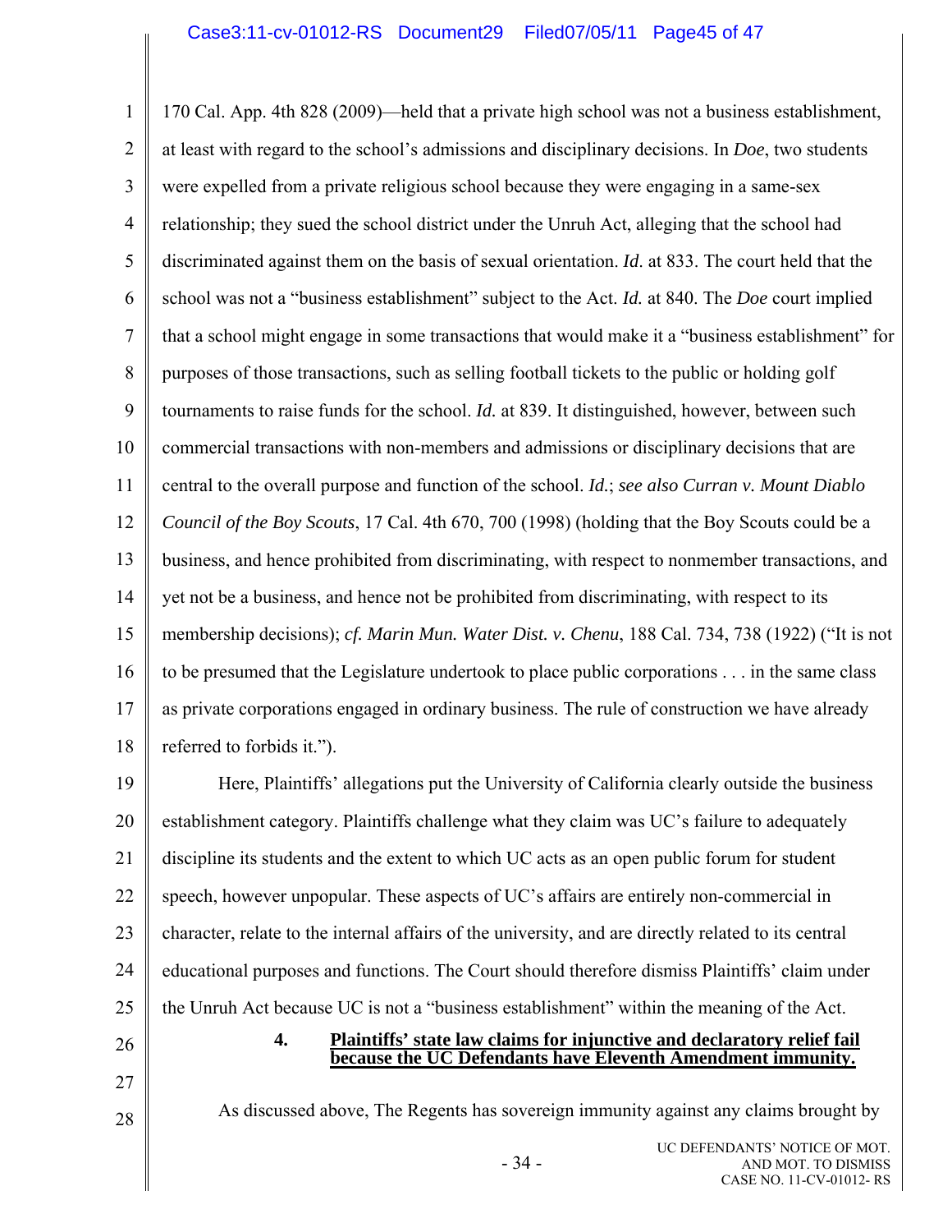170 Cal. App. 4th 828 (2009)—held that a private high school was not a business establishment, at least with regard to the school's admissions and disciplinary decisions. In *Doe*, two students were expelled from a private religious school because they were engaging in a same-sex relationship; they sued the school district under the Unruh Act, alleging that the school had discriminated against them on the basis of sexual orientation. *Id*. at 833. The court held that the school was not a "business establishment" subject to the Act. *Id.* at 840. The *Doe* court implied that a school might engage in some transactions that would make it a "business establishment" for purposes of those transactions, such as selling football tickets to the public or holding golf tournaments to raise funds for the school. *Id.* at 839. It distinguished, however, between such commercial transactions with non-members and admissions or disciplinary decisions that are central to the overall purpose and function of the school. *Id.*; *see also Curran v. Mount Diablo Council of the Boy Scouts*, 17 Cal. 4th 670, 700 (1998) (holding that the Boy Scouts could be a business, and hence prohibited from discriminating, with respect to nonmember transactions, and yet not be a business, and hence not be prohibited from discriminating, with respect to its membership decisions); *cf. Marin Mun. Water Dist. v. Chenu*, 188 Cal. 734, 738 (1922) ("It is not to be presumed that the Legislature undertook to place public corporations . . . in the same class as private corporations engaged in ordinary business. The rule of construction we have already referred to forbids it.").

Here, Plaintiffs' allegations put the University of California clearly outside the business establishment category. Plaintiffs challenge what they claim was UC's failure to adequately discipline its students and the extent to which UC acts as an open public forum for student speech, however unpopular. These aspects of UC's affairs are entirely non-commercial in character, relate to the internal affairs of the university, and are directly related to its central educational purposes and functions. The Court should therefore dismiss Plaintiffs' claim under the Unruh Act because UC is not a "business establishment" within the meaning of the Act.

#### 4. **Plaintiffs' state law claims for injunctive and declaratory relief fail because the UC Defendants have Eleventh Amendment immunity.**

As discussed above, The Regents has sovereign immunity against any claims brought by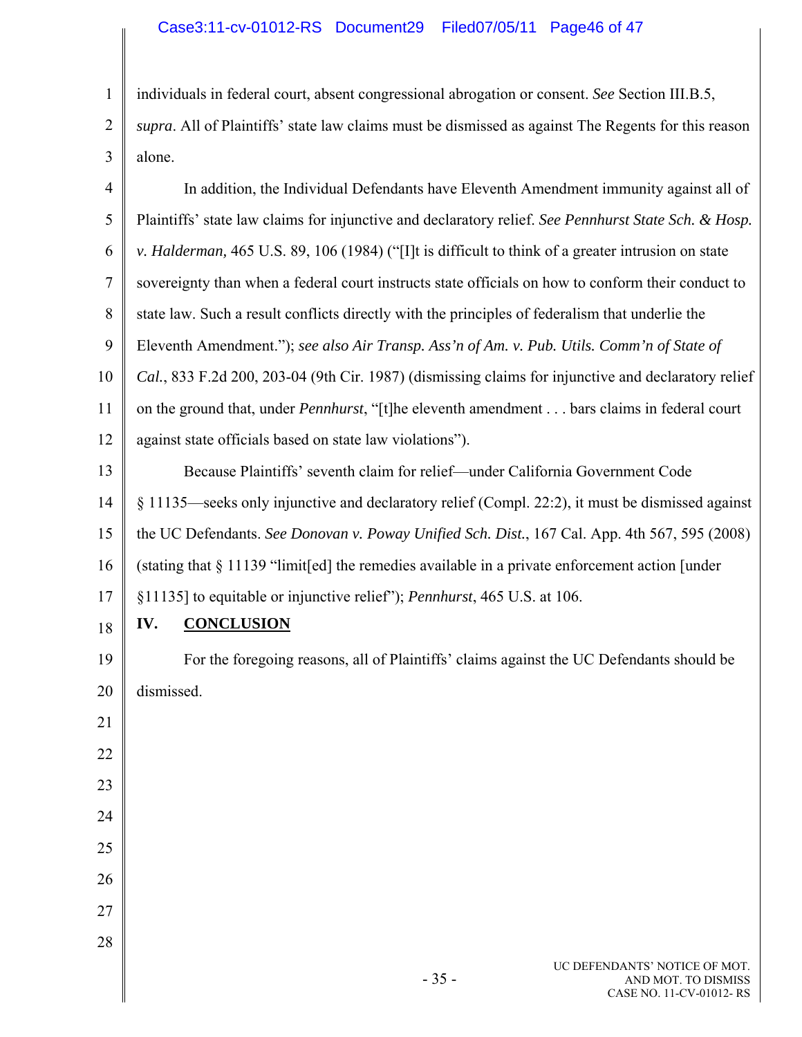individuals in federal court, absent congressional abrogation or consent. *See* Section III.B.5, *supra*. All of Plaintiffs' state law claims must be dismissed as against The Regents for this reason alone.

In addition, the Individual Defendants have Eleventh Amendment immunity against all of Plaintiffs' state law claims for injunctive and declaratory relief. *See Pennhurst State Sch. & Hosp. v. Halderman,* 465 U.S. 89, 106 (1984) ("[I]t is difficult to think of a greater intrusion on state sovereignty than when a federal court instructs state officials on how to conform their conduct to state law. Such a result conflicts directly with the principles of federalism that underlie the Eleventh Amendment."); *see also Air Transp. Ass'n of Am. v. Pub. Utils. Comm'n of State of Cal.*, 833 F.2d 200, 203-04 (9th Cir. 1987) (dismissing claims for injunctive and declaratory relief on the ground that, under *Pennhurst*, "[t]he eleventh amendment . . . bars claims in federal court against state officials based on state law violations").

Because Plaintiffs' seventh claim for relief—under California Government Code § 11135—seeks only injunctive and declaratory relief (Compl. 22:2), it must be dismissed against the UC Defendants. *See Donovan v. Poway Unified Sch. Dist.*, 167 Cal. App. 4th 567, 595 (2008) (stating that § 11139 "limit[ed] the remedies available in a private enforcement action [under §11135] to equitable or injunctive relief"); *Pennhurst*, 465 U.S. at 106.

## IV. CONCLUSION

For the foregoing reasons, all of Plaintiffs' claims against the UC Defendants should be dismissed.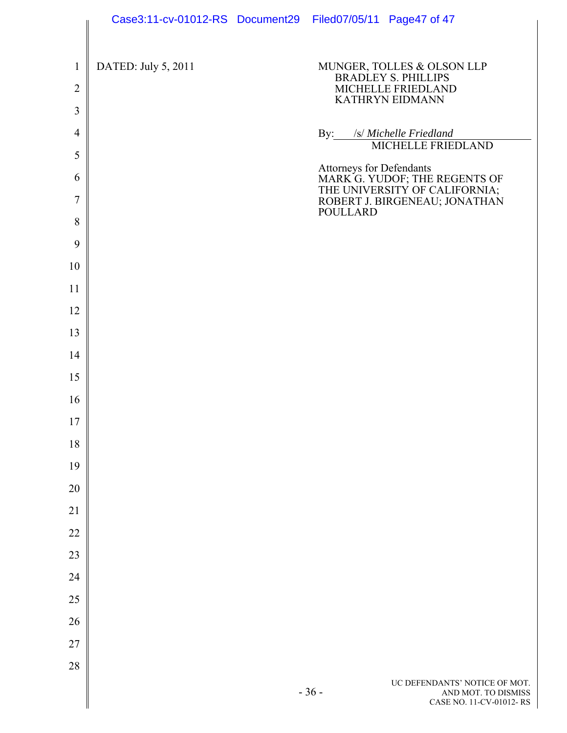DATED: July 5, 2011

MUNGER, TOLLES & OLSON LLP
BRADLEY S. PHILLIPS
MICHELLE FRIEDLAND
KATHRYN EIDMANN

By: /s/ *Michelle Friedland*
MICHELLE FRIEDLAND

Attorneys for Defendants
MARK G. YUDOF; THE REGENTS OF THE UNIVERSITY OF CALIFORNIA; ROBERT J. BIRGENEAU; JONATHAN POULLARD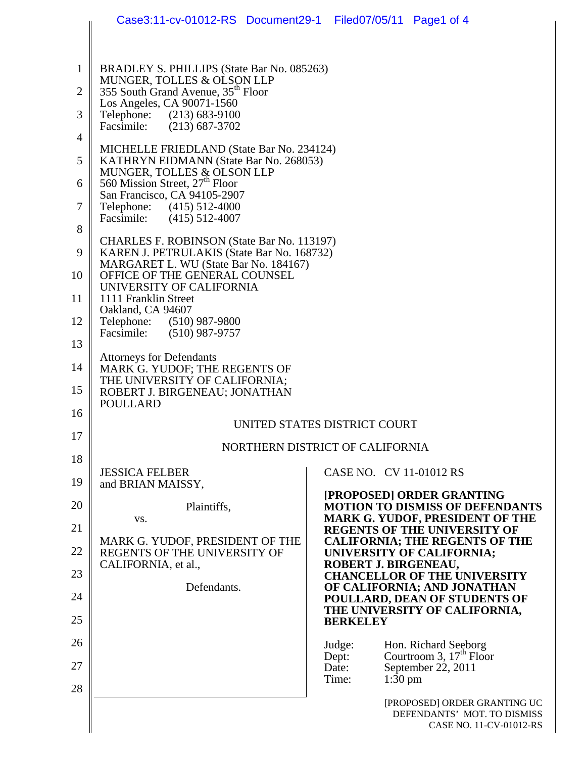BRADLEY S. PHILLIPS (State Bar No. 085263)
MUNGER, TOLLES & OLSON LLP
355 South Grand Avenue, 35th Floor
Los Angeles, CA 90071-1560
Telephone: (213) 683-9100
Facsimile: (213) 687-3702

MICHELLE FRIEDLAND (State Bar No. 234124)
KATHRYN EIDMANN (State Bar No. 268053)
MUNGER, TOLLES & OLSON LLP
560 Mission Street, 27th Floor
San Francisco, CA 94105-2907
Telephone: (415) 512-4000
Facsimile: (415) 512-4007

CHARLES F. ROBINSON (State Bar No. 113197)
KAREN J. PETRULAKIS (State Bar No. 168732)
MARGARET L. WU (State Bar No. 184167)
OFFICE OF THE GENERAL COUNSEL
UNIVERSITY OF CALIFORNIA
1111 Franklin Street
Oakland, CA 94607
Telephone: (510) 987-9800
Facsimile: (510) 987-9757

Attorneys for Defendants
MARK G. YUDOF; THE REGENTS OF THE UNIVERSITY OF CALIFORNIA; ROBERT J. BIRGENEAU; JONATHAN POULLARD

UNITED STATES DISTRICT COURT

NORTHERN DISTRICT OF CALIFORNIA

JESSICA FELBER and BRIAN MAISSY,

Plaintiffs,

vs.

MARK G. YUDOF, PRESIDENT OF THE REGENTS OF THE UNIVERSITY OF CALIFORNIA, et al.,

Defendants.

CASE NO. CV 11-01012 RS

**[PROPOSED] ORDER GRANTING MOTION TO DISMISS OF DEFENDANTS MARK G. YUDOF, PRESIDENT OF THE REGENTS OF THE UNIVERSITY OF CALIFORNIA; THE REGENTS OF THE UNIVERSITY OF CALIFORNIA; ROBERT J. BIRGENEAU, CHANCELLOR OF THE UNIVERSITY OF CALIFORNIA; AND JONATHAN POULLARD, DEAN OF STUDENTS OF THE UNIVERSITY OF CALIFORNIA, BERKELEY**

Judge: Hon. Richard Seeborg
Dept: Courtroom 3, 17th Floor
Date: September 22, 2011
Time: 1:30 pm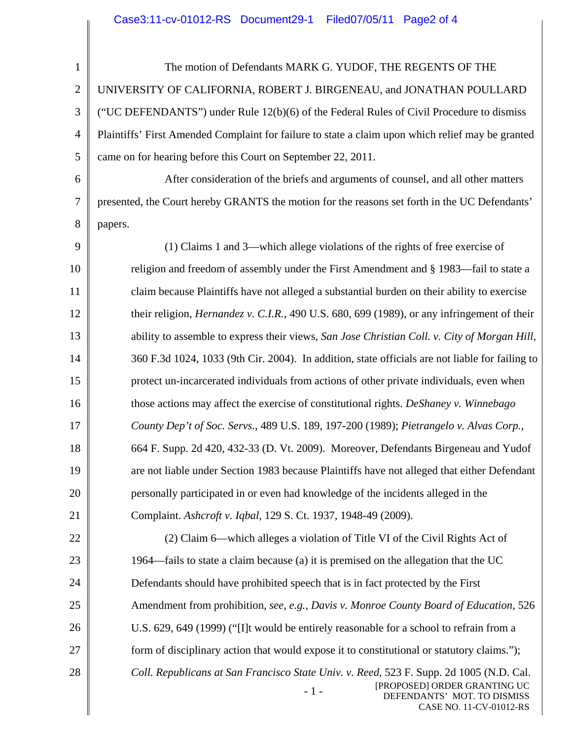The motion of Defendants MARK G. YUDOF, THE REGENTS OF THE UNIVERSITY OF CALIFORNIA, ROBERT J. BIRGENEAU, and JONATHAN POULLARD ("UC DEFENDANTS") under Rule 12(b)(6) of the Federal Rules of Civil Procedure to dismiss Plaintiffs' First Amended Complaint for failure to state a claim upon which relief may be granted came on for hearing before this Court on September 22, 2011.

After consideration of the briefs and arguments of counsel, and all other matters presented, the Court hereby GRANTS the motion for the reasons set forth in the UC Defendants' papers.

(1) Claims 1 and 3—which allege violations of the rights of free exercise of religion and freedom of assembly under the First Amendment and § 1983—fail to state a claim because Plaintiffs have not alleged a substantial burden on their ability to exercise their religion, *Hernandez v. C.I.R.*, 490 U.S. 680, 699 (1989), or any infringement of their ability to assemble to express their views, *San Jose Christian Coll. v. City of Morgan Hill*, 360 F.3d 1024, 1033 (9th Cir. 2004). In addition, state officials are not liable for failing to protect un-incarcerated individuals from actions of other private individuals, even when those actions may affect the exercise of constitutional rights. *DeShaney v. Winnebago County Dep't of Soc. Servs.*, 489 U.S. 189, 197-200 (1989); *Pietrangelo v. Alvas Corp.*, 664 F. Supp. 2d 420, 432-33 (D. Vt. 2009). Moreover, Defendants Birgeneau and Yudof are not liable under Section 1983 because Plaintiffs have not alleged that either Defendant personally participated in or even had knowledge of the incidents alleged in the Complaint. *Ashcroft v. Iqbal*, 129 S. Ct. 1937, 1948-49 (2009).

(2) Claim 6—which alleges a violation of Title VI of the Civil Rights Act of 1964—fails to state a claim because (a) it is premised on the allegation that the UC Defendants should have prohibited speech that is in fact protected by the First Amendment from prohibition, *see, e.g.*, *Davis v. Monroe County Board of Education*, 526 U.S. 629, 649 (1999) ("[I]t would be entirely reasonable for a school to refrain from a form of disciplinary action that would expose it to constitutional or statutory claims."); *Coll. Republicans at San Francisco State Univ. v. Reed*, 523 F. Supp. 2d 1005 (N.D. Cal.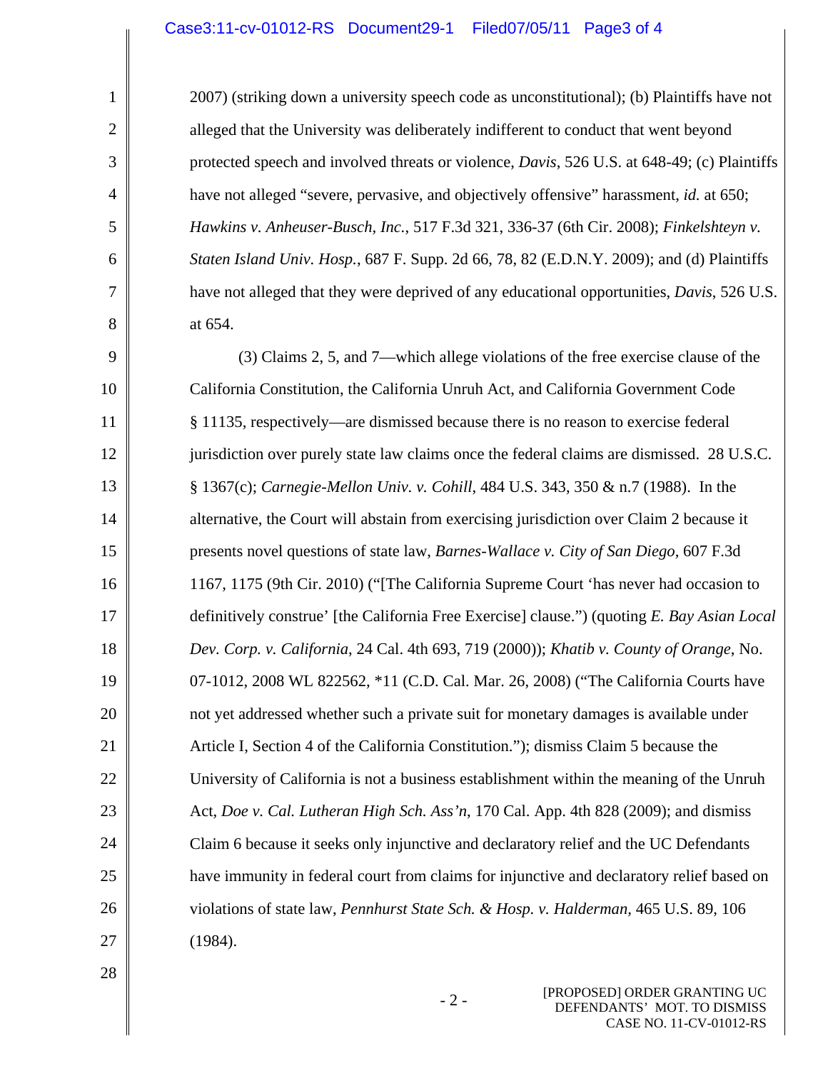2007) (striking down a university speech code as unconstitutional); (b) Plaintiffs have not alleged that the University was deliberately indifferent to conduct that went beyond protected speech and involved threats or violence, *Davis*, 526 U.S. at 648-49; (c) Plaintiffs have not alleged "severe, pervasive, and objectively offensive" harassment, *id.* at 650; *Hawkins v. Anheuser-Busch, Inc.*, 517 F.3d 321, 336-37 (6th Cir. 2008); *Finkelshteyn v. Staten Island Univ. Hosp.*, 687 F. Supp. 2d 66, 78, 82 (E.D.N.Y. 2009); and (d) Plaintiffs have not alleged that they were deprived of any educational opportunities, *Davis*, 526 U.S. at 654.

(3) Claims 2, 5, and 7—which allege violations of the free exercise clause of the California Constitution, the California Unruh Act, and California Government Code § 11135, respectively—are dismissed because there is no reason to exercise federal jurisdiction over purely state law claims once the federal claims are dismissed. 28 U.S.C. § 1367(c); *Carnegie-Mellon Univ. v. Cohill*, 484 U.S. 343, 350 & n.7 (1988). In the alternative, the Court will abstain from exercising jurisdiction over Claim 2 because it presents novel questions of state law, *Barnes-Wallace v. City of San Diego*, 607 F.3d 1167, 1175 (9th Cir. 2010) ("[The California Supreme Court 'has never had occasion to definitively construe' [the California Free Exercise] clause.") (quoting *E. Bay Asian Local Dev. Corp. v. California*, 24 Cal. 4th 693, 719 (2000)); *Khatib v. County of Orange*, No. 07-1012, 2008 WL 822562, *11 (C.D. Cal. Mar. 26, 2008) ("The California Courts have not yet addressed whether such a private suit for monetary damages is available under Article I, Section 4 of the California Constitution."); dismiss Claim 5 because the University of California is not a business establishment within the meaning of the Unruh Act, *Doe v. Cal. Lutheran High Sch. Ass'n*, 170 Cal. App. 4th 828 (2009); and dismiss Claim 6 because it seeks only injunctive and declaratory relief and the UC Defendants have immunity in federal court from claims for injunctive and declaratory relief based on violations of state law, *Pennhurst State Sch. & Hosp. v. Halderman*, 465 U.S. 89, 106 (1984).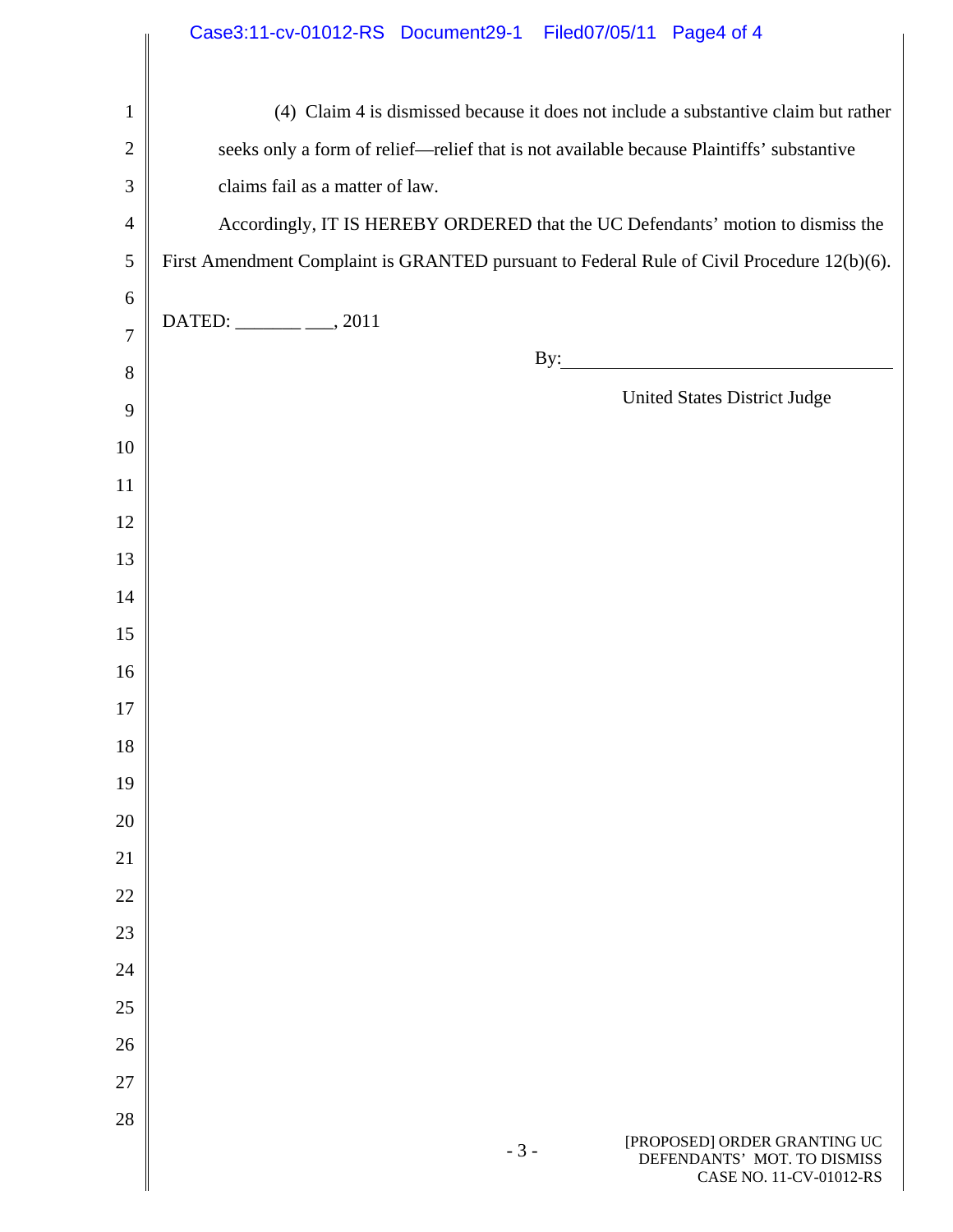(4) Claim 4 is dismissed because it does not include a substantive claim but rather seeks only a form of relief—relief that is not available because Plaintiffs' substantive claims fail as a matter of law.

Accordingly, IT IS HEREBY ORDERED that the UC Defendants' motion to dismiss the First Amendment Complaint is GRANTED pursuant to Federal Rule of Civil Procedure 12(b)(6).

DATED: _______ ___, 2011

By:_________________________________

United States District Judge

[PROPOSED] ORDER GRANTING UC DEFENDANTS' MOT. TO DISMISS
CASE NO. 11-CV-01012-RS